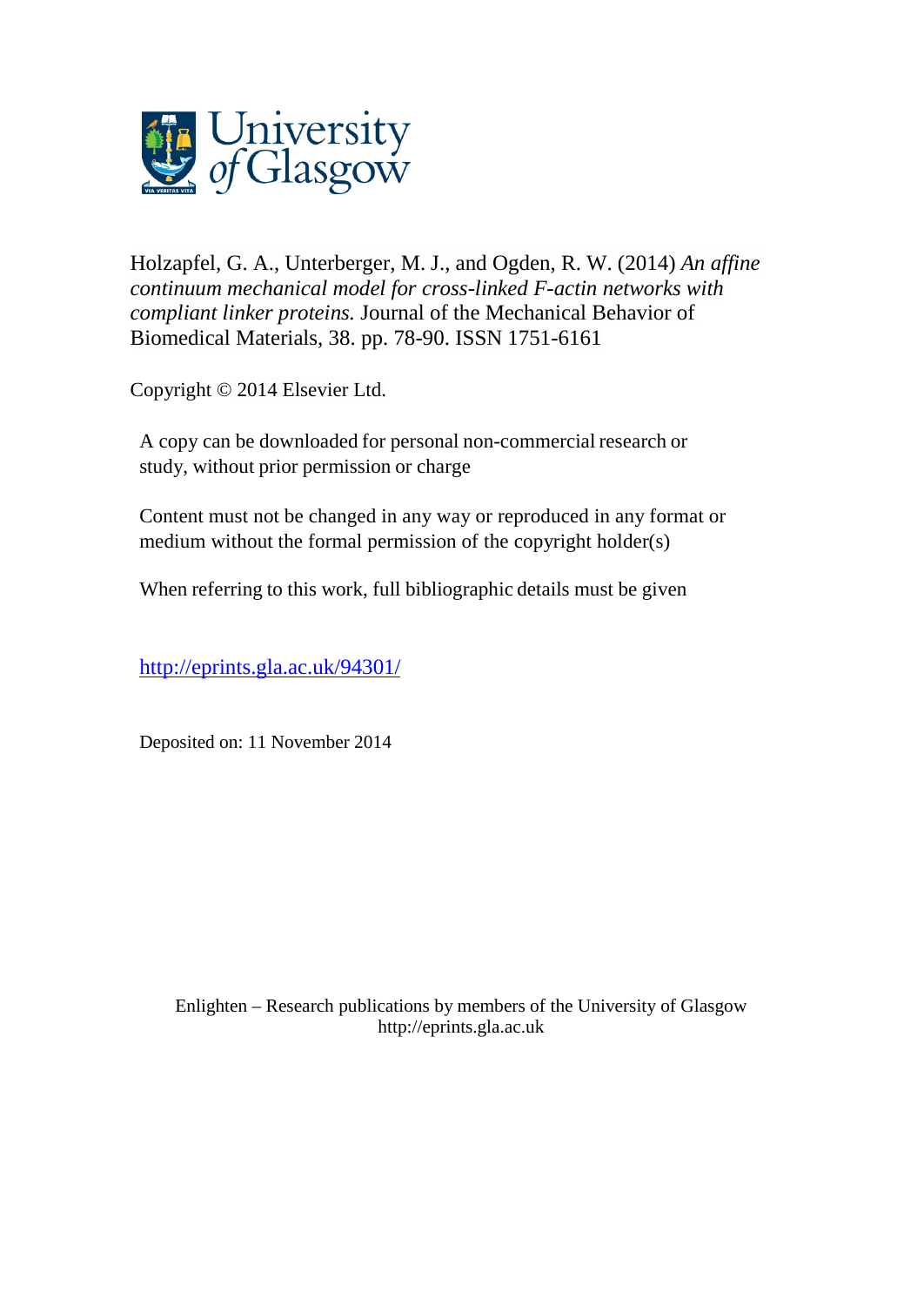University of Glasgow

Holzapfel, G. A., Unterberger, M. J., and Ogden, R. W. (2014) *An affine continuum mechanical model for cross-linked F-actin networks with compliant linker proteins.* Journal of the Mechanical Behavior of Biomedical Materials, 38. pp. 78-90. ISSN 1751-6161

Copyright © 2014 Elsevier Ltd.

A copy can be downloaded for personal non-commercial research or study, without prior permission or charge

Content must not be changed in any way or reproduced in any format or medium without the formal permission of the copyright holder(s)

When referring to this work, full bibliographic details must be given

http://eprints.gla.ac.uk/94301/

Deposited on: 11 November 2014

Enlighten – Research publications by members of the University of Glasgow
http://eprints.gla.ac.uk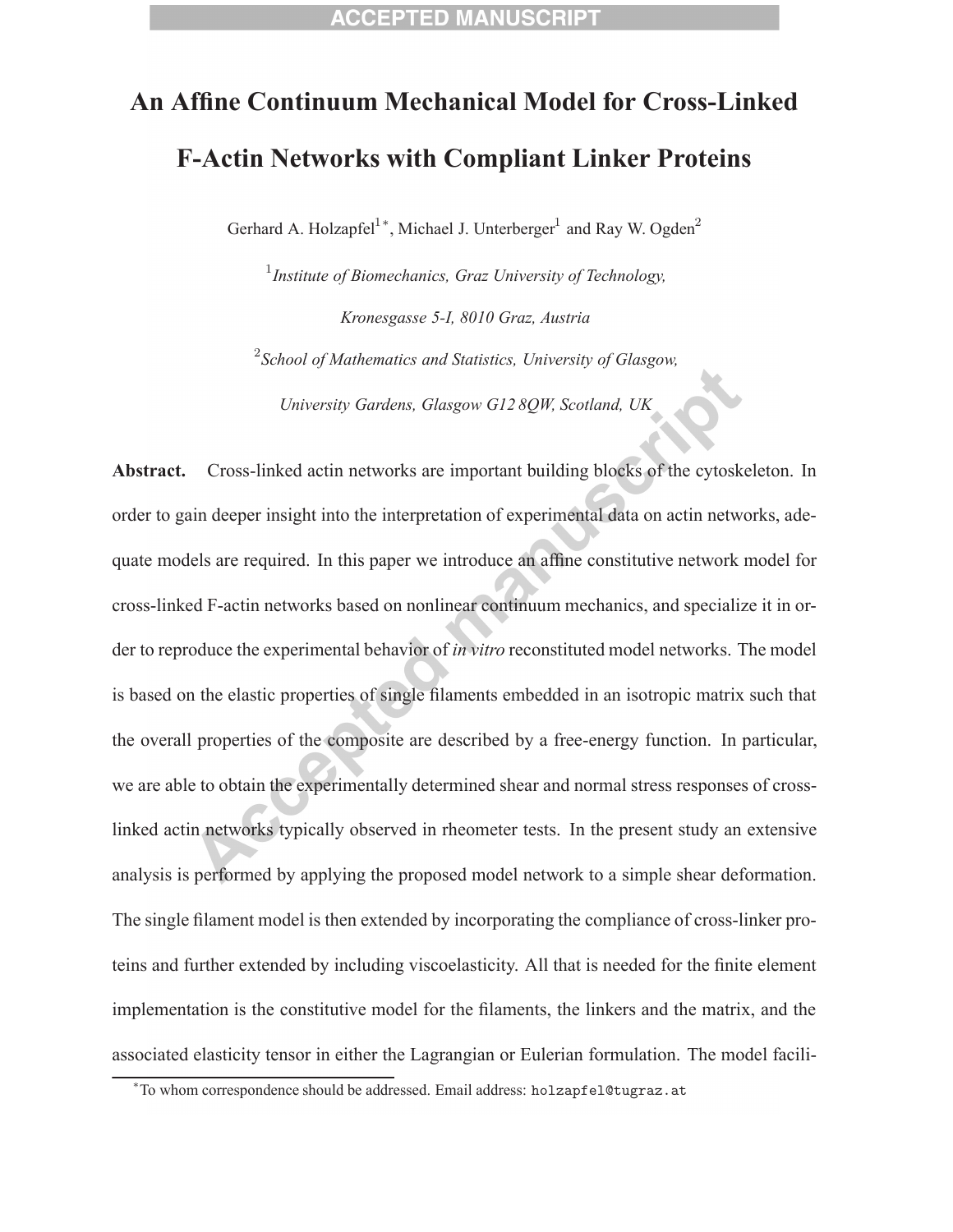# An Affine Continuum Mechanical Model for Cross-Linked F-Actin Networks with Compliant Linker Proteins

Gerhard A. Holzapfel[1*], Michael J. Unterberger[1] and Ray W. Ogden[2]

[1] *Institute of Biomechanics, Graz University of Technology, Kronesgasse 5-I, 8010 Graz, Austria*

[2] *School of Mathematics and Statistics, University of Glasgow, University Gardens, Glasgow G12 8QW, Scotland, UK*

**Abstract.** Cross-linked actin networks are important building blocks of the cytoskeleton. In order to gain deeper insight into the interpretation of experimental data on actin networks, adequate models are required. In this paper we introduce an affine constitutive network model for cross-linked F-actin networks based on nonlinear continuum mechanics, and specialize it in order to reproduce the experimental behavior of *in vitro* reconstituted model networks. The model is based on the elastic properties of single filaments embedded in an isotropic matrix such that the overall properties of the composite are described by a free-energy function. In particular, we are able to obtain the experimentally determined shear and normal stress responses of cross-linked actin networks typically observed in rheometer tests. In the present study an extensive analysis is performed by applying the proposed model network to a simple shear deformation. The single filament model is then extended by incorporating the compliance of cross-linker proteins and further extended by including viscoelasticity. All that is needed for the finite element implementation is the constitutive model for the filaments, the linkers and the matrix, and the associated elasticity tensor in either the Lagrangian or Eulerian formulation. The model facili-

[*] To whom correspondence should be addressed. Email address: holzapfel@tugraz.at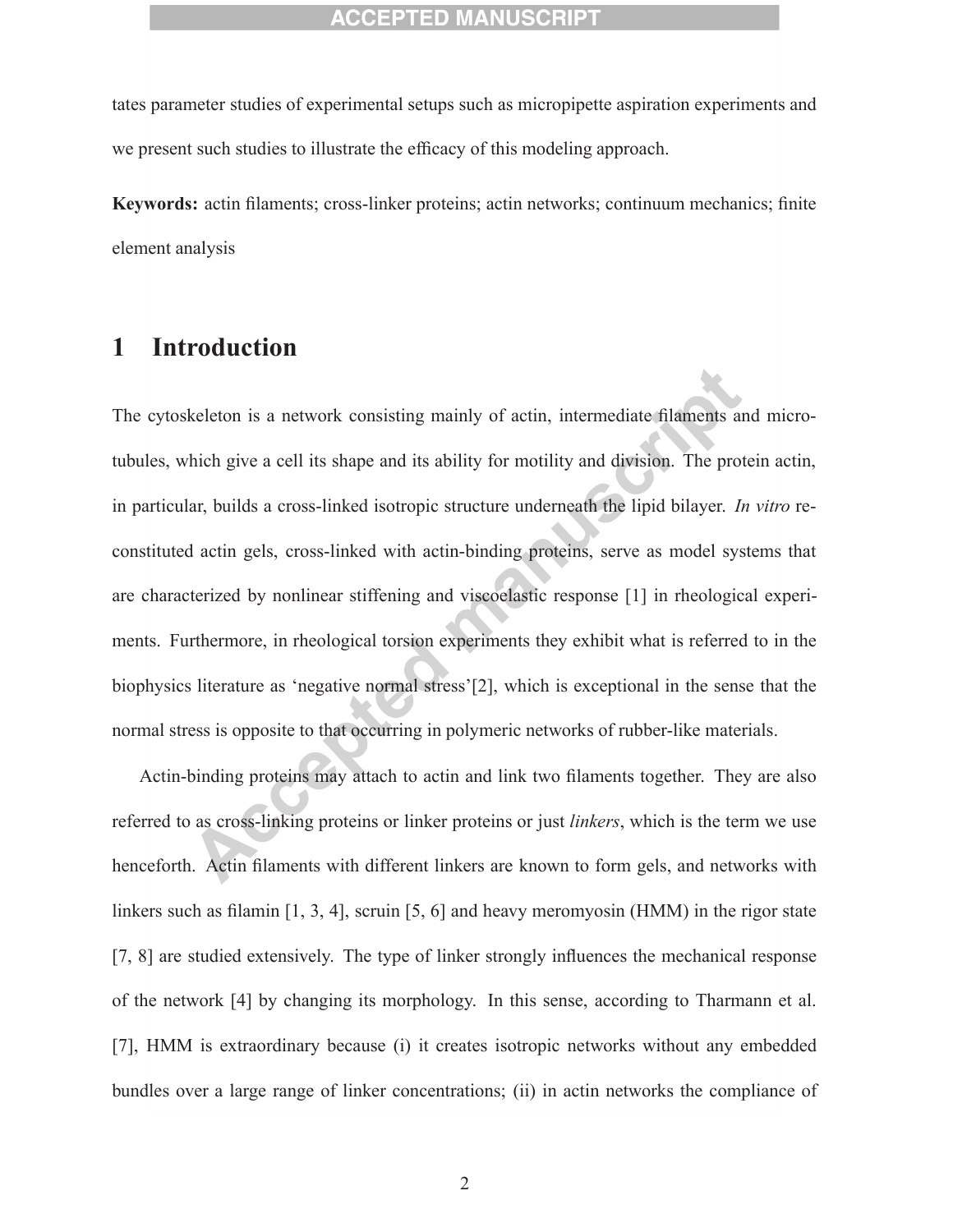tates parameter studies of experimental setups such as micropipette aspiration experiments and we present such studies to illustrate the efficacy of this modeling approach.

**Keywords:** actin filaments; cross-linker proteins; actin networks; continuum mechanics; finite element analysis

# 1 Introduction

The cytoskeleton is a network consisting mainly of actin, intermediate filaments and microtubules, which give a cell its shape and its ability for motility and division. The protein actin, in particular, builds a cross-linked isotropic structure underneath the lipid bilayer. *In vitro* reconstituted actin gels, cross-linked with actin-binding proteins, serve as model systems that are characterized by nonlinear stiffening and viscoelastic response [1] in rheological experiments. Furthermore, in rheological torsion experiments they exhibit what is referred to in the biophysics literature as 'negative normal stress'[2], which is exceptional in the sense that the normal stress is opposite to that occurring in polymeric networks of rubber-like materials.

Actin-binding proteins may attach to actin and link two filaments together. They are also referred to as cross-linking proteins or linker proteins or just *linkers*, which is the term we use henceforth. Actin filaments with different linkers are known to form gels, and networks with linkers such as filamin [1, 3, 4], scruin [5, 6] and heavy meromyosin (HMM) in the rigor state [7, 8] are studied extensively. The type of linker strongly influences the mechanical response of the network [4] by changing its morphology. In this sense, according to Tharmann et al. [7], HMM is extraordinary because (i) it creates isotropic networks without any embedded bundles over a large range of linker concentrations; (ii) in actin networks the compliance of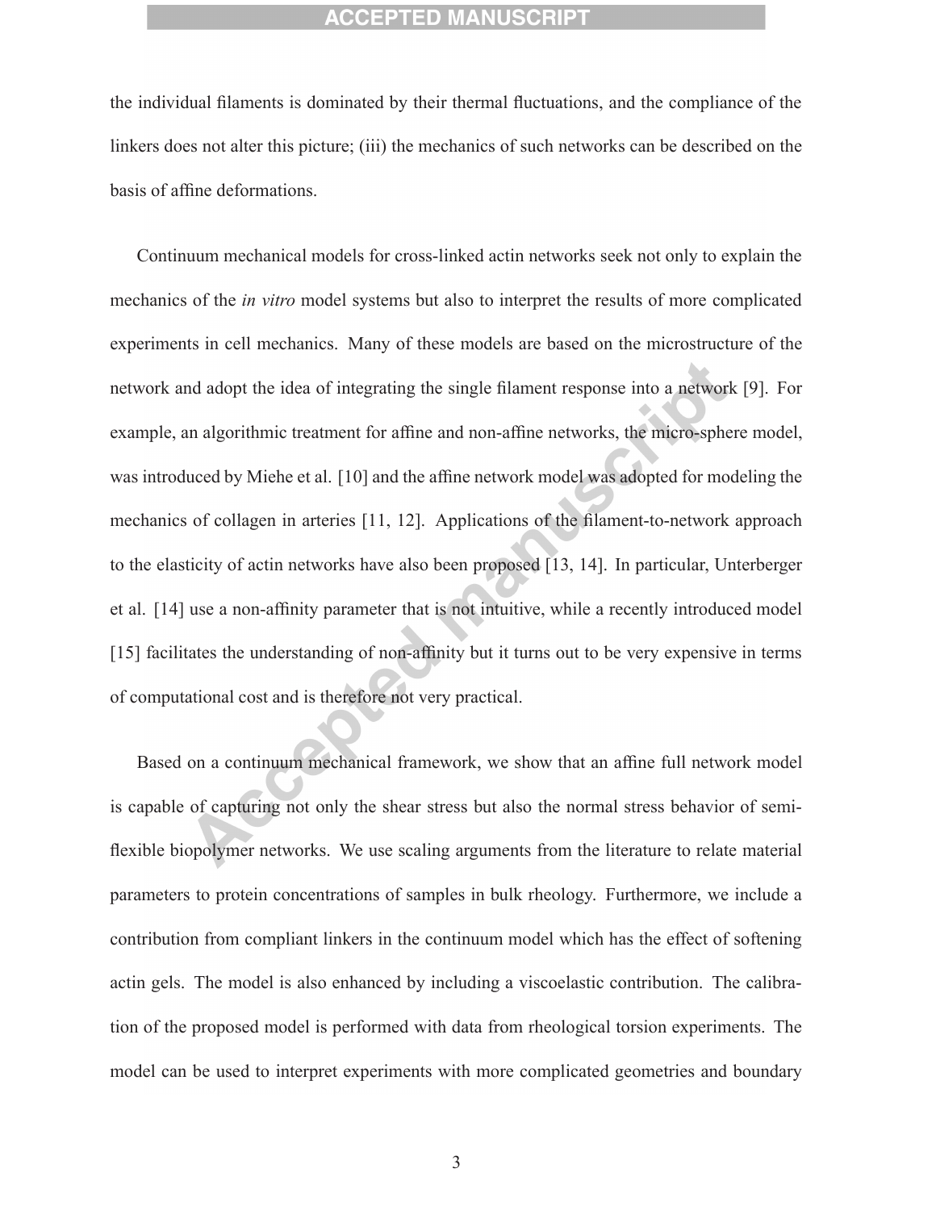the individual filaments is dominated by their thermal fluctuations, and the compliance of the linkers does not alter this picture; (iii) the mechanics of such networks can be described on the basis of affine deformations.

Continuum mechanical models for cross-linked actin networks seek not only to explain the mechanics of the *in vitro* model systems but also to interpret the results of more complicated experiments in cell mechanics. Many of these models are based on the microstructure of the network and adopt the idea of integrating the single filament response into a network [9]. For example, an algorithmic treatment for affine and non-affine networks, the micro-sphere model, was introduced by Miehe et al. [10] and the affine network model was adopted for modeling the mechanics of collagen in arteries [11, 12]. Applications of the filament-to-network approach to the elasticity of actin networks have also been proposed [13, 14]. In particular, Unterberger et al. [14] use a non-affinity parameter that is not intuitive, while a recently introduced model [15] facilitates the understanding of non-affinity but it turns out to be very expensive in terms of computational cost and is therefore not very practical.

Based on a continuum mechanical framework, we show that an affine full network model is capable of capturing not only the shear stress but also the normal stress behavior of semi-flexible biopolymer networks. We use scaling arguments from the literature to relate material parameters to protein concentrations of samples in bulk rheology. Furthermore, we include a contribution from compliant linkers in the continuum model which has the effect of softening actin gels. The model is also enhanced by including a viscoelastic contribution. The calibration of the proposed model is performed with data from rheological torsion experiments. The model can be used to interpret experiments with more complicated geometries and boundary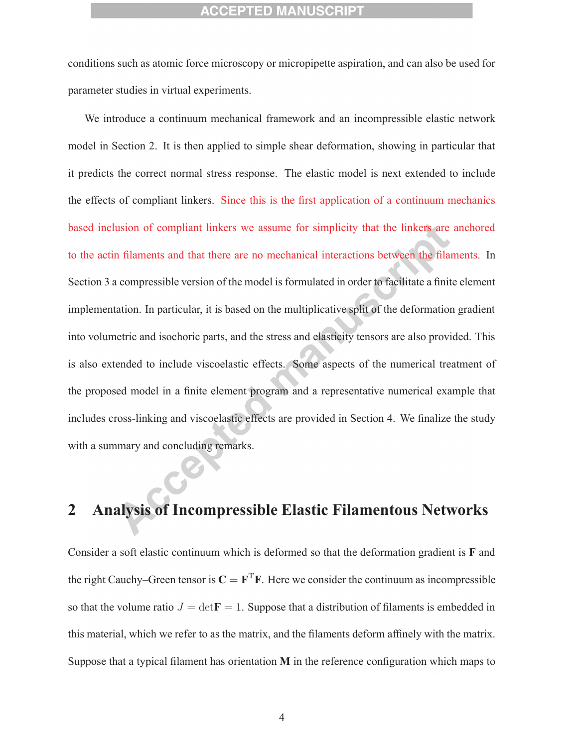conditions such as atomic force microscopy or micropipette aspiration, and can also be used for parameter studies in virtual experiments.

We introduce a continuum mechanical framework and an incompressible elastic network model in Section 2. It is then applied to simple shear deformation, showing in particular that it predicts the correct normal stress response. The elastic model is next extended to include the effects of compliant linkers. Since this is the first application of a continuum mechanics based inclusion of compliant linkers we assume for simplicity that the linkers are anchored to the actin filaments and that there are no mechanical interactions between the filaments. In Section 3 a compressible version of the model is formulated in order to facilitate a finite element implementation. In particular, it is based on the multiplicative split of the deformation gradient into volumetric and isochoric parts, and the stress and elasticity tensors are also provided. This is also extended to include viscoelastic effects. Some aspects of the numerical treatment of the proposed model in a finite element program and a representative numerical example that includes cross-linking and viscoelastic effects are provided in Section 4. We finalize the study with a summary and concluding remarks.

## 2 Analysis of Incompressible Elastic Filamentous Networks

Consider a soft elastic continuum which is deformed so that the deformation gradient is $\mathbf{F}$ and the right Cauchy–Green tensor is $\mathbf{C} = \mathbf{F}^{\mathrm{T}}\mathbf{F}$. Here we consider the continuum as incompressible so that the volume ratio $J = \det\mathbf{F} = 1$. Suppose that a distribution of filaments is embedded in this material, which we refer to as the matrix, and the filaments deform affinely with the matrix. Suppose that a typical filament has orientation $\mathbf{M}$ in the reference configuration which maps to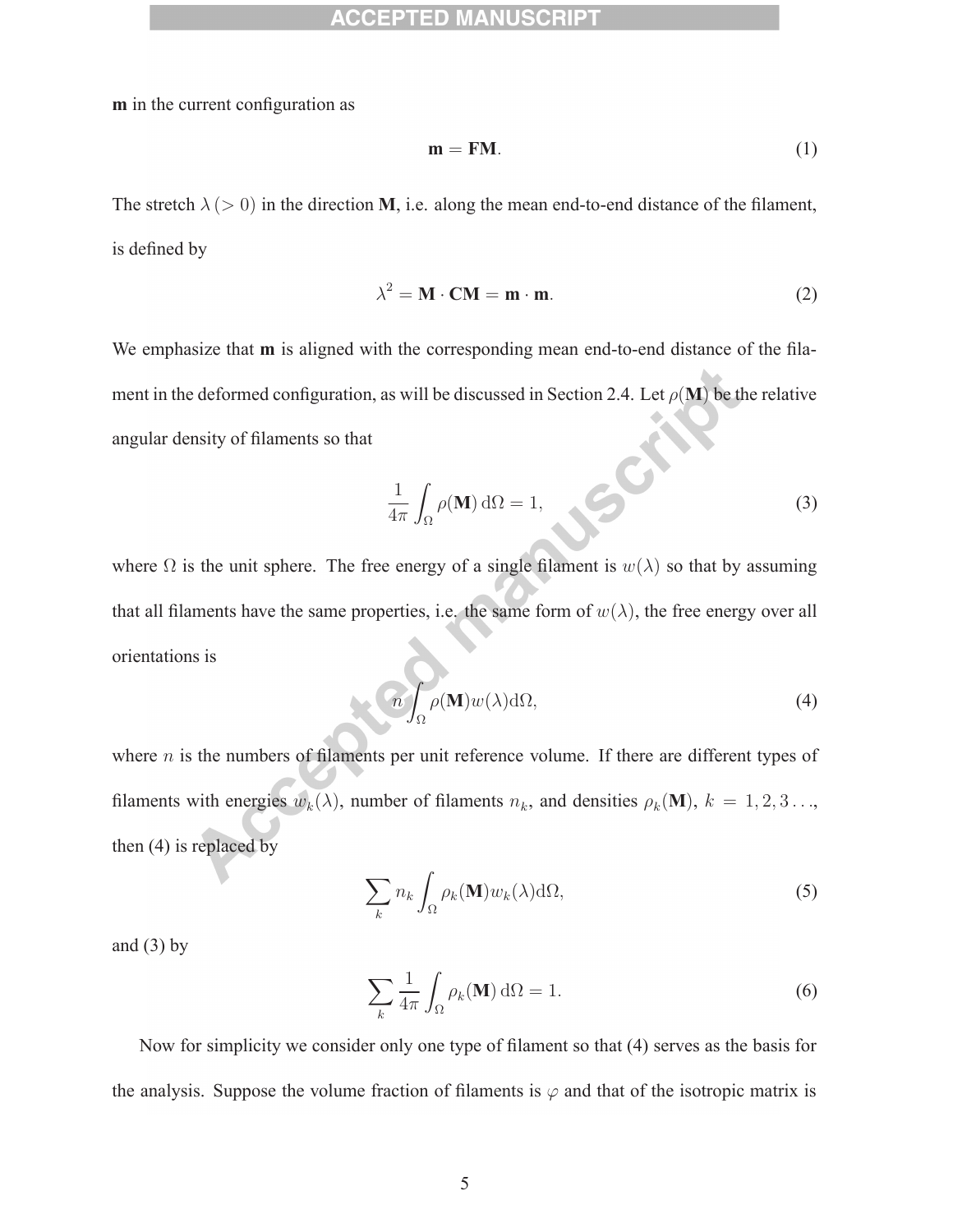**m** in the current configuration as

$$\mathbf{m} = \mathbf{F}\mathbf{M}. \tag{1}$$

The stretch $\lambda\,(>0)$ in the direction **M**, i.e. along the mean end-to-end distance of the filament, is defined by

$$\lambda^2 = \mathbf{M} \cdot \mathbf{C}\mathbf{M} = \mathbf{m} \cdot \mathbf{m}. \tag{2}$$

We emphasize that **m** is aligned with the corresponding mean end-to-end distance of the filament in the deformed configuration, as will be discussed in Section 2.4. Let $\rho(\mathbf{M})$ be the relative angular density of filaments so that

$$\frac{1}{4\pi} \int_{\Omega} \rho(\mathbf{M})\, \mathrm{d}\Omega = 1, \tag{3}$$

where $\Omega$ is the unit sphere. The free energy of a single filament is $w(\lambda)$ so that by assuming that all filaments have the same properties, i.e. the same form of $w(\lambda)$, the free energy over all orientations is

$$n \int_{\Omega} \rho(\mathbf{M}) w(\lambda) \mathrm{d}\Omega, \tag{4}$$

where $n$ is the numbers of filaments per unit reference volume. If there are different types of filaments with energies $w_k(\lambda)$, number of filaments $n_k$, and densities $\rho_k(\mathbf{M})$, $k = 1, 2, 3 \ldots$, then (4) is replaced by

$$\sum_k n_k \int_{\Omega} \rho_k(\mathbf{M}) w_k(\lambda) \mathrm{d}\Omega, \tag{5}$$

and (3) by

$$\sum_k \frac{1}{4\pi} \int_{\Omega} \rho_k(\mathbf{M})\, \mathrm{d}\Omega = 1. \tag{6}$$

Now for simplicity we consider only one type of filament so that (4) serves as the basis for the analysis. Suppose the volume fraction of filaments is $\varphi$ and that of the isotropic matrix is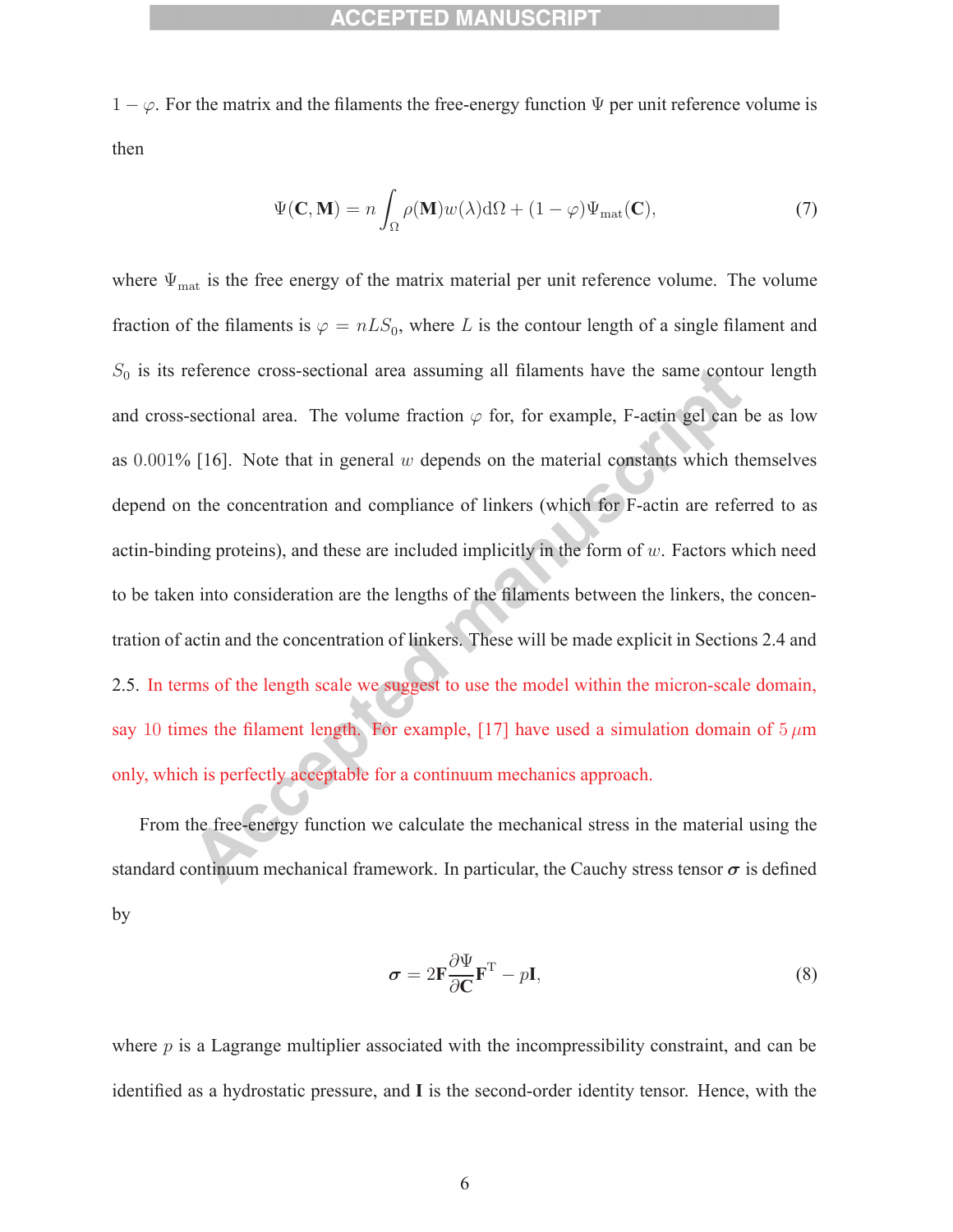$1 - \varphi$. For the matrix and the filaments the free-energy function $\Psi$ per unit reference volume is then

$$\Psi(\mathbf{C}, \mathbf{M}) = n \int_{\Omega} \rho(\mathbf{M}) w(\lambda) \mathrm{d}\Omega + (1 - \varphi)\Psi_{\mathrm{mat}}(\mathbf{C}), \tag{7}$$

where $\Psi_{\mathrm{mat}}$ is the free energy of the matrix material per unit reference volume. The volume fraction of the filaments is $\varphi = nLS_0$, where $L$ is the contour length of a single filament and $S_0$ is its reference cross-sectional area assuming all filaments have the same contour length and cross-sectional area. The volume fraction $\varphi$ for, for example, F-actin gel can be as low as $0.001\%$ [16]. Note that in general $w$ depends on the material constants which themselves depend on the concentration and compliance of linkers (which for F-actin are referred to as actin-binding proteins), and these are included implicitly in the form of $w$. Factors which need to be taken into consideration are the lengths of the filaments between the linkers, the concentration of actin and the concentration of linkers. These will be made explicit in Sections 2.4 and 2.5. In terms of the length scale we suggest to use the model within the micron-scale domain, say 10 times the filament length. For example, [17] have used a simulation domain of $5\,\mu$m only, which is perfectly acceptable for a continuum mechanics approach.

From the free-energy function we calculate the mechanical stress in the material using the standard continuum mechanical framework. In particular, the Cauchy stress tensor $\boldsymbol{\sigma}$ is defined by

$$\boldsymbol{\sigma} = 2\mathbf{F}\frac{\partial \Psi}{\partial \mathbf{C}}\mathbf{F}^{\mathrm{T}} - p\mathbf{I}, \tag{8}$$

where $p$ is a Lagrange multiplier associated with the incompressibility constraint, and can be identified as a hydrostatic pressure, and $\mathbf{I}$ is the second-order identity tensor. Hence, with the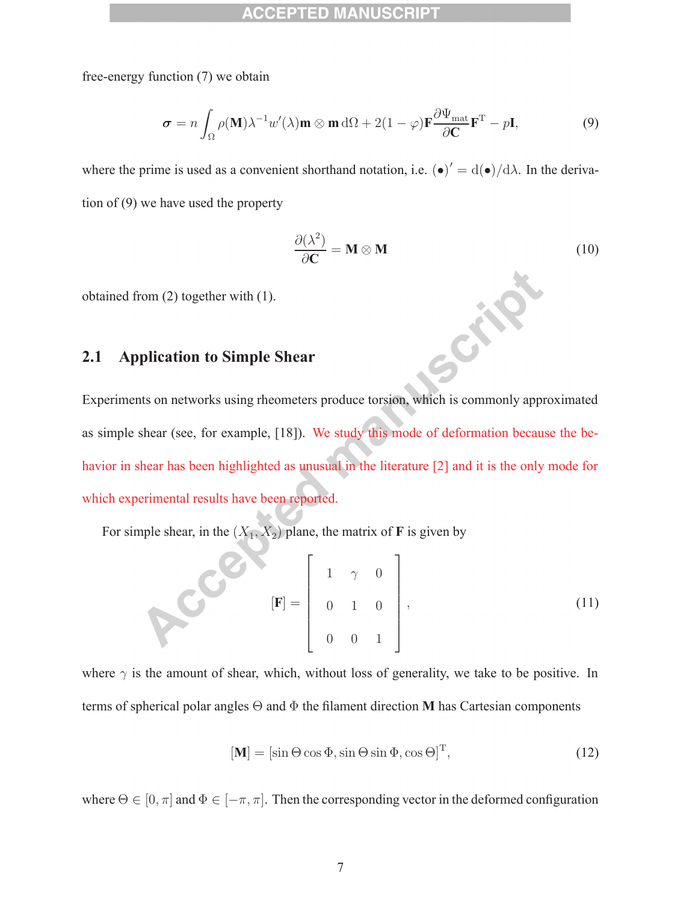free-energy function (7) we obtain

$$\boldsymbol{\sigma} = n \int_{\Omega} \rho(\mathbf{M})\lambda^{-1}w'(\lambda)\mathbf{m}\otimes\mathbf{m}\,\mathrm{d}\Omega + 2(1-\varphi)\mathbf{F}\frac{\partial \Psi_{\mathrm{mat}}}{\partial \mathbf{C}}\mathbf{F}^{\mathrm{T}} - p\mathbf{I}, \tag{9}$$

where the prime is used as a convenient shorthand notation, i.e. $(\bullet)' = \mathrm{d}(\bullet)/\mathrm{d}\lambda$. In the derivation of (9) we have used the property

$$\frac{\partial(\lambda^2)}{\partial \mathbf{C}} = \mathbf{M}\otimes\mathbf{M} \tag{10}$$

obtained from (2) together with (1).

## 2.1 Application to Simple Shear

Experiments on networks using rheometers produce torsion, which is commonly approximated as simple shear (see, for example, [18]). We study this mode of deformation because the behavior in shear has been highlighted as unusual in the literature [2] and it is the only mode for which experimental results have been reported.

For simple shear, in the $(X_1, X_2)$ plane, the matrix of $\mathbf{F}$ is given by

$$[\mathbf{F}] = \begin{bmatrix} 1 & \gamma & 0 \\ 0 & 1 & 0 \\ 0 & 0 & 1 \end{bmatrix}, \tag{11}$$

where $\gamma$ is the amount of shear, which, without loss of generality, we take to be positive. In terms of spherical polar angles $\Theta$ and $\Phi$ the filament direction $\mathbf{M}$ has Cartesian components

$$[\mathbf{M}] = [\sin\Theta\cos\Phi, \sin\Theta\sin\Phi, \cos\Theta]^{\mathrm{T}}, \tag{12}$$

where $\Theta \in [0, \pi]$ and $\Phi \in [-\pi, \pi]$. Then the corresponding vector in the deformed configuration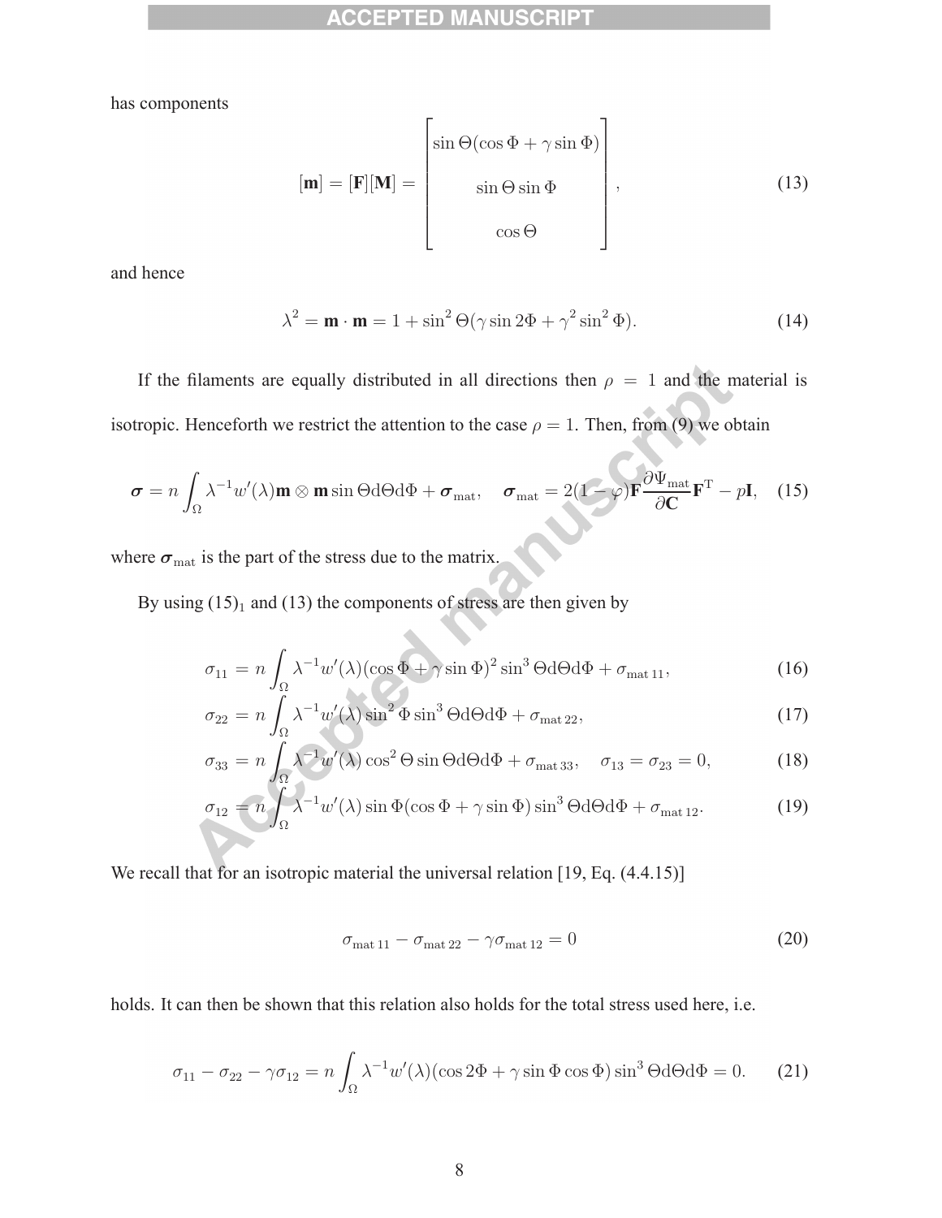has components

$$[\mathbf{m}] = [\mathbf{F}][\mathbf{M}] = \begin{bmatrix} \sin\Theta(\cos\Phi + \gamma\sin\Phi) \\ \sin\Theta\sin\Phi \\ \cos\Theta \end{bmatrix}, \tag{13}$$

and hence

$$\lambda^2 = \mathbf{m}\cdot\mathbf{m} = 1 + \sin^2\Theta(\gamma\sin 2\Phi + \gamma^2\sin^2\Phi). \tag{14}$$

If the filaments are equally distributed in all directions then $\rho = 1$ and the material is isotropic. Henceforth we restrict the attention to the case $\rho = 1$. Then, from (9) we obtain

$$\boldsymbol{\sigma} = n\int_\Omega \lambda^{-1}w'(\lambda)\mathbf{m}\otimes\mathbf{m}\sin\Theta\mathrm{d}\Theta\mathrm{d}\Phi + \boldsymbol{\sigma}_{\mathrm{mat}}, \quad \boldsymbol{\sigma}_{\mathrm{mat}} = 2(1-\varphi)\mathbf{F}\frac{\partial\Psi_{\mathrm{mat}}}{\partial\mathbf{C}}\mathbf{F}^{\mathrm{T}} - p\mathbf{I}, \tag{15}$$

where $\boldsymbol{\sigma}_{\mathrm{mat}}$ is the part of the stress due to the matrix.

By using $(15)_1$ and (13) the components of stress are then given by

$$\sigma_{11} = n\int_\Omega \lambda^{-1}w'(\lambda)(\cos\Phi + \gamma\sin\Phi)^2\sin^3\Theta\mathrm{d}\Theta\mathrm{d}\Phi + \sigma_{\mathrm{mat}\,11}, \tag{16}$$

$$\sigma_{22} = n\int_\Omega \lambda^{-1}w'(\lambda)\sin^2\Phi\sin^3\Theta\mathrm{d}\Theta\mathrm{d}\Phi + \sigma_{\mathrm{mat}\,22}, \tag{17}$$

$$\sigma_{33} = n\int_\Omega \lambda^{-1}w'(\lambda)\cos^2\Theta\sin\Theta\mathrm{d}\Theta\mathrm{d}\Phi + \sigma_{\mathrm{mat}\,33}, \quad \sigma_{13} = \sigma_{23} = 0, \tag{18}$$

$$\sigma_{12} = n\int_\Omega \lambda^{-1}w'(\lambda)\sin\Phi(\cos\Phi + \gamma\sin\Phi)\sin^3\Theta\mathrm{d}\Theta\mathrm{d}\Phi + \sigma_{\mathrm{mat}\,12}. \tag{19}$$

We recall that for an isotropic material the universal relation [19, Eq. (4.4.15)]

$$\sigma_{\mathrm{mat}\,11} - \sigma_{\mathrm{mat}\,22} - \gamma\sigma_{\mathrm{mat}\,12} = 0 \tag{20}$$

holds. It can then be shown that this relation also holds for the total stress used here, i.e.

$$\sigma_{11} - \sigma_{22} - \gamma\sigma_{12} = n\int_\Omega \lambda^{-1}w'(\lambda)(\cos 2\Phi + \gamma\sin\Phi\cos\Phi)\sin^3\Theta\mathrm{d}\Theta\mathrm{d}\Phi = 0. \tag{21}$$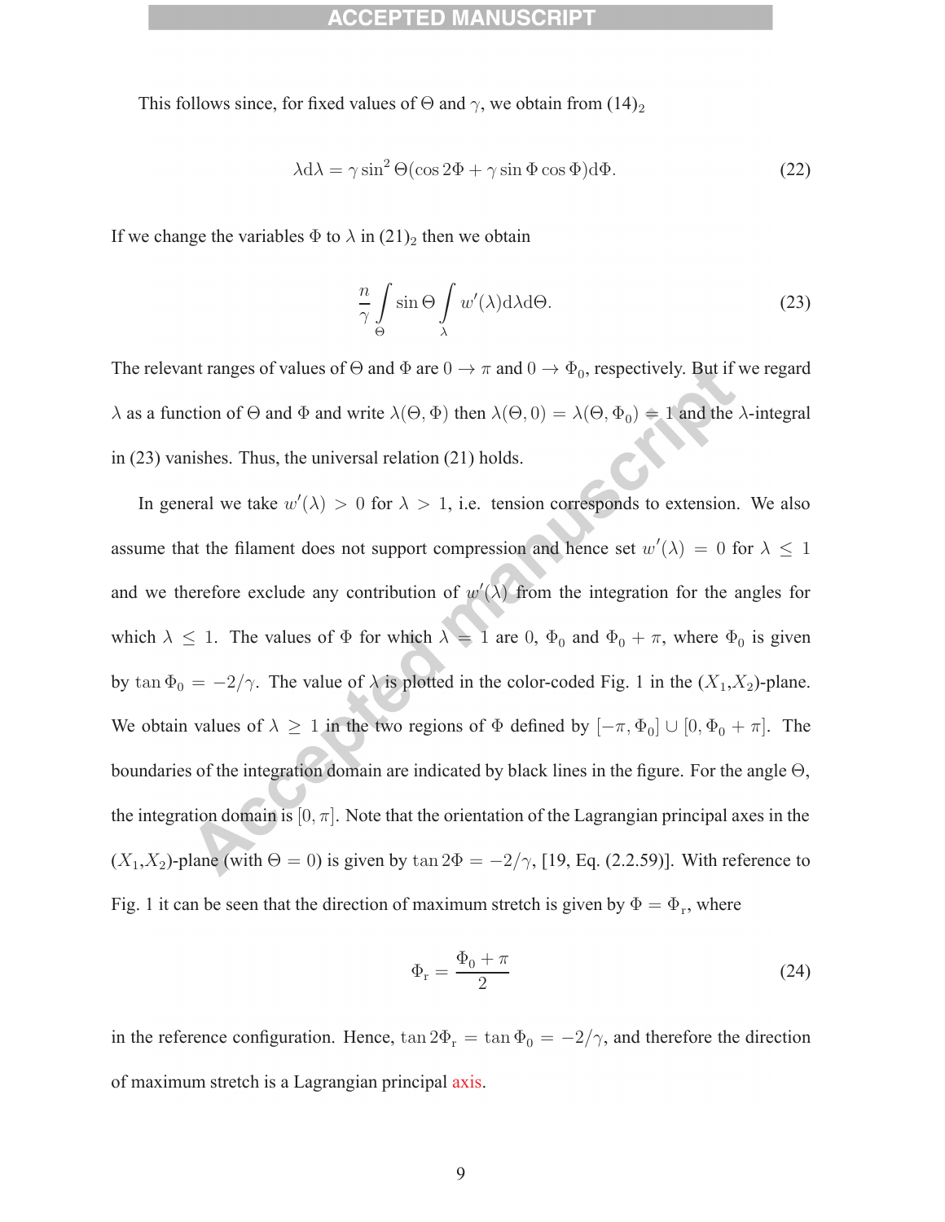This follows since, for fixed values of $\Theta$ and $\gamma$, we obtain from $(14)_2$

$$
\lambda \mathrm{d}\lambda = \gamma \sin^2 \Theta (\cos 2\Phi + \gamma \sin \Phi \cos \Phi) \mathrm{d}\Phi. \tag{22}
$$

If we change the variables $\Phi$ to $\lambda$ in $(21)_2$ then we obtain

$$
\frac{n}{\gamma} \int\limits_{\Theta} \sin \Theta \int\limits_{\lambda} w'(\lambda) \mathrm{d}\lambda \mathrm{d}\Theta. \tag{23}
$$

The relevant ranges of values of $\Theta$ and $\Phi$ are $0 \to \pi$ and $0 \to \Phi_0$, respectively. But if we regard $\lambda$ as a function of $\Theta$ and $\Phi$ and write $\lambda(\Theta, \Phi)$ then $\lambda(\Theta, 0) = \lambda(\Theta, \Phi_0) = 1$ and the $\lambda$-integral in (23) vanishes. Thus, the universal relation (21) holds.

In general we take $w'(\lambda) > 0$ for $\lambda > 1$, i.e. tension corresponds to extension. We also assume that the filament does not support compression and hence set $w'(\lambda) = 0$ for $\lambda \leq 1$ and we therefore exclude any contribution of $w'(\lambda)$ from the integration for the angles for which $\lambda \leq 1$. The values of $\Phi$ for which $\lambda = 1$ are $0$, $\Phi_0$ and $\Phi_0 + \pi$, where $\Phi_0$ is given by $\tan \Phi_0 = -2/\gamma$. The value of $\lambda$ is plotted in the color-coded Fig. 1 in the ($X_1$,$X_2$)-plane. We obtain values of $\lambda \geq 1$ in the two regions of $\Phi$ defined by $[-\pi, \Phi_0] \cup [0, \Phi_0 + \pi]$. The boundaries of the integration domain are indicated by black lines in the figure. For the angle $\Theta$, the integration domain is $[0, \pi]$. Note that the orientation of the Lagrangian principal axes in the ($X_1$,$X_2$)-plane (with $\Theta = 0$) is given by $\tan 2\Phi = -2/\gamma$, [19, Eq. (2.2.59)]. With reference to Fig. 1 it can be seen that the direction of maximum stretch is given by $\Phi = \Phi_\mathrm{r}$, where

$$
\Phi_\mathrm{r} = \frac{\Phi_0 + \pi}{2} \tag{24}
$$

in the reference configuration. Hence, $\tan 2\Phi_\mathrm{r} = \tan \Phi_0 = -2/\gamma$, and therefore the direction of maximum stretch is a Lagrangian principal axis.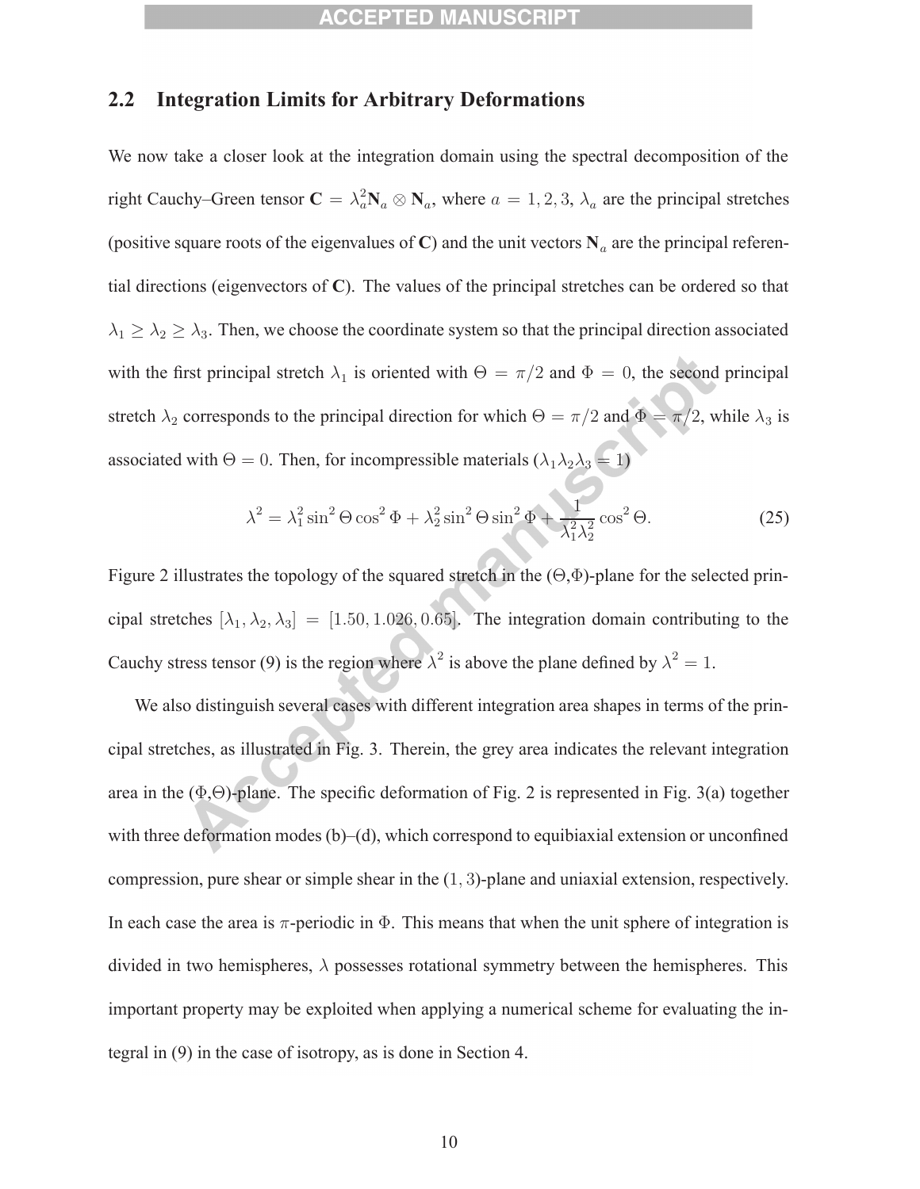## 2.2 Integration Limits for Arbitrary Deformations

We now take a closer look at the integration domain using the spectral decomposition of the right Cauchy–Green tensor $\mathbf{C} = \lambda_a^2 \mathbf{N}_a \otimes \mathbf{N}_a$, where $a = 1, 2, 3$, $\lambda_a$ are the principal stretches (positive square roots of the eigenvalues of $\mathbf{C}$) and the unit vectors $\mathbf{N}_a$ are the principal referential directions (eigenvectors of $\mathbf{C}$). The values of the principal stretches can be ordered so that $\lambda_1 \geq \lambda_2 \geq \lambda_3$. Then, we choose the coordinate system so that the principal direction associated with the first principal stretch $\lambda_1$ is oriented with $\Theta = \pi/2$ and $\Phi = 0$, the second principal stretch $\lambda_2$ corresponds to the principal direction for which $\Theta = \pi/2$ and $\Phi = \pi/2$, while $\lambda_3$ is associated with $\Theta = 0$. Then, for incompressible materials ($\lambda_1 \lambda_2 \lambda_3 = 1$)

$$\lambda^2 = \lambda_1^2 \sin^2\Theta \cos^2\Phi + \lambda_2^2 \sin^2\Theta \sin^2\Phi + \frac{1}{\lambda_1^2 \lambda_2^2} \cos^2\Theta. \tag{25}$$

Figure 2 illustrates the topology of the squared stretch in the $(\Theta,\Phi)$-plane for the selected principal stretches $[\lambda_1, \lambda_2, \lambda_3] = [1.50, 1.026, 0.65]$. The integration domain contributing to the Cauchy stress tensor (9) is the region where $\lambda^2$ is above the plane defined by $\lambda^2 = 1$.

We also distinguish several cases with different integration area shapes in terms of the principal stretches, as illustrated in Fig. 3. Therein, the grey area indicates the relevant integration area in the $(\Phi,\Theta)$-plane. The specific deformation of Fig. 2 is represented in Fig. 3(a) together with three deformation modes (b)–(d), which correspond to equibiaxial extension or unconfined compression, pure shear or simple shear in the $(1, 3)$-plane and uniaxial extension, respectively. In each case the area is $\pi$-periodic in $\Phi$. This means that when the unit sphere of integration is divided in two hemispheres, $\lambda$ possesses rotational symmetry between the hemispheres. This important property may be exploited when applying a numerical scheme for evaluating the integral in (9) in the case of isotropy, as is done in Section 4.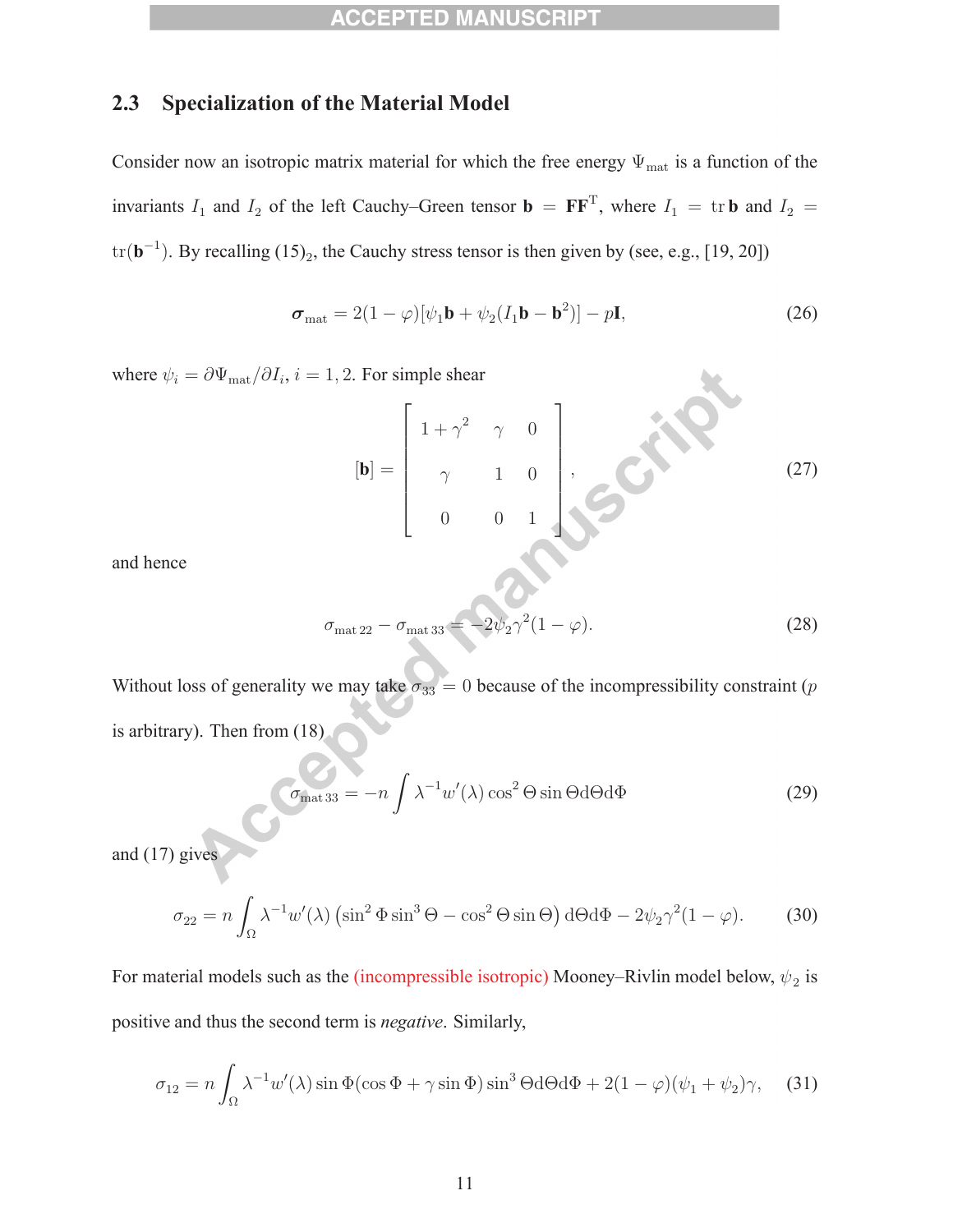## 2.3 Specialization of the Material Model

Consider now an isotropic matrix material for which the free energy $\Psi_{\text{mat}}$ is a function of the invariants $I_1$ and $I_2$ of the left Cauchy–Green tensor $\mathbf{b} = \mathbf{F}\mathbf{F}^{\text{T}}$, where $I_1 = \operatorname{tr}\mathbf{b}$ and $I_2 = \operatorname{tr}(\mathbf{b}^{-1})$. By recalling $(15)_2$, the Cauchy stress tensor is then given by (see, e.g., [19, 20])

$$
\boldsymbol{\sigma}_{\text{mat}} = 2(1-\varphi)[\psi_1\mathbf{b} + \psi_2(I_1\mathbf{b} - \mathbf{b}^2)] - p\mathbf{I}, \tag{26}
$$

where $\psi_i = \partial\Psi_{\text{mat}}/\partial I_i$, $i = 1, 2$. For simple shear

$$
[\mathbf{b}] = \begin{bmatrix} 1+\gamma^2 & \gamma & 0 \\ \gamma & 1 & 0 \\ 0 & 0 & 1 \end{bmatrix}, \tag{27}
$$

and hence

$$
\sigma_{\text{mat}\,22} - \sigma_{\text{mat}\,33} = -2\psi_2\gamma^2(1-\varphi). \tag{28}
$$

Without loss of generality we may take $\sigma_{33} = 0$ because of the incompressibility constraint ($p$ is arbitrary). Then from (18)

$$
\sigma_{\text{mat}\,33} = -n\int \lambda^{-1}w'(\lambda)\cos^2\Theta\sin\Theta\mathrm{d}\Theta\mathrm{d}\Phi \tag{29}
$$

and (17) gives

$$
\sigma_{22} = n\int_\Omega \lambda^{-1}w'(\lambda)\left(\sin^2\Phi\sin^3\Theta - \cos^2\Theta\sin\Theta\right)\mathrm{d}\Theta\mathrm{d}\Phi - 2\psi_2\gamma^2(1-\varphi). \tag{30}
$$

For material models such as the (incompressible isotropic) Mooney–Rivlin model below, $\psi_2$ is positive and thus the second term is *negative*. Similarly,

$$
\sigma_{12} = n\int_\Omega \lambda^{-1}w'(\lambda)\sin\Phi(\cos\Phi + \gamma\sin\Phi)\sin^3\Theta\mathrm{d}\Theta\mathrm{d}\Phi + 2(1-\varphi)(\psi_1+\psi_2)\gamma, \tag{31}
$$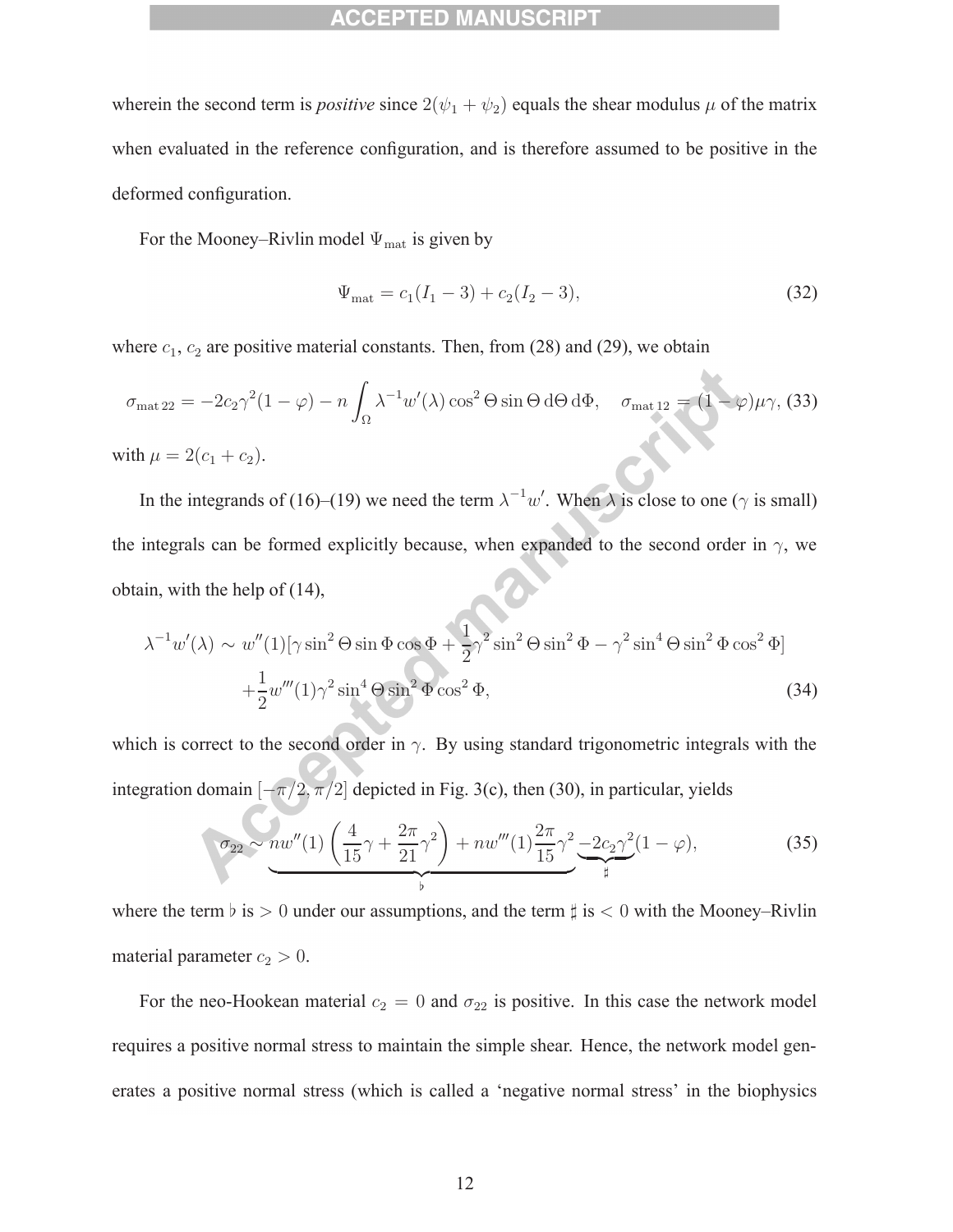wherein the second term is *positive* since $2(\psi_1 + \psi_2)$ equals the shear modulus $\mu$ of the matrix when evaluated in the reference configuration, and is therefore assumed to be positive in the deformed configuration.

For the Mooney–Rivlin model $\Psi_{\rm mat}$ is given by

$$\Psi_{\rm mat} = c_1(I_1 - 3) + c_2(I_2 - 3), \tag{32}$$

where $c_1$, $c_2$ are positive material constants. Then, from (28) and (29), we obtain

$$\sigma_{\rm mat\,22} = -2c_2\gamma^2(1-\varphi) - n\int_\Omega \lambda^{-1}w'(\lambda)\cos^2\Theta\sin\Theta\,\mathrm{d}\Theta\,\mathrm{d}\Phi, \quad \sigma_{\rm mat\,12} = (1-\varphi)\mu\gamma, \tag{33}$$

with $\mu = 2(c_1 + c_2)$.

In the integrands of (16)–(19) we need the term $\lambda^{-1}w'$. When $\lambda$ is close to one ($\gamma$ is small) the integrals can be formed explicitly because, when expanded to the second order in $\gamma$, we obtain, with the help of (14),

$$\begin{aligned}\lambda^{-1}w'(\lambda) \sim\; & w''(1)[\gamma\sin^2\Theta\sin\Phi\cos\Phi + \frac{1}{2}\gamma^2\sin^2\Theta\sin^2\Phi - \gamma^2\sin^4\Theta\sin^2\Phi\cos^2\Phi] \\ & + \frac{1}{2}w'''(1)\gamma^2\sin^4\Theta\sin^2\Phi\cos^2\Phi,\end{aligned} \tag{34}$$

which is correct to the second order in $\gamma$. By using standard trigonometric integrals with the integration domain $[-\pi/2, \pi/2]$ depicted in Fig. 3(c), then (30), in particular, yields

$$\sigma_{22} \sim \underbrace{nw''(1)\left(\frac{4}{15}\gamma + \frac{2\pi}{21}\gamma^2\right) + nw'''(1)\frac{2\pi}{15}\gamma^2}_{\flat}\underbrace{-2c_2\gamma^2}_{\sharp}(1-\varphi), \tag{35}$$

where the term $\flat$ is $> 0$ under our assumptions, and the term $\sharp$ is $< 0$ with the Mooney–Rivlin material parameter $c_2 > 0$.

For the neo-Hookean material $c_2 = 0$ and $\sigma_{22}$ is positive. In this case the network model requires a positive normal stress to maintain the simple shear. Hence, the network model generates a positive normal stress (which is called a 'negative normal stress' in the biophysics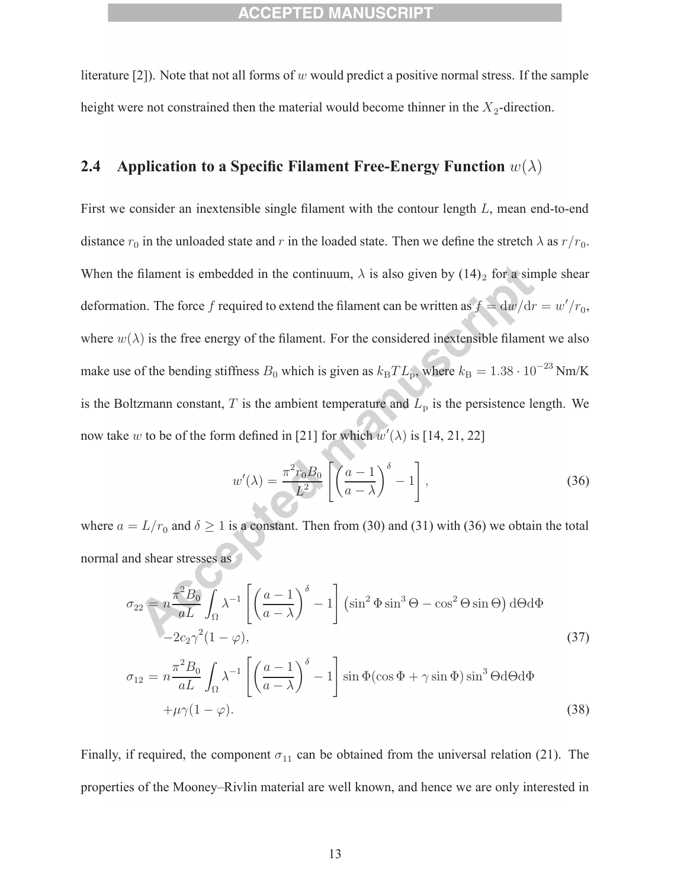literature [2]). Note that not all forms of $w$ would predict a positive normal stress. If the sample height were not constrained then the material would become thinner in the $X_2$-direction.

## 2.4 Application to a Specific Filament Free-Energy Function $w(\lambda)$

First we consider an inextensible single filament with the contour length $L$, mean end-to-end distance $r_0$ in the unloaded state and $r$ in the loaded state. Then we define the stretch $\lambda$ as $r/r_0$. When the filament is embedded in the continuum, $\lambda$ is also given by $(14)_2$ for a simple shear deformation. The force $f$ required to extend the filament can be written as $f = \mathrm{d}w/\mathrm{d}r = w'/r_0$, where $w(\lambda)$ is the free energy of the filament. For the considered inextensible filament we also make use of the bending stiffness $B_0$ which is given as $k_\mathrm{B}TL_\mathrm{p}$, where $k_\mathrm{B} = 1.38 \cdot 10^{-23}\,\mathrm{Nm/K}$ is the Boltzmann constant, $T$ is the ambient temperature and $L_\mathrm{p}$ is the persistence length. We now take $w$ to be of the form defined in [21] for which $w'(\lambda)$ is [14, 21, 22]

$$
w'(\lambda) = \frac{\pi^2 r_0 B_0}{L^2}\left[\left(\frac{a-1}{a-\lambda}\right)^{\delta} - 1\right], \tag{36}
$$

where $a = L/r_0$ and $\delta \geq 1$ is a constant. Then from (30) and (31) with (36) we obtain the total normal and shear stresses as

$$
\begin{aligned}
\sigma_{22} = {} & n\frac{\pi^2 B_0}{aL}\int_\Omega \lambda^{-1}\left[\left(\frac{a-1}{a-\lambda}\right)^{\delta} - 1\right]\left(\sin^2\Phi\sin^3\Theta - \cos^2\Theta\sin\Theta\right)\mathrm{d}\Theta\mathrm{d}\Phi \\
& -2c_2\gamma^2(1-\varphi),
\end{aligned} \tag{37}
$$

$$
\begin{aligned}
\sigma_{12} = {} & n\frac{\pi^2 B_0}{aL}\int_\Omega \lambda^{-1}\left[\left(\frac{a-1}{a-\lambda}\right)^{\delta} - 1\right]\sin\Phi(\cos\Phi + \gamma\sin\Phi)\sin^3\Theta\mathrm{d}\Theta\mathrm{d}\Phi \\
& +\mu\gamma(1-\varphi).
\end{aligned} \tag{38}
$$

Finally, if required, the component $\sigma_{11}$ can be obtained from the universal relation (21). The properties of the Mooney–Rivlin material are well known, and hence we are only interested in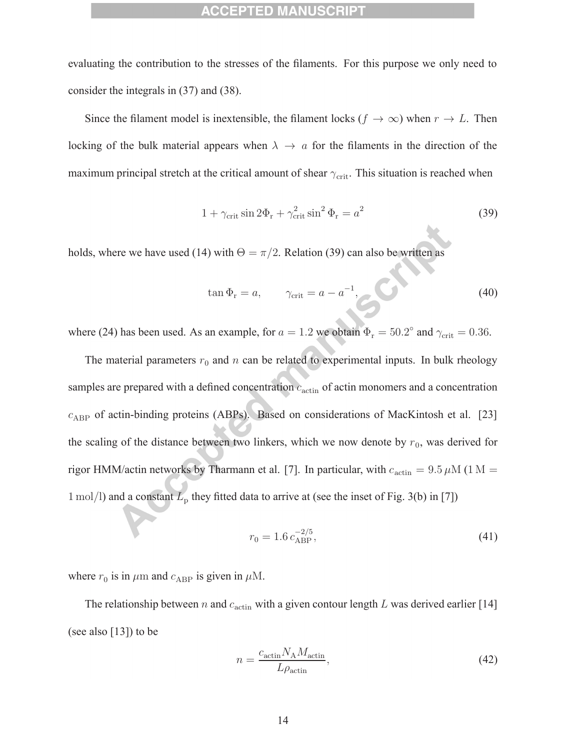evaluating the contribution to the stresses of the filaments. For this purpose we only need to consider the integrals in (37) and (38).

Since the filament model is inextensible, the filament locks ($f \rightarrow \infty$) when $r \rightarrow L$. Then locking of the bulk material appears when $\lambda \rightarrow a$ for the filaments in the direction of the maximum principal stretch at the critical amount of shear $\gamma_{\rm crit}$. This situation is reached when

$$1 + \gamma_{\rm crit} \sin 2\Phi_{\rm r} + \gamma_{\rm crit}^2 \sin^2 \Phi_{\rm r} = a^2 \tag{39}$$

holds, where we have used (14) with $\Theta = \pi/2$. Relation (39) can also be written as

$$\tan \Phi_{\rm r} = a, \qquad \gamma_{\rm crit} = a - a^{-1}, \tag{40}$$

where (24) has been used. As an example, for $a = 1.2$ we obtain $\Phi_{\rm r} = 50.2^\circ$ and $\gamma_{\rm crit} = 0.36$.

The material parameters $r_0$ and $n$ can be related to experimental inputs. In bulk rheology samples are prepared with a defined concentration $c_{\rm actin}$ of actin monomers and a concentration $c_{\rm ABP}$ of actin-binding proteins (ABPs). Based on considerations of MacKintosh et al. [23] the scaling of the distance between two linkers, which we now denote by $r_0$, was derived for rigor HMM/actin networks by Tharmann et al. [7]. In particular, with $c_{\rm actin} = 9.5\,\mu\mathrm{M}$ ($1\,\mathrm{M} = 1\,\mathrm{mol/l}$) and a constant $L_{\rm p}$ they fitted data to arrive at (see the inset of Fig. 3(b) in [7])

$$r_0 = 1.6\, c_{\rm ABP}^{-2/5}, \tag{41}$$

where $r_0$ is in $\mu\mathrm{m}$ and $c_{\rm ABP}$ is given in $\mu\mathrm{M}$.

The relationship between $n$ and $c_{\rm actin}$ with a given contour length $L$ was derived earlier [14] (see also [13]) to be

$$n = \frac{c_{\rm actin} N_{\rm A} M_{\rm actin}}{L \rho_{\rm actin}}, \tag{42}$$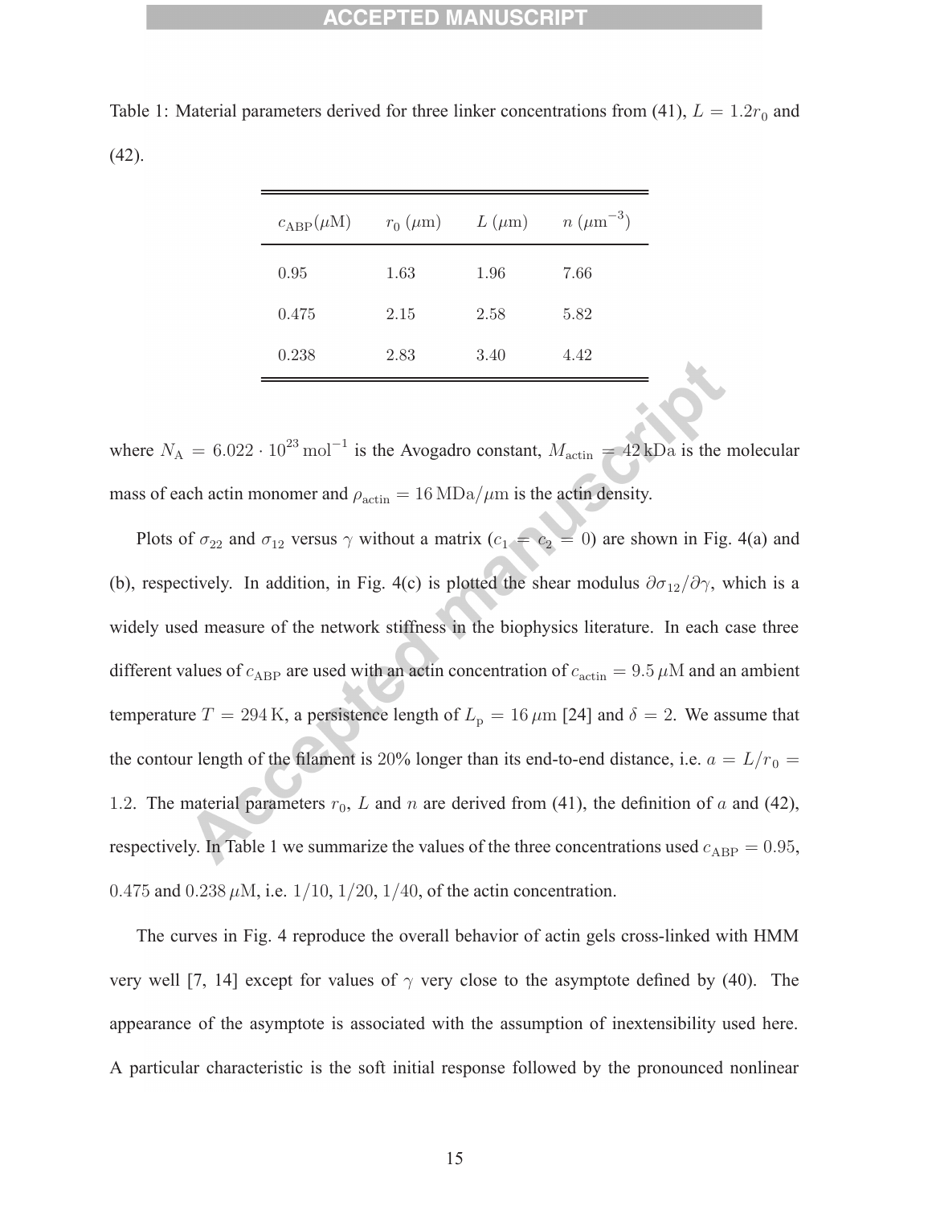Table 1: Material parameters derived for three linker concentrations from (41), $L = 1.2r_0$ and (42).

| $c_{\mathrm{ABP}}(\mu\mathrm{M})$ | $r_0$ ($\mu$m) | $L$ ($\mu$m) | $n$ ($\mu\mathrm{m}^{-3}$) |
|---|---|---|---|
| 0.95 | 1.63 | 1.96 | 7.66 |
| 0.475 | 2.15 | 2.58 | 5.82 |
| 0.238 | 2.83 | 3.40 | 4.42 |

where $N_{\mathrm{A}} = 6.022 \cdot 10^{23}\,\mathrm{mol}^{-1}$ is the Avogadro constant, $M_{\mathrm{actin}} = 42\,\mathrm{kDa}$ is the molecular mass of each actin monomer and $\rho_{\mathrm{actin}} = 16\,\mathrm{MDa}/\mu\mathrm{m}$ is the actin density.

Plots of $\sigma_{22}$ and $\sigma_{12}$ versus $\gamma$ without a matrix ($c_1 = c_2 = 0$) are shown in Fig. 4(a) and (b), respectively. In addition, in Fig. 4(c) is plotted the shear modulus $\partial\sigma_{12}/\partial\gamma$, which is a widely used measure of the network stiffness in the biophysics literature. In each case three different values of $c_{\mathrm{ABP}}$ are used with an actin concentration of $c_{\mathrm{actin}} = 9.5\,\mu\mathrm{M}$ and an ambient temperature $T = 294\,\mathrm{K}$, a persistence length of $L_{\mathrm{p}} = 16\,\mu\mathrm{m}$ [24] and $\delta = 2$. We assume that the contour length of the filament is 20% longer than its end-to-end distance, i.e. $a = L/r_0 = 1.2$. The material parameters $r_0$, $L$ and $n$ are derived from (41), the definition of $a$ and (42), respectively. In Table 1 we summarize the values of the three concentrations used $c_{\mathrm{ABP}} = 0.95$, $0.475$ and $0.238\,\mu\mathrm{M}$, i.e. $1/10$, $1/20$, $1/40$, of the actin concentration.

The curves in Fig. 4 reproduce the overall behavior of actin gels cross-linked with HMM very well [7, 14] except for values of $\gamma$ very close to the asymptote defined by (40). The appearance of the asymptote is associated with the assumption of inextensibility used here. A particular characteristic is the soft initial response followed by the pronounced nonlinear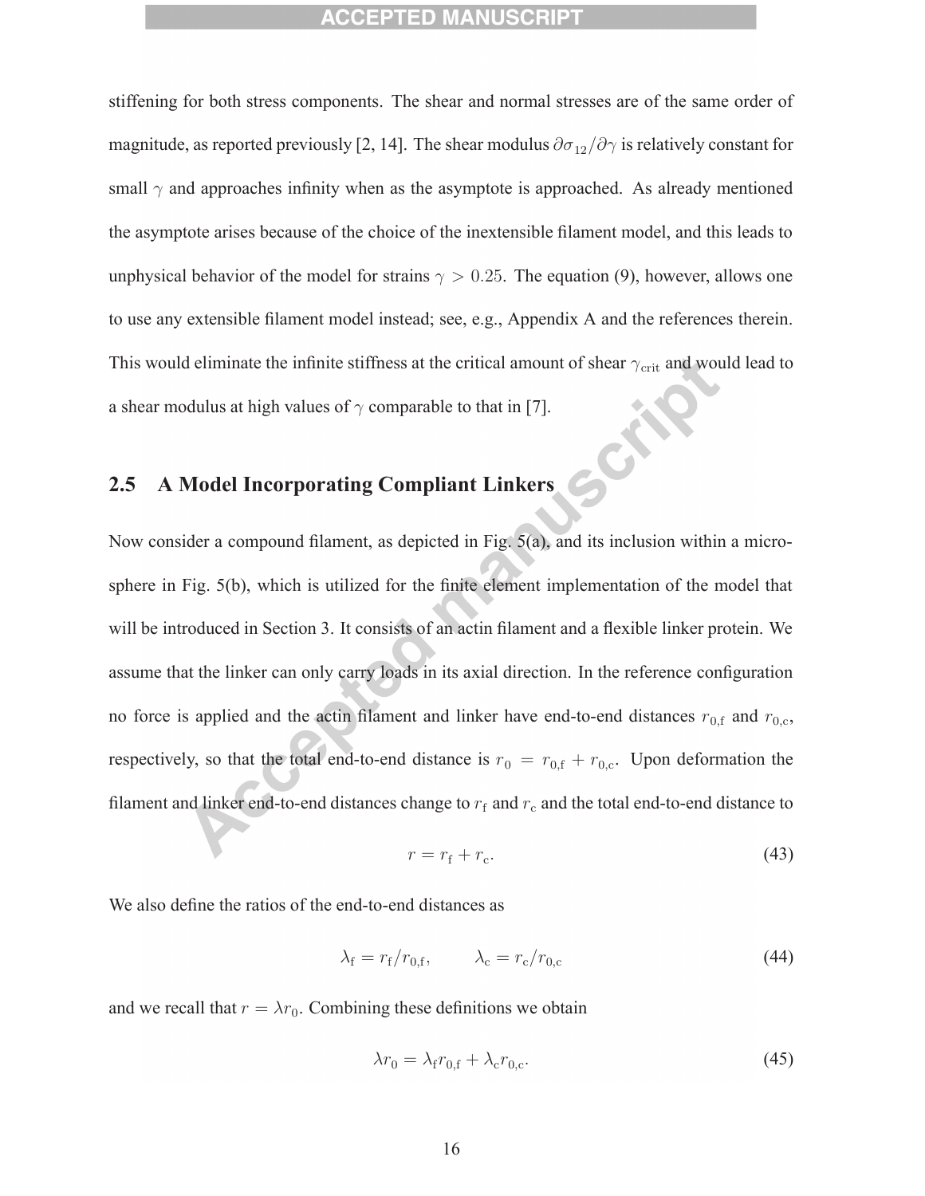stiffening for both stress components. The shear and normal stresses are of the same order of magnitude, as reported previously [2, 14]. The shear modulus $\partial\sigma_{12}/\partial\gamma$ is relatively constant for small $\gamma$ and approaches infinity when as the asymptote is approached. As already mentioned the asymptote arises because of the choice of the inextensible filament model, and this leads to unphysical behavior of the model for strains $\gamma > 0.25$. The equation (9), however, allows one to use any extensible filament model instead; see, e.g., Appendix A and the references therein. This would eliminate the infinite stiffness at the critical amount of shear $\gamma_{\mathrm{crit}}$ and would lead to a shear modulus at high values of $\gamma$ comparable to that in [7].

## 2.5 A Model Incorporating Compliant Linkers

Now consider a compound filament, as depicted in Fig. 5(a), and its inclusion within a micro-sphere in Fig. 5(b), which is utilized for the finite element implementation of the model that will be introduced in Section 3. It consists of an actin filament and a flexible linker protein. We assume that the linker can only carry loads in its axial direction. In the reference configuration no force is applied and the actin filament and linker have end-to-end distances $r_{0,\mathrm{f}}$ and $r_{0,\mathrm{c}}$, respectively, so that the total end-to-end distance is $r_0 = r_{0,\mathrm{f}} + r_{0,\mathrm{c}}$. Upon deformation the filament and linker end-to-end distances change to $r_{\mathrm{f}}$ and $r_{\mathrm{c}}$ and the total end-to-end distance to

$$r = r_{\mathrm{f}} + r_{\mathrm{c}}. \tag{43}$$

We also define the ratios of the end-to-end distances as

$$\lambda_{\mathrm{f}} = r_{\mathrm{f}}/r_{0,\mathrm{f}}, \qquad \lambda_{\mathrm{c}} = r_{\mathrm{c}}/r_{0,\mathrm{c}} \tag{44}$$

and we recall that $r = \lambda r_0$. Combining these definitions we obtain

$$\lambda r_0 = \lambda_{\mathrm{f}} r_{0,\mathrm{f}} + \lambda_{\mathrm{c}} r_{0,\mathrm{c}}. \tag{45}$$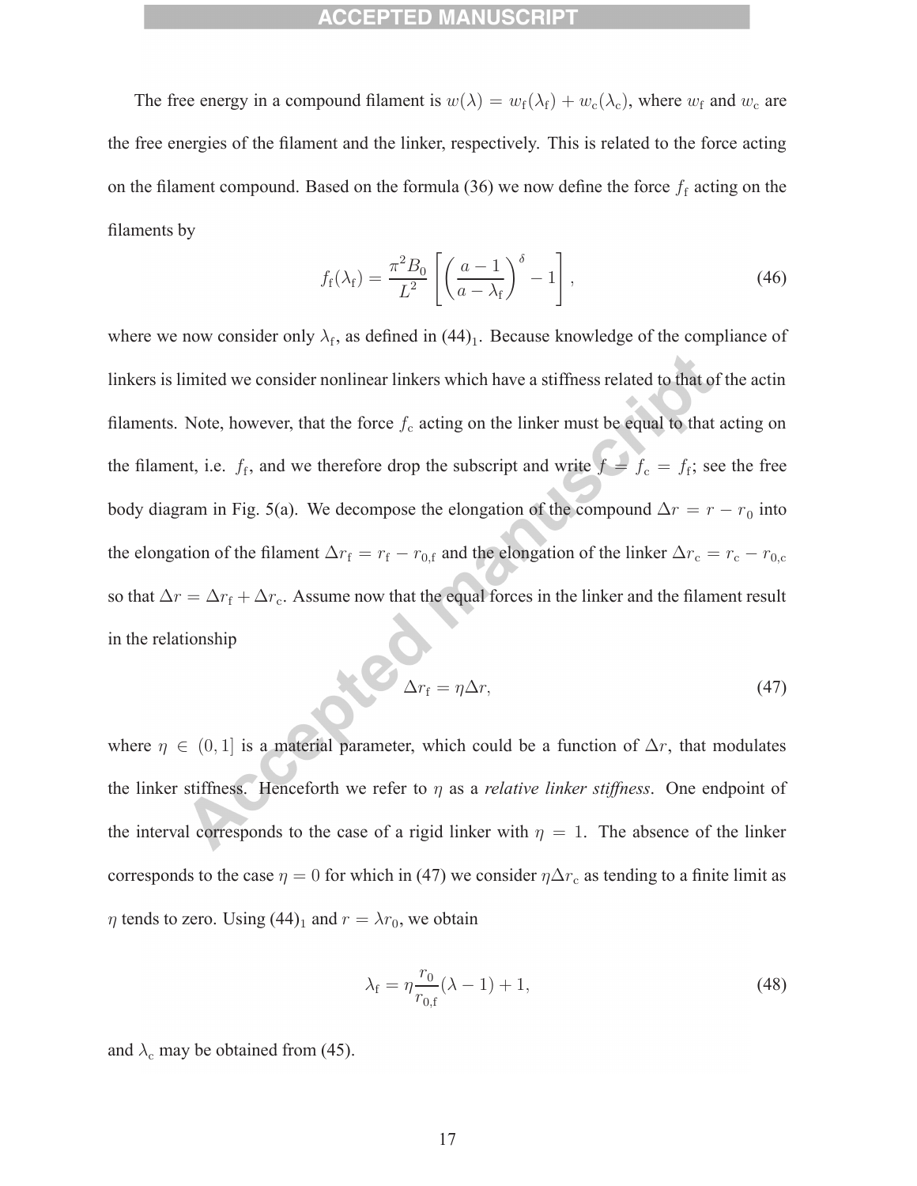The free energy in a compound filament is $w(\lambda) = w_{\rm f}(\lambda_{\rm f}) + w_{\rm c}(\lambda_{\rm c})$, where $w_{\rm f}$ and $w_{\rm c}$ are the free energies of the filament and the linker, respectively. This is related to the force acting on the filament compound. Based on the formula (36) we now define the force $f_{\rm f}$ acting on the filaments by

$$f_{\rm f}(\lambda_{\rm f}) = \frac{\pi^2 B_0}{L^2} \left[ \left( \frac{a-1}{a-\lambda_{\rm f}} \right)^{\delta} - 1 \right], \tag{46}$$

where we now consider only $\lambda_{\rm f}$, as defined in $(44)_1$. Because knowledge of the compliance of linkers is limited we consider nonlinear linkers which have a stiffness related to that of the actin filaments. Note, however, that the force $f_{\rm c}$ acting on the linker must be equal to that acting on the filament, i.e. $f_{\rm f}$, and we therefore drop the subscript and write $f = f_{\rm c} = f_{\rm f}$; see the free body diagram in Fig. 5(a). We decompose the elongation of the compound $\Delta r = r - r_0$ into the elongation of the filament $\Delta r_{\rm f} = r_{\rm f} - r_{0,\rm f}$ and the elongation of the linker $\Delta r_{\rm c} = r_{\rm c} - r_{0,\rm c}$ so that $\Delta r = \Delta r_{\rm f} + \Delta r_{\rm c}$. Assume now that the equal forces in the linker and the filament result in the relationship

$$\Delta r_{\rm f} = \eta \Delta r, \tag{47}$$

where $\eta \in (0, 1]$ is a material parameter, which could be a function of $\Delta r$, that modulates the linker stiffness. Henceforth we refer to $\eta$ as a *relative linker stiffness*. One endpoint of the interval corresponds to the case of a rigid linker with $\eta = 1$. The absence of the linker corresponds to the case $\eta = 0$ for which in (47) we consider $\eta \Delta r_{\rm c}$ as tending to a finite limit as $\eta$ tends to zero. Using $(44)_1$ and $r = \lambda r_0$, we obtain

$$\lambda_{\rm f} = \eta \frac{r_0}{r_{0,\rm f}} (\lambda - 1) + 1, \tag{48}$$

and $\lambda_{\rm c}$ may be obtained from (45).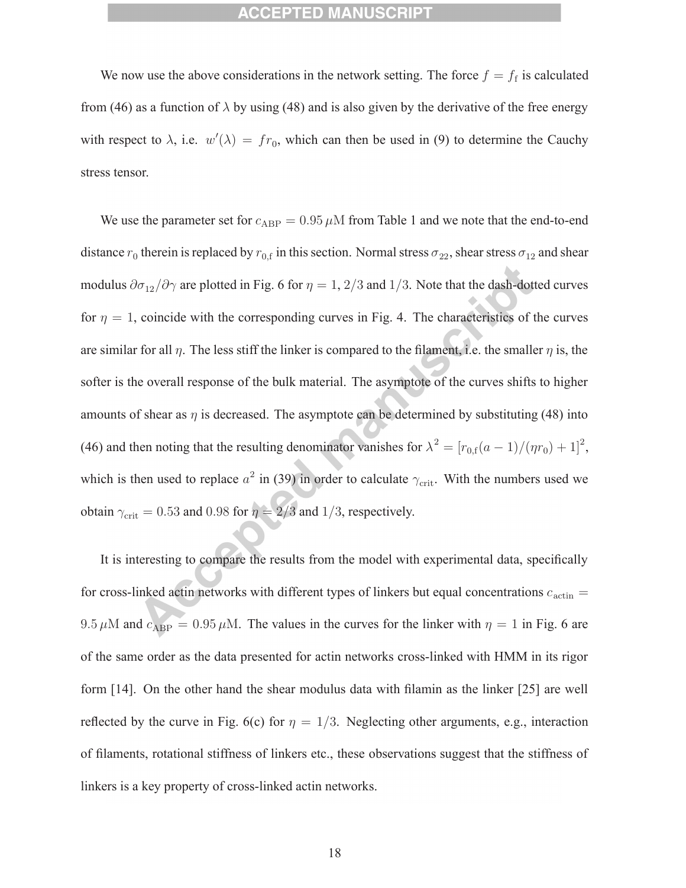We now use the above considerations in the network setting. The force $f = f_{\mathrm{f}}$ is calculated from (46) as a function of $\lambda$ by using (48) and is also given by the derivative of the free energy with respect to $\lambda$, i.e. $w'(\lambda) = f r_0$, which can then be used in (9) to determine the Cauchy stress tensor.

We use the parameter set for $c_{\mathrm{ABP}} = 0.95\,\mu\mathrm{M}$ from Table 1 and we note that the end-to-end distance $r_0$ therein is replaced by $r_{0,\mathrm{f}}$ in this section. Normal stress $\sigma_{22}$, shear stress $\sigma_{12}$ and shear modulus $\partial\sigma_{12}/\partial\gamma$ are plotted in Fig. 6 for $\eta = 1, 2/3$ and $1/3$. Note that the dash-dotted curves for $\eta = 1$, coincide with the corresponding curves in Fig. 4. The characteristics of the curves are similar for all $\eta$. The less stiff the linker is compared to the filament, i.e. the smaller $\eta$ is, the softer is the overall response of the bulk material. The asymptote of the curves shifts to higher amounts of shear as $\eta$ is decreased. The asymptote can be determined by substituting (48) into (46) and then noting that the resulting denominator vanishes for $\lambda^2 = [r_{0,\mathrm{f}}(a-1)/(\eta r_0) + 1]^2$, which is then used to replace $a^2$ in (39) in order to calculate $\gamma_{\mathrm{crit}}$. With the numbers used we obtain $\gamma_{\mathrm{crit}} = 0.53$ and $0.98$ for $\eta = 2/3$ and $1/3$, respectively.

It is interesting to compare the results from the model with experimental data, specifically for cross-linked actin networks with different types of linkers but equal concentrations $c_{\mathrm{actin}} = 9.5\,\mu\mathrm{M}$ and $c_{\mathrm{ABP}} = 0.95\,\mu\mathrm{M}$. The values in the curves for the linker with $\eta = 1$ in Fig. 6 are of the same order as the data presented for actin networks cross-linked with HMM in its rigor form [14]. On the other hand the shear modulus data with filamin as the linker [25] are well reflected by the curve in Fig. 6(c) for $\eta = 1/3$. Neglecting other arguments, e.g., interaction of filaments, rotational stiffness of linkers etc., these observations suggest that the stiffness of linkers is a key property of cross-linked actin networks.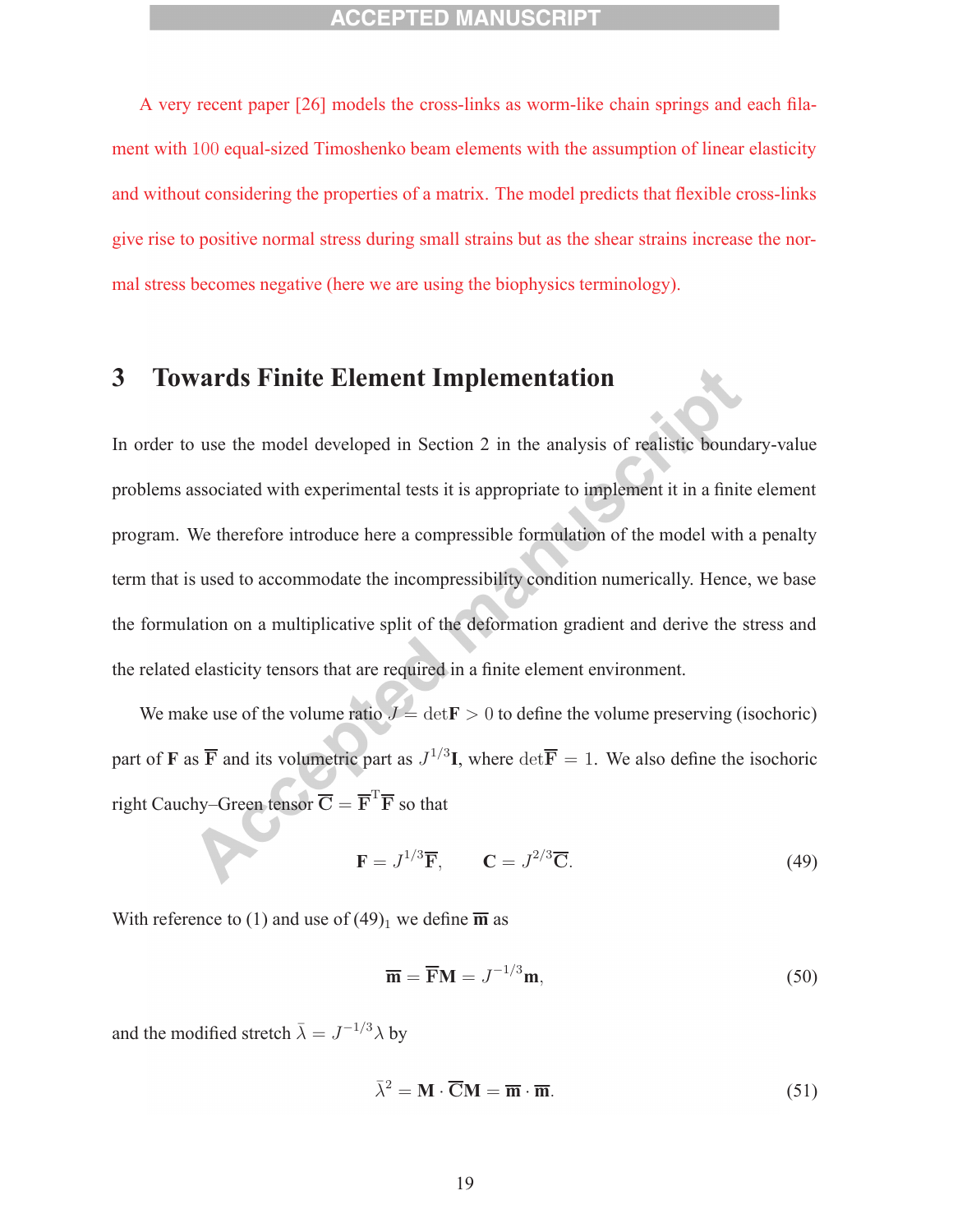A very recent paper [26] models the cross-links as worm-like chain springs and each filament with 100 equal-sized Timoshenko beam elements with the assumption of linear elasticity and without considering the properties of a matrix. The model predicts that flexible cross-links give rise to positive normal stress during small strains but as the shear strains increase the normal stress becomes negative (here we are using the biophysics terminology).

## 3 Towards Finite Element Implementation

In order to use the model developed in Section 2 in the analysis of realistic boundary-value problems associated with experimental tests it is appropriate to implement it in a finite element program. We therefore introduce here a compressible formulation of the model with a penalty term that is used to accommodate the incompressibility condition numerically. Hence, we base the formulation on a multiplicative split of the deformation gradient and derive the stress and the related elasticity tensors that are required in a finite element environment.

We make use of the volume ratio $J = \det\mathbf{F} > 0$ to define the volume preserving (isochoric) part of $\mathbf{F}$ as $\overline{\mathbf{F}}$ and its volumetric part as $J^{1/3}\mathbf{I}$, where $\det\overline{\mathbf{F}} = 1$. We also define the isochoric right Cauchy–Green tensor $\overline{\mathbf{C}} = \overline{\mathbf{F}}^{\mathrm{T}}\overline{\mathbf{F}}$ so that

$$\mathbf{F} = J^{1/3}\overline{\mathbf{F}}, \qquad \mathbf{C} = J^{2/3}\overline{\mathbf{C}}. \tag{49}$$

With reference to (1) and use of $(49)_1$ we define $\overline{\mathbf{m}}$ as

$$\overline{\mathbf{m}} = \overline{\mathbf{F}}\mathbf{M} = J^{-1/3}\mathbf{m}, \tag{50}$$

and the modified stretch $\bar{\lambda} = J^{-1/3}\lambda$ by

$$\bar{\lambda}^2 = \mathbf{M}\cdot\overline{\mathbf{C}}\mathbf{M} = \overline{\mathbf{m}}\cdot\overline{\mathbf{m}}. \tag{51}$$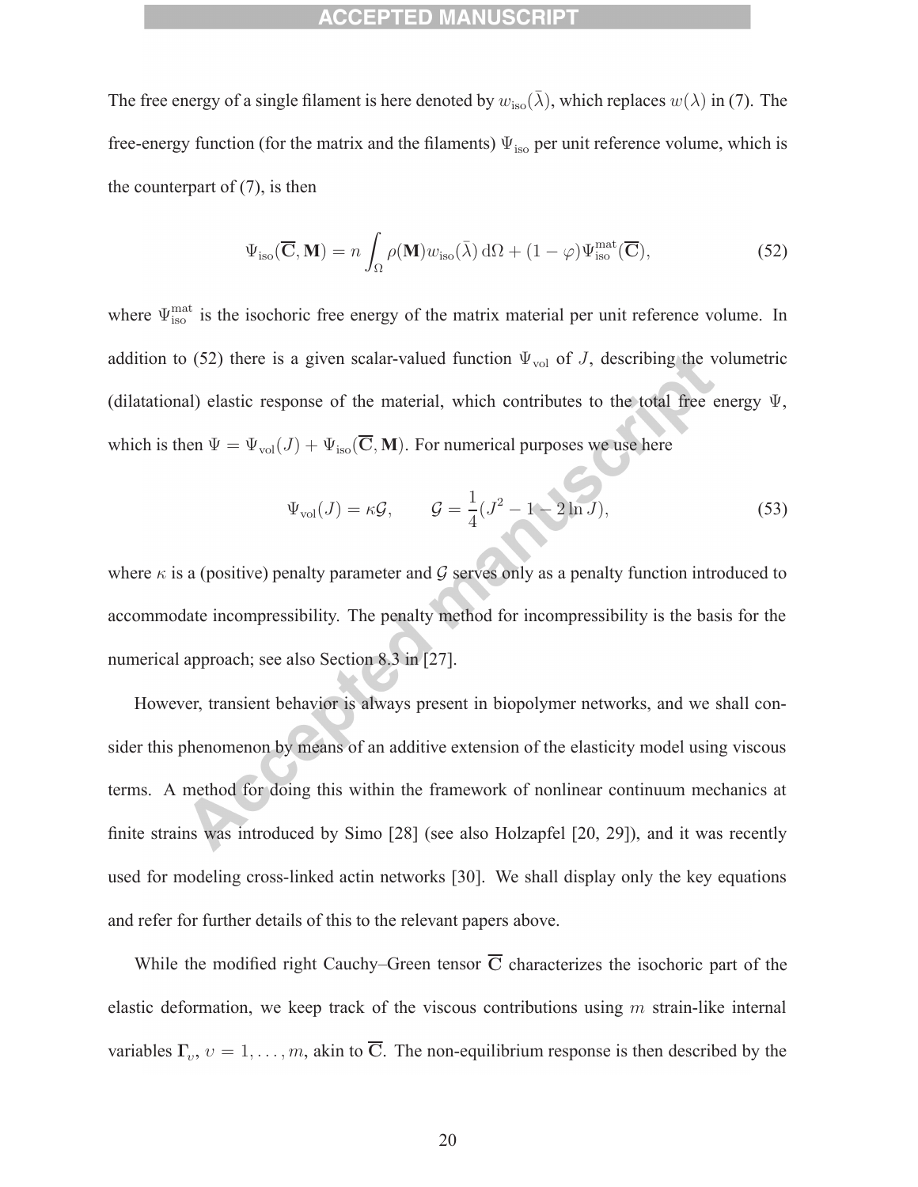The free energy of a single filament is here denoted by $w_{\text{iso}}(\bar{\lambda})$, which replaces $w(\lambda)$ in (7). The free-energy function (for the matrix and the filaments) $\Psi_{\text{iso}}$ per unit reference volume, which is the counterpart of (7), is then

$$\Psi_{\text{iso}}(\overline{\mathbf{C}}, \mathbf{M}) = n \int_{\Omega} \rho(\mathbf{M}) w_{\text{iso}}(\bar{\lambda}) \, \mathrm{d}\Omega + (1 - \varphi)\Psi_{\text{iso}}^{\text{mat}}(\overline{\mathbf{C}}), \tag{52}$$

where $\Psi_{\text{iso}}^{\text{mat}}$ is the isochoric free energy of the matrix material per unit reference volume. In addition to (52) there is a given scalar-valued function $\Psi_{\text{vol}}$ of $J$, describing the volumetric (dilatational) elastic response of the material, which contributes to the total free energy $\Psi$, which is then $\Psi = \Psi_{\text{vol}}(J) + \Psi_{\text{iso}}(\overline{\mathbf{C}}, \mathbf{M})$. For numerical purposes we use here

$$\Psi_{\text{vol}}(J) = \kappa \mathcal{G}, \qquad \mathcal{G} = \frac{1}{4}(J^2 - 1 - 2 \ln J), \tag{53}$$

where $\kappa$ is a (positive) penalty parameter and $\mathcal{G}$ serves only as a penalty function introduced to accommodate incompressibility. The penalty method for incompressibility is the basis for the numerical approach; see also Section 8.3 in [27].

However, transient behavior is always present in biopolymer networks, and we shall consider this phenomenon by means of an additive extension of the elasticity model using viscous terms. A method for doing this within the framework of nonlinear continuum mechanics at finite strains was introduced by Simo [28] (see also Holzapfel [20, 29]), and it was recently used for modeling cross-linked actin networks [30]. We shall display only the key equations and refer for further details of this to the relevant papers above.

While the modified right Cauchy–Green tensor $\overline{\mathbf{C}}$ characterizes the isochoric part of the elastic deformation, we keep track of the viscous contributions using $m$ strain-like internal variables $\mathbf{\Gamma}_{\upsilon}$, $\upsilon = 1, \ldots, m$, akin to $\overline{\mathbf{C}}$. The non-equilibrium response is then described by the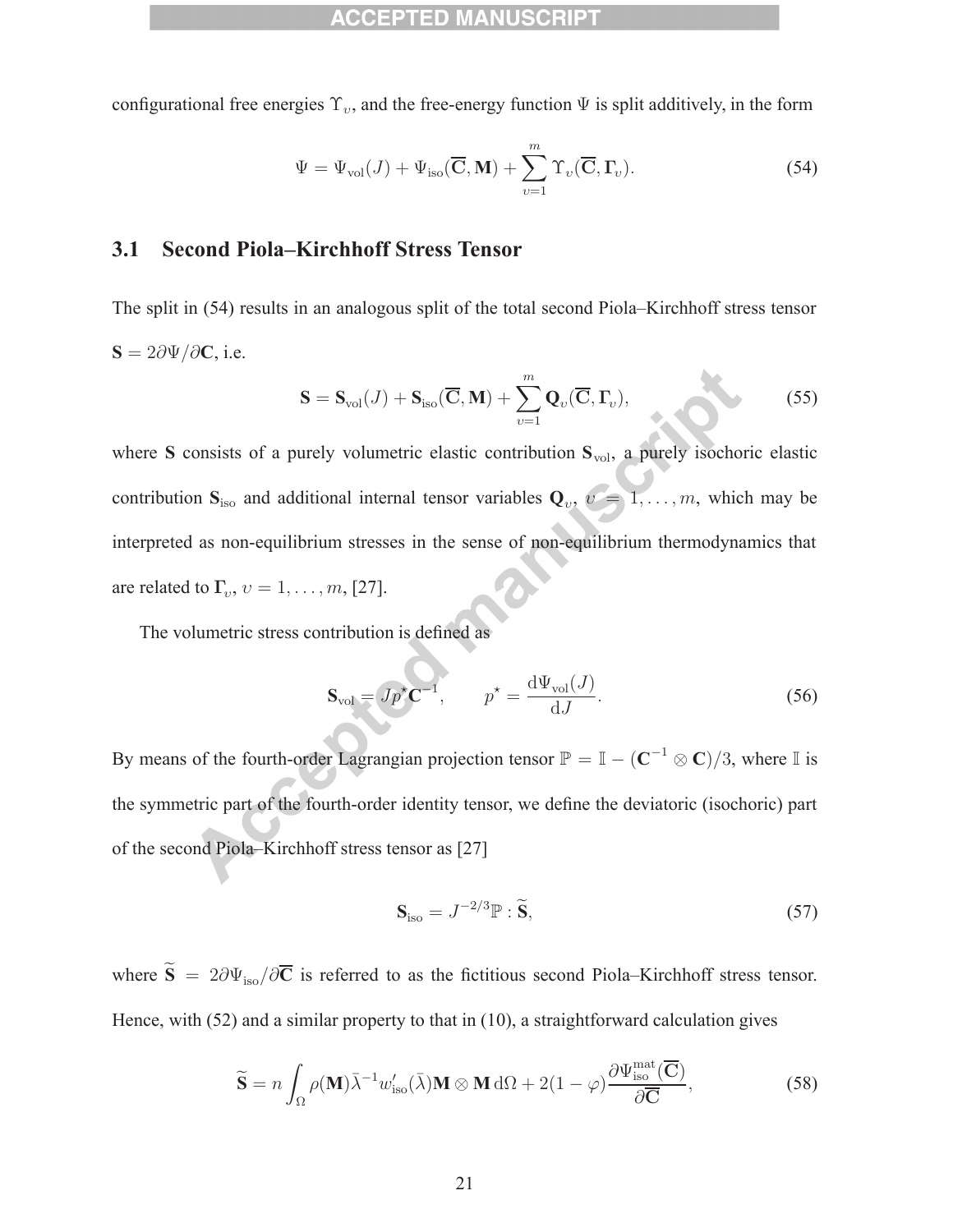configurational free energies $\Upsilon_\upsilon$, and the free-energy function $\Psi$ is split additively, in the form

$$\Psi = \Psi_{\mathrm{vol}}(J) + \Psi_{\mathrm{iso}}(\overline{\mathbf{C}}, \mathbf{M}) + \sum_{\upsilon=1}^{m} \Upsilon_\upsilon(\overline{\mathbf{C}}, \mathbf{\Gamma}_\upsilon). \tag{54}$$

## 3.1 Second Piola–Kirchhoff Stress Tensor

The split in (54) results in an analogous split of the total second Piola–Kirchhoff stress tensor $\mathbf{S} = 2\partial\Psi/\partial\mathbf{C}$, i.e.

$$\mathbf{S} = \mathbf{S}_{\mathrm{vol}}(J) + \mathbf{S}_{\mathrm{iso}}(\overline{\mathbf{C}}, \mathbf{M}) + \sum_{\upsilon=1}^{m} \mathbf{Q}_\upsilon(\overline{\mathbf{C}}, \mathbf{\Gamma}_\upsilon), \tag{55}$$

where $\mathbf{S}$ consists of a purely volumetric elastic contribution $\mathbf{S}_{\mathrm{vol}}$, a purely isochoric elastic contribution $\mathbf{S}_{\mathrm{iso}}$ and additional internal tensor variables $\mathbf{Q}_\upsilon$, $\upsilon = 1, \ldots, m$, which may be interpreted as non-equilibrium stresses in the sense of non-equilibrium thermodynamics that are related to $\mathbf{\Gamma}_\upsilon$, $\upsilon = 1, \ldots, m$, [27].

The volumetric stress contribution is defined as

$$\mathbf{S}_{\mathrm{vol}} = J p^\star \mathbf{C}^{-1}, \qquad p^\star = \frac{\mathrm{d}\Psi_{\mathrm{vol}}(J)}{\mathrm{d}J}. \tag{56}$$

By means of the fourth-order Lagrangian projection tensor $\mathbb{P} = \mathbb{I} - (\mathbf{C}^{-1} \otimes \mathbf{C})/3$, where $\mathbb{I}$ is the symmetric part of the fourth-order identity tensor, we define the deviatoric (isochoric) part of the second Piola–Kirchhoff stress tensor as [27]

$$\mathbf{S}_{\mathrm{iso}} = J^{-2/3}\mathbb{P} : \widetilde{\mathbf{S}}, \tag{57}$$

where $\widetilde{\mathbf{S}} = 2\partial\Psi_{\mathrm{iso}}/\partial\overline{\mathbf{C}}$ is referred to as the fictitious second Piola–Kirchhoff stress tensor. Hence, with (52) and a similar property to that in (10), a straightforward calculation gives

$$\widetilde{\mathbf{S}} = n \int_\Omega \rho(\mathbf{M}) \bar{\lambda}^{-1} w'_{\mathrm{iso}}(\bar{\lambda}) \mathbf{M} \otimes \mathbf{M} \, \mathrm{d}\Omega + 2(1 - \varphi) \frac{\partial \Psi^{\mathrm{mat}}_{\mathrm{iso}}(\overline{\mathbf{C}})}{\partial \overline{\mathbf{C}}}, \tag{58}$$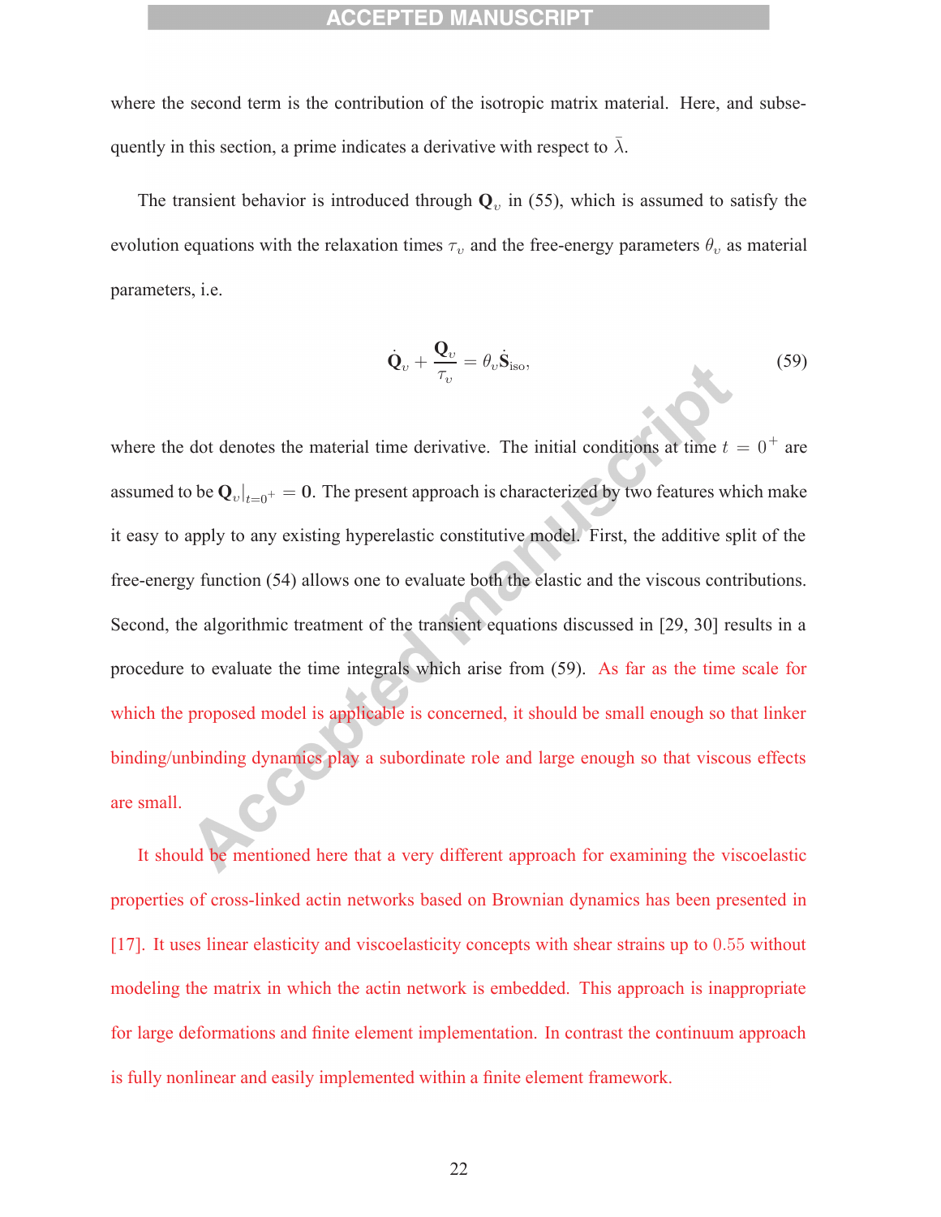where the second term is the contribution of the isotropic matrix material. Here, and subsequently in this section, a prime indicates a derivative with respect to $\bar{\lambda}$.

The transient behavior is introduced through $\mathbf{Q}_\upsilon$ in (55), which is assumed to satisfy the evolution equations with the relaxation times $\tau_\upsilon$ and the free-energy parameters $\theta_\upsilon$ as material parameters, i.e.

$$\dot{\mathbf{Q}}_\upsilon + \frac{\mathbf{Q}_\upsilon}{\tau_\upsilon} = \theta_\upsilon \dot{\mathbf{S}}_{\text{iso}}, \tag{59}$$

where the dot denotes the material time derivative. The initial conditions at time $t = 0^+$ are assumed to be $\mathbf{Q}_\upsilon|_{t=0^+} = \mathbf{0}$. The present approach is characterized by two features which make it easy to apply to any existing hyperelastic constitutive model. First, the additive split of the free-energy function (54) allows one to evaluate both the elastic and the viscous contributions. Second, the algorithmic treatment of the transient equations discussed in [29, 30] results in a procedure to evaluate the time integrals which arise from (59). As far as the time scale for which the proposed model is applicable is concerned, it should be small enough so that linker binding/unbinding dynamics play a subordinate role and large enough so that viscous effects are small.

It should be mentioned here that a very different approach for examining the viscoelastic properties of cross-linked actin networks based on Brownian dynamics has been presented in [17]. It uses linear elasticity and viscoelasticity concepts with shear strains up to $0.55$ without modeling the matrix in which the actin network is embedded. This approach is inappropriate for large deformations and finite element implementation. In contrast the continuum approach is fully nonlinear and easily implemented within a finite element framework.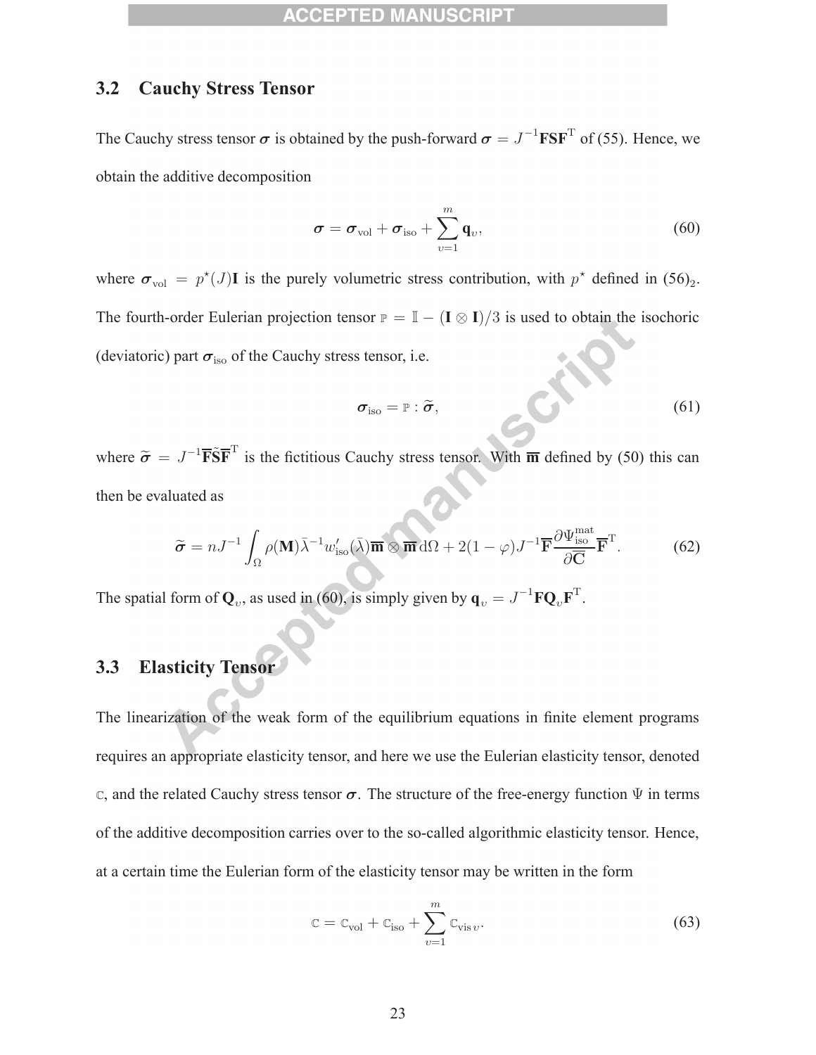### 3.2 Cauchy Stress Tensor

The Cauchy stress tensor $\boldsymbol{\sigma}$ is obtained by the push-forward $\boldsymbol{\sigma} = J^{-1}\mathbf{F}\mathbf{S}\mathbf{F}^{\mathrm{T}}$ of (55). Hence, we obtain the additive decomposition

$$\boldsymbol{\sigma} = \boldsymbol{\sigma}_{\mathrm{vol}} + \boldsymbol{\sigma}_{\mathrm{iso}} + \sum_{\upsilon=1}^{m} \mathbf{q}_{\upsilon}, \tag{60}$$

where $\boldsymbol{\sigma}_{\mathrm{vol}} = p^{\star}(J)\mathbf{I}$ is the purely volumetric stress contribution, with $p^{\star}$ defined in $(56)_2$. The fourth-order Eulerian projection tensor $\mathbb{P} = \mathbb{I} - (\mathbf{I} \otimes \mathbf{I})/3$ is used to obtain the isochoric (deviatoric) part $\boldsymbol{\sigma}_{\mathrm{iso}}$ of the Cauchy stress tensor, i.e.

$$\boldsymbol{\sigma}_{\mathrm{iso}} = \mathbb{P} : \widetilde{\boldsymbol{\sigma}}, \tag{61}$$

where $\widetilde{\boldsymbol{\sigma}} = J^{-1}\overline{\mathbf{F}}\tilde{\mathbf{S}}\overline{\mathbf{F}}^{\mathrm{T}}$ is the fictitious Cauchy stress tensor. With $\overline{\mathbf{m}}$ defined by (50) this can then be evaluated as

$$\widetilde{\boldsymbol{\sigma}} = nJ^{-1} \int_{\Omega} \rho(\mathbf{M})\bar{\lambda}^{-1} w_{\mathrm{iso}}'(\bar{\lambda})\overline{\mathbf{m}} \otimes \overline{\mathbf{m}}\, \mathrm{d}\Omega + 2(1-\varphi)J^{-1}\overline{\mathbf{F}}\frac{\partial \Psi_{\mathrm{iso}}^{\mathrm{mat}}}{\partial \overline{\mathbf{C}}}\overline{\mathbf{F}}^{\mathrm{T}}. \tag{62}$$

The spatial form of $\mathbf{Q}_{\upsilon}$, as used in (60), is simply given by $\mathbf{q}_{\upsilon} = J^{-1}\mathbf{F}\mathbf{Q}_{\upsilon}\mathbf{F}^{\mathrm{T}}$.

### 3.3 Elasticity Tensor

The linearization of the weak form of the equilibrium equations in finite element programs requires an appropriate elasticity tensor, and here we use the Eulerian elasticity tensor, denoted $\mathbb{C}$, and the related Cauchy stress tensor $\boldsymbol{\sigma}$. The structure of the free-energy function $\Psi$ in terms of the additive decomposition carries over to the so-called algorithmic elasticity tensor. Hence, at a certain time the Eulerian form of the elasticity tensor may be written in the form

$$\mathbb{C} = \mathbb{C}_{\mathrm{vol}} + \mathbb{C}_{\mathrm{iso}} + \sum_{\upsilon=1}^{m} \mathbb{C}_{\mathrm{vis}\,\upsilon}. \tag{63}$$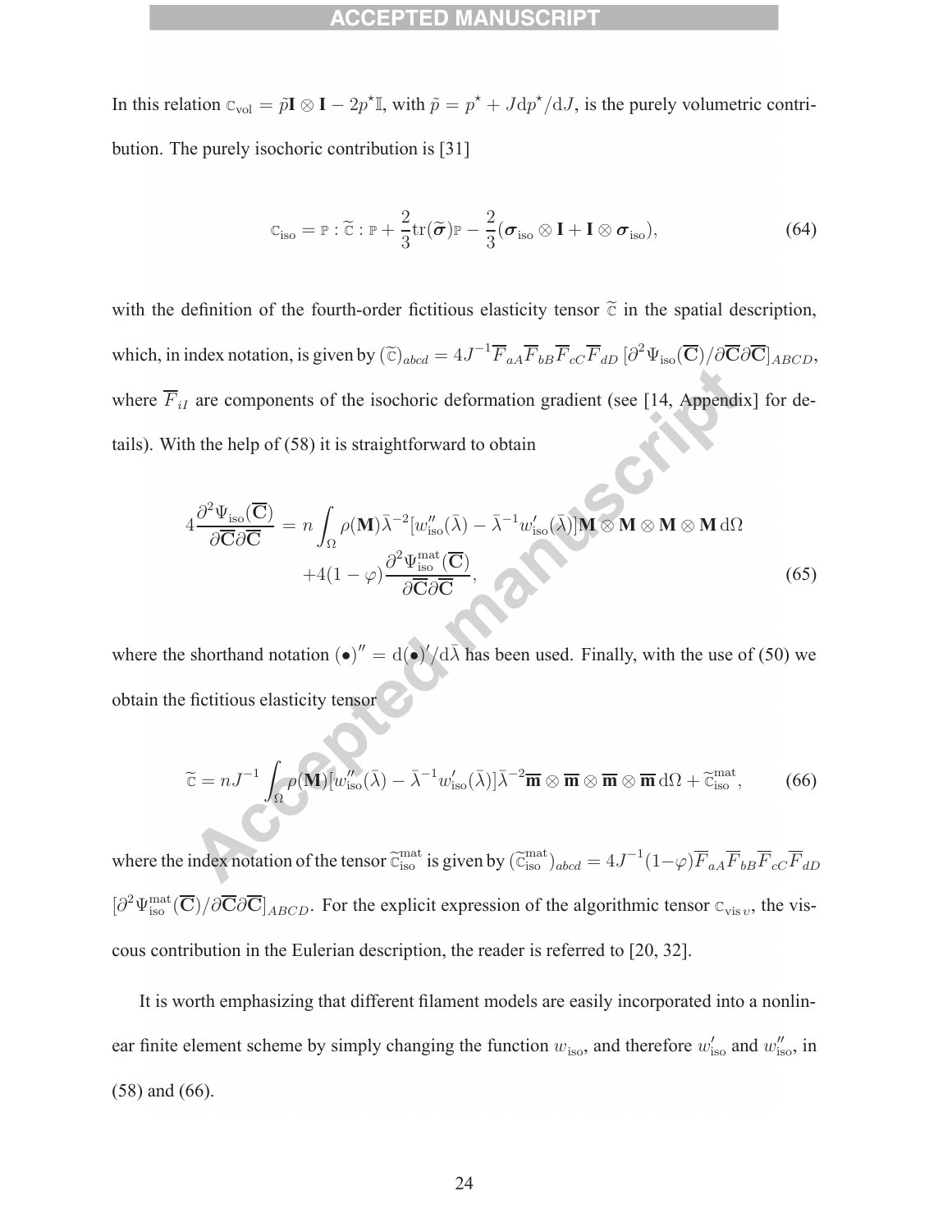In this relation $\mathbb{c}_{\text{vol}} = \tilde{p}\mathbf{I} \otimes \mathbf{I} - 2p^\star \mathbb{I}$, with $\tilde{p} = p^\star + J\mathrm{d}p^\star/\mathrm{d}J$, is the purely volumetric contribution. The purely isochoric contribution is [31]

$$\mathbb{c}_{\text{iso}} = \mathbb{P} : \widetilde{\mathbb{c}} : \mathbb{P} + \frac{2}{3}\mathrm{tr}(\widetilde{\boldsymbol{\sigma}})\mathbb{P} - \frac{2}{3}(\boldsymbol{\sigma}_{\text{iso}} \otimes \mathbf{I} + \mathbf{I} \otimes \boldsymbol{\sigma}_{\text{iso}}), \tag{64}$$

with the definition of the fourth-order fictitious elasticity tensor $\widetilde{\mathbb{c}}$ in the spatial description, which, in index notation, is given by $(\widetilde{\mathbb{c}})_{abcd} = 4J^{-1}\overline{F}_{aA}\overline{F}_{bB}\overline{F}_{cC}\overline{F}_{dD}\,[\partial^2\Psi_{\text{iso}}(\overline{\mathbf{C}})/\partial\overline{\mathbf{C}}\partial\overline{\mathbf{C}}]_{ABCD}$, where $\overline{F}_{iI}$ are components of the isochoric deformation gradient (see [14, Appendix] for details). With the help of (58) it is straightforward to obtain

$$\begin{aligned}4\frac{\partial^2\Psi_{\text{iso}}(\overline{\mathbf{C}})}{\partial\overline{\mathbf{C}}\partial\overline{\mathbf{C}}} &= n\int_\Omega \rho(\mathbf{M})\bar{\lambda}^{-2}[w''_{\text{iso}}(\bar{\lambda}) - \bar{\lambda}^{-1}w'_{\text{iso}}(\bar{\lambda})]\mathbf{M}\otimes\mathbf{M}\otimes\mathbf{M}\otimes\mathbf{M}\,\mathrm{d}\Omega \\ &\quad +4(1-\varphi)\frac{\partial^2\Psi^{\text{mat}}_{\text{iso}}(\overline{\mathbf{C}})}{\partial\overline{\mathbf{C}}\partial\overline{\mathbf{C}}},\end{aligned} \tag{65}$$

where the shorthand notation $(\bullet)'' = \mathrm{d}(\bullet)'/\mathrm{d}\bar{\lambda}$ has been used. Finally, with the use of (50) we obtain the fictitious elasticity tensor

$$\widetilde{\mathbb{c}} = nJ^{-1}\int_\Omega \rho(\mathbf{M})[w''_{\text{iso}}(\bar{\lambda}) - \bar{\lambda}^{-1}w'_{\text{iso}}(\bar{\lambda})]\bar{\lambda}^{-2}\overline{\mathbf{m}}\otimes\overline{\mathbf{m}}\otimes\overline{\mathbf{m}}\otimes\overline{\mathbf{m}}\,\mathrm{d}\Omega + \widetilde{\mathbb{c}}^{\text{mat}}_{\text{iso}}, \tag{66}$$

where the index notation of the tensor $\widetilde{\mathbb{c}}^{\text{mat}}_{\text{iso}}$ is given by $(\widetilde{\mathbb{c}}^{\text{mat}}_{\text{iso}})_{abcd} = 4J^{-1}(1-\varphi)\overline{F}_{aA}\overline{F}_{bB}\overline{F}_{cC}\overline{F}_{dD}$ $[\partial^2\Psi^{\text{mat}}_{\text{iso}}(\overline{\mathbf{C}})/\partial\overline{\mathbf{C}}\partial\overline{\mathbf{C}}]_{ABCD}$. For the explicit expression of the algorithmic tensor $\mathbb{c}_{\text{vis}\,\upsilon}$, the viscous contribution in the Eulerian description, the reader is referred to [20, 32].

It is worth emphasizing that different filament models are easily incorporated into a nonlinear finite element scheme by simply changing the function $w_{\text{iso}}$, and therefore $w'_{\text{iso}}$ and $w''_{\text{iso}}$, in (58) and (66).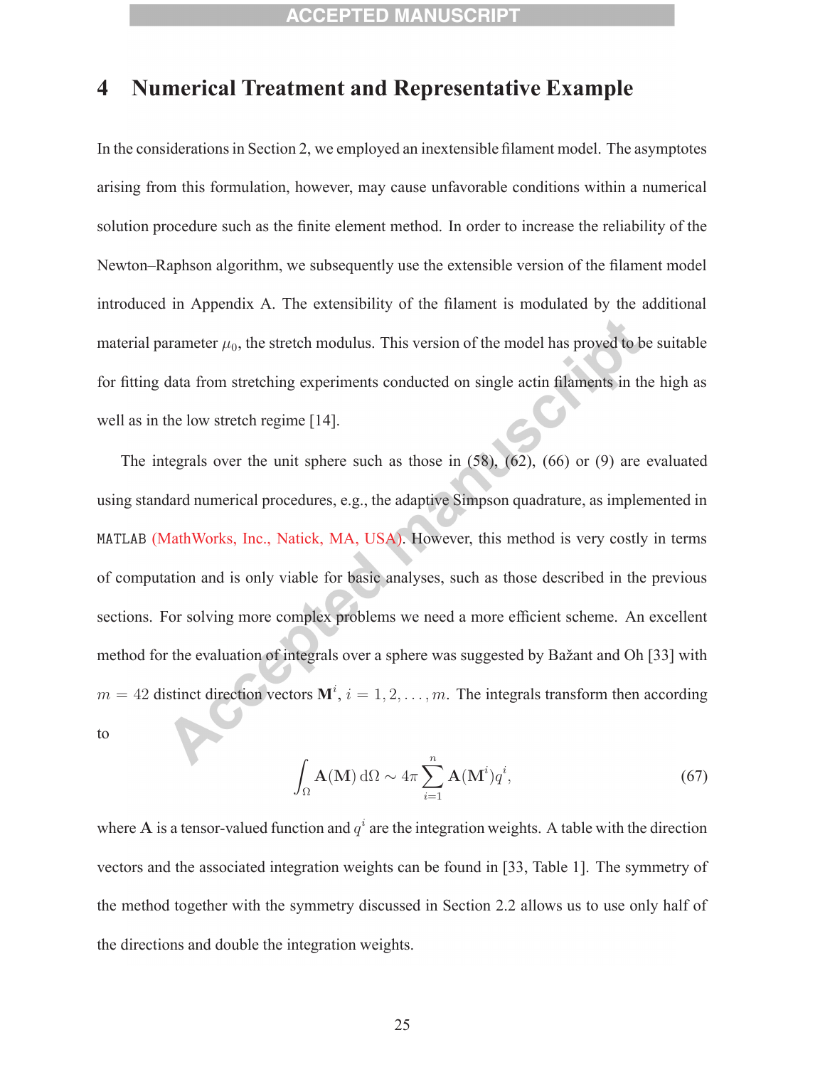# 4 Numerical Treatment and Representative Example

In the considerations in Section 2, we employed an inextensible filament model. The asymptotes arising from this formulation, however, may cause unfavorable conditions within a numerical solution procedure such as the finite element method. In order to increase the reliability of the Newton–Raphson algorithm, we subsequently use the extensible version of the filament model introduced in Appendix A. The extensibility of the filament is modulated by the additional material parameter $\mu_0$, the stretch modulus. This version of the model has proved to be suitable for fitting data from stretching experiments conducted on single actin filaments in the high as well as in the low stretch regime [14].

The integrals over the unit sphere such as those in (58), (62), (66) or (9) are evaluated using standard numerical procedures, e.g., the adaptive Simpson quadrature, as implemented in `MATLAB` (MathWorks, Inc., Natick, MA, USA). However, this method is very costly in terms of computation and is only viable for basic analyses, such as those described in the previous sections. For solving more complex problems we need a more efficient scheme. An excellent method for the evaluation of integrals over a sphere was suggested by Bažant and Oh [33] with $m = 42$ distinct direction vectors $\mathbf{M}^i$, $i = 1, 2, \ldots, m$. The integrals transform then according to

$$\int_{\Omega} \mathbf{A}(\mathbf{M})\,\mathrm{d}\Omega \sim 4\pi \sum_{i=1}^{n} \mathbf{A}(\mathbf{M}^i) q^i, \tag{67}$$

where $\mathbf{A}$ is a tensor-valued function and $q^i$ are the integration weights. A table with the direction vectors and the associated integration weights can be found in [33, Table 1]. The symmetry of the method together with the symmetry discussed in Section 2.2 allows us to use only half of the directions and double the integration weights.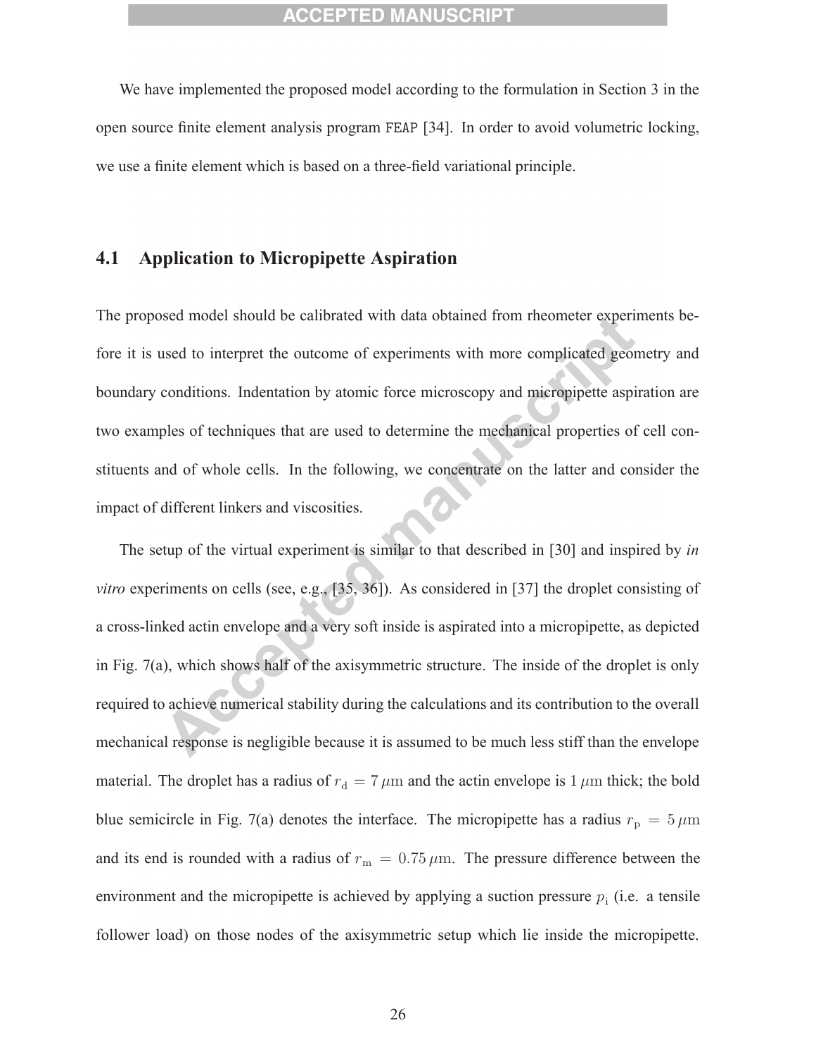We have implemented the proposed model according to the formulation in Section 3 in the open source finite element analysis program FEAP [34]. In order to avoid volumetric locking, we use a finite element which is based on a three-field variational principle.

## 4.1 Application to Micropipette Aspiration

The proposed model should be calibrated with data obtained from rheometer experiments before it is used to interpret the outcome of experiments with more complicated geometry and boundary conditions. Indentation by atomic force microscopy and micropipette aspiration are two examples of techniques that are used to determine the mechanical properties of cell constituents and of whole cells. In the following, we concentrate on the latter and consider the impact of different linkers and viscosities.

The setup of the virtual experiment is similar to that described in [30] and inspired by *in vitro* experiments on cells (see, e.g., [35, 36]). As considered in [37] the droplet consisting of a cross-linked actin envelope and a very soft inside is aspirated into a micropipette, as depicted in Fig. 7(a), which shows half of the axisymmetric structure. The inside of the droplet is only required to achieve numerical stability during the calculations and its contribution to the overall mechanical response is negligible because it is assumed to be much less stiff than the envelope material. The droplet has a radius of $r_\mathrm{d} = 7\,\mu\mathrm{m}$ and the actin envelope is $1\,\mu\mathrm{m}$ thick; the bold blue semicircle in Fig. 7(a) denotes the interface. The micropipette has a radius $r_\mathrm{p} = 5\,\mu\mathrm{m}$ and its end is rounded with a radius of $r_\mathrm{m} = 0.75\,\mu\mathrm{m}$. The pressure difference between the environment and the micropipette is achieved by applying a suction pressure $p_\mathrm{i}$ (i.e. a tensile follower load) on those nodes of the axisymmetric setup which lie inside the micropipette.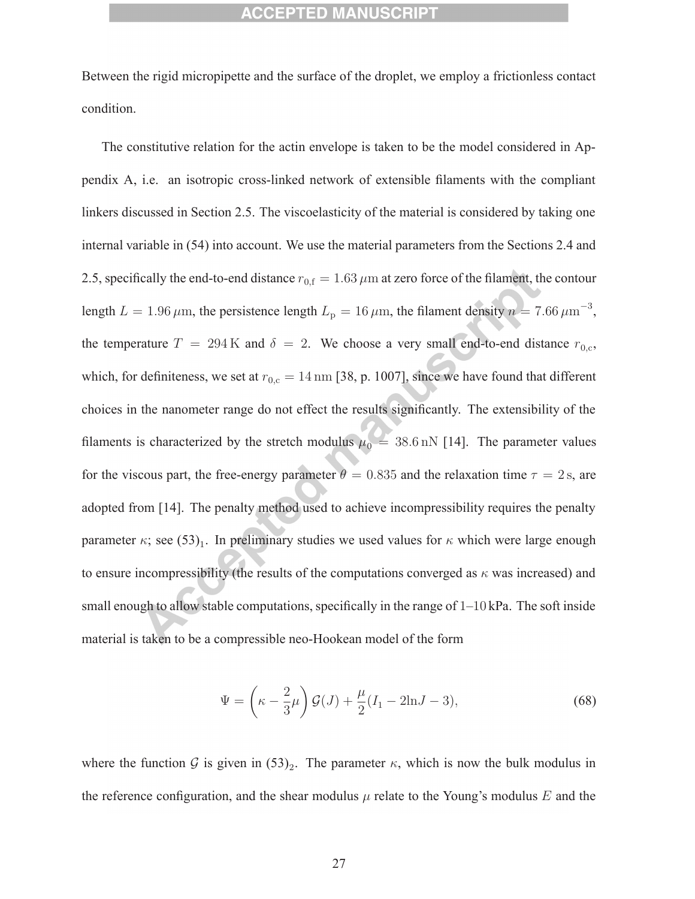Between the rigid micropipette and the surface of the droplet, we employ a frictionless contact condition.

The constitutive relation for the actin envelope is taken to be the model considered in Appendix A, i.e. an isotropic cross-linked network of extensible filaments with the compliant linkers discussed in Section 2.5. The viscoelasticity of the material is considered by taking one internal variable in (54) into account. We use the material parameters from the Sections 2.4 and 2.5, specifically the end-to-end distance $r_{0,\mathrm{f}} = 1.63\,\mu\mathrm{m}$ at zero force of the filament, the contour length $L = 1.96\,\mu\mathrm{m}$, the persistence length $L_\mathrm{p} = 16\,\mu\mathrm{m}$, the filament density $n = 7.66\,\mu\mathrm{m}^{-3}$, the temperature $T = 294\,\mathrm{K}$ and $\delta = 2$. We choose a very small end-to-end distance $r_{0,\mathrm{c}}$, which, for definiteness, we set at $r_{0,\mathrm{c}} = 14\,\mathrm{nm}$ [38, p. 1007], since we have found that different choices in the nanometer range do not effect the results significantly. The extensibility of the filaments is characterized by the stretch modulus $\mu_0 = 38.6\,\mathrm{nN}$ [14]. The parameter values for the viscous part, the free-energy parameter $\theta = 0.835$ and the relaxation time $\tau = 2\,\mathrm{s}$, are adopted from [14]. The penalty method used to achieve incompressibility requires the penalty parameter $\kappa$; see $(53)_1$. In preliminary studies we used values for $\kappa$ which were large enough to ensure incompressibility (the results of the computations converged as $\kappa$ was increased) and small enough to allow stable computations, specifically in the range of 1–10 kPa. The soft inside material is taken to be a compressible neo-Hookean model of the form

$$\Psi = \left(\kappa - \frac{2}{3}\mu\right)\mathcal{G}(J) + \frac{\mu}{2}(I_1 - 2\ln J - 3), \tag{68}$$

where the function $\mathcal{G}$ is given in $(53)_2$. The parameter $\kappa$, which is now the bulk modulus in the reference configuration, and the shear modulus $\mu$ relate to the Young's modulus $E$ and the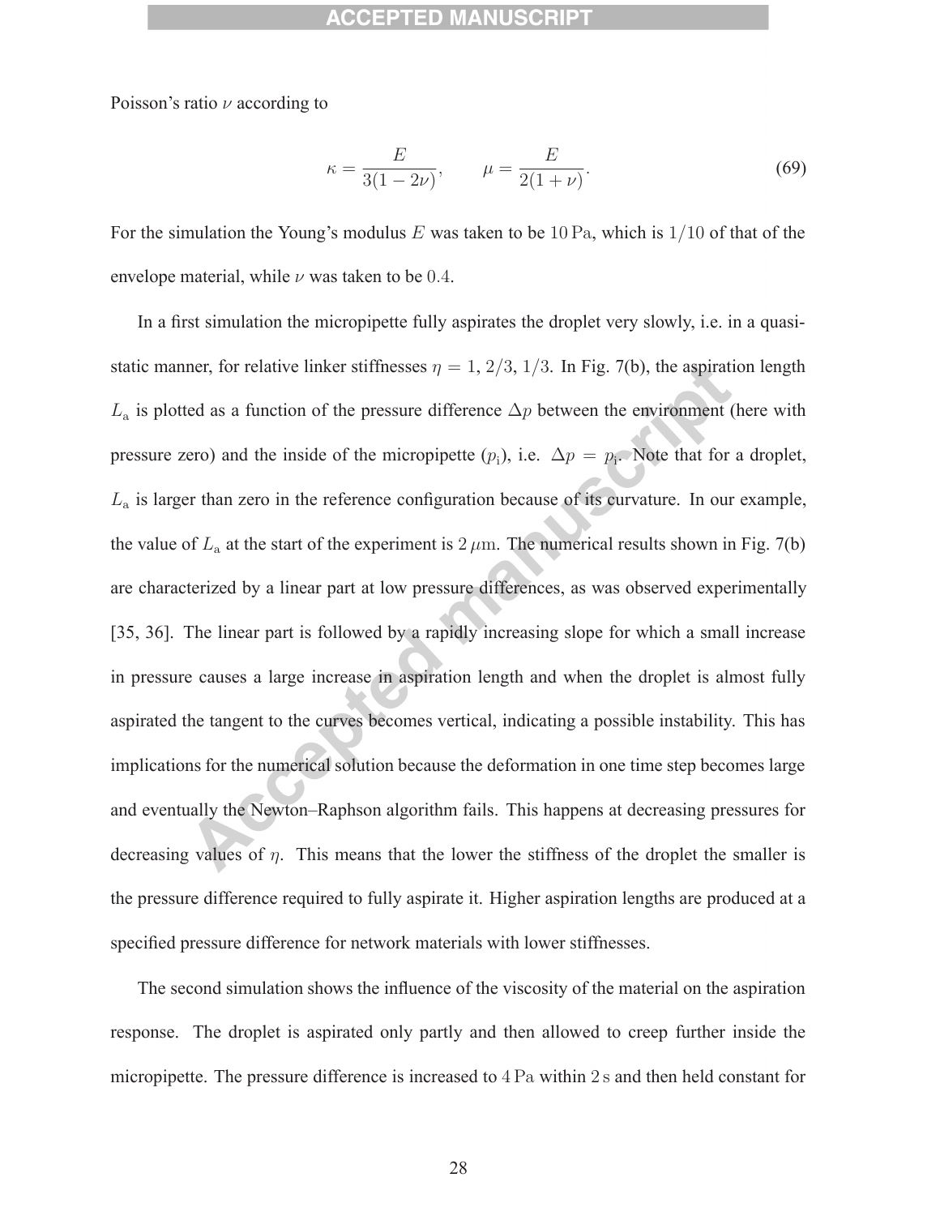Poisson's ratio $\nu$ according to

$$\kappa = \frac{E}{3(1-2\nu)}, \qquad \mu = \frac{E}{2(1+\nu)}. \tag{69}$$

For the simulation the Young's modulus $E$ was taken to be $10\,\mathrm{Pa}$, which is $1/10$ of that of the envelope material, while $\nu$ was taken to be $0.4$.

In a first simulation the micropipette fully aspirates the droplet very slowly, i.e. in a quasi-static manner, for relative linker stiffnesses $\eta = 1,\, 2/3,\, 1/3$. In Fig. 7(b), the aspiration length $L_\mathrm{a}$ is plotted as a function of the pressure difference $\Delta p$ between the environment (here with pressure zero) and the inside of the micropipette ($p_\mathrm{i}$), i.e. $\Delta p = p_\mathrm{i}$. Note that for a droplet, $L_\mathrm{a}$ is larger than zero in the reference configuration because of its curvature. In our example, the value of $L_\mathrm{a}$ at the start of the experiment is $2\,\mu\mathrm{m}$. The numerical results shown in Fig. 7(b) are characterized by a linear part at low pressure differences, as was observed experimentally [35, 36]. The linear part is followed by a rapidly increasing slope for which a small increase in pressure causes a large increase in aspiration length and when the droplet is almost fully aspirated the tangent to the curves becomes vertical, indicating a possible instability. This has implications for the numerical solution because the deformation in one time step becomes large and eventually the Newton–Raphson algorithm fails. This happens at decreasing pressures for decreasing values of $\eta$. This means that the lower the stiffness of the droplet the smaller is the pressure difference required to fully aspirate it. Higher aspiration lengths are produced at a specified pressure difference for network materials with lower stiffnesses.

The second simulation shows the influence of the viscosity of the material on the aspiration response. The droplet is aspirated only partly and then allowed to creep further inside the micropipette. The pressure difference is increased to $4\,\mathrm{Pa}$ within $2\,\mathrm{s}$ and then held constant for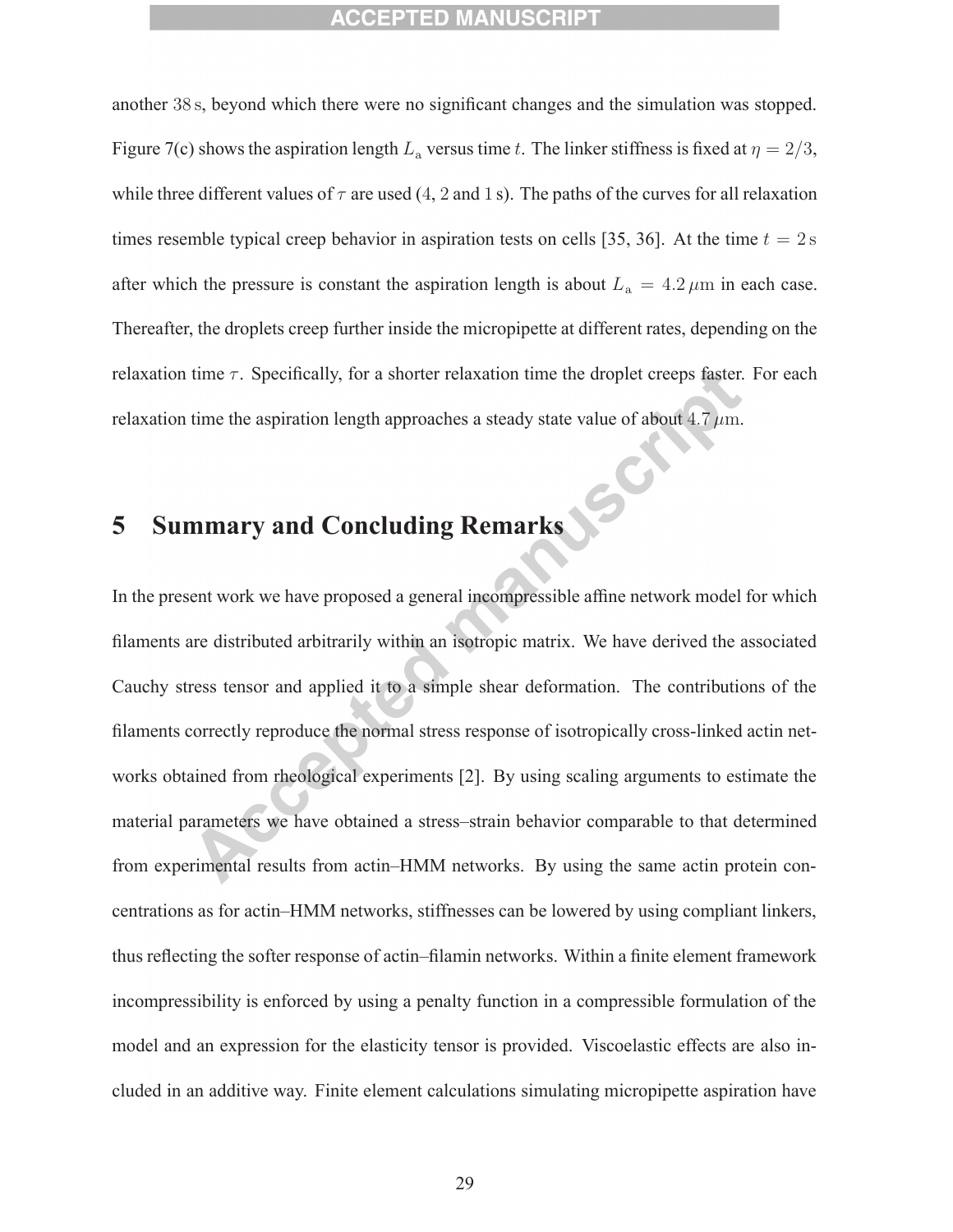another $38\,\mathrm{s}$, beyond which there were no significant changes and the simulation was stopped. Figure 7(c) shows the aspiration length $L_\mathrm{a}$ versus time $t$. The linker stiffness is fixed at $\eta = 2/3$, while three different values of $\tau$ are used ($4$, $2$ and $1\,\mathrm{s}$). The paths of the curves for all relaxation times resemble typical creep behavior in aspiration tests on cells [35, 36]. At the time $t = 2\,\mathrm{s}$ after which the pressure is constant the aspiration length is about $L_\mathrm{a} = 4.2\,\mu\mathrm{m}$ in each case. Thereafter, the droplets creep further inside the micropipette at different rates, depending on the relaxation time $\tau$. Specifically, for a shorter relaxation time the droplet creeps faster. For each relaxation time the aspiration length approaches a steady state value of about $4.7\,\mu\mathrm{m}$.

# 5 Summary and Concluding Remarks

In the present work we have proposed a general incompressible affine network model for which filaments are distributed arbitrarily within an isotropic matrix. We have derived the associated Cauchy stress tensor and applied it to a simple shear deformation. The contributions of the filaments correctly reproduce the normal stress response of isotropically cross-linked actin networks obtained from rheological experiments [2]. By using scaling arguments to estimate the material parameters we have obtained a stress–strain behavior comparable to that determined from experimental results from actin–HMM networks. By using the same actin protein concentrations as for actin–HMM networks, stiffnesses can be lowered by using compliant linkers, thus reflecting the softer response of actin–filamin networks. Within a finite element framework incompressibility is enforced by using a penalty function in a compressible formulation of the model and an expression for the elasticity tensor is provided. Viscoelastic effects are also included in an additive way. Finite element calculations simulating micropipette aspiration have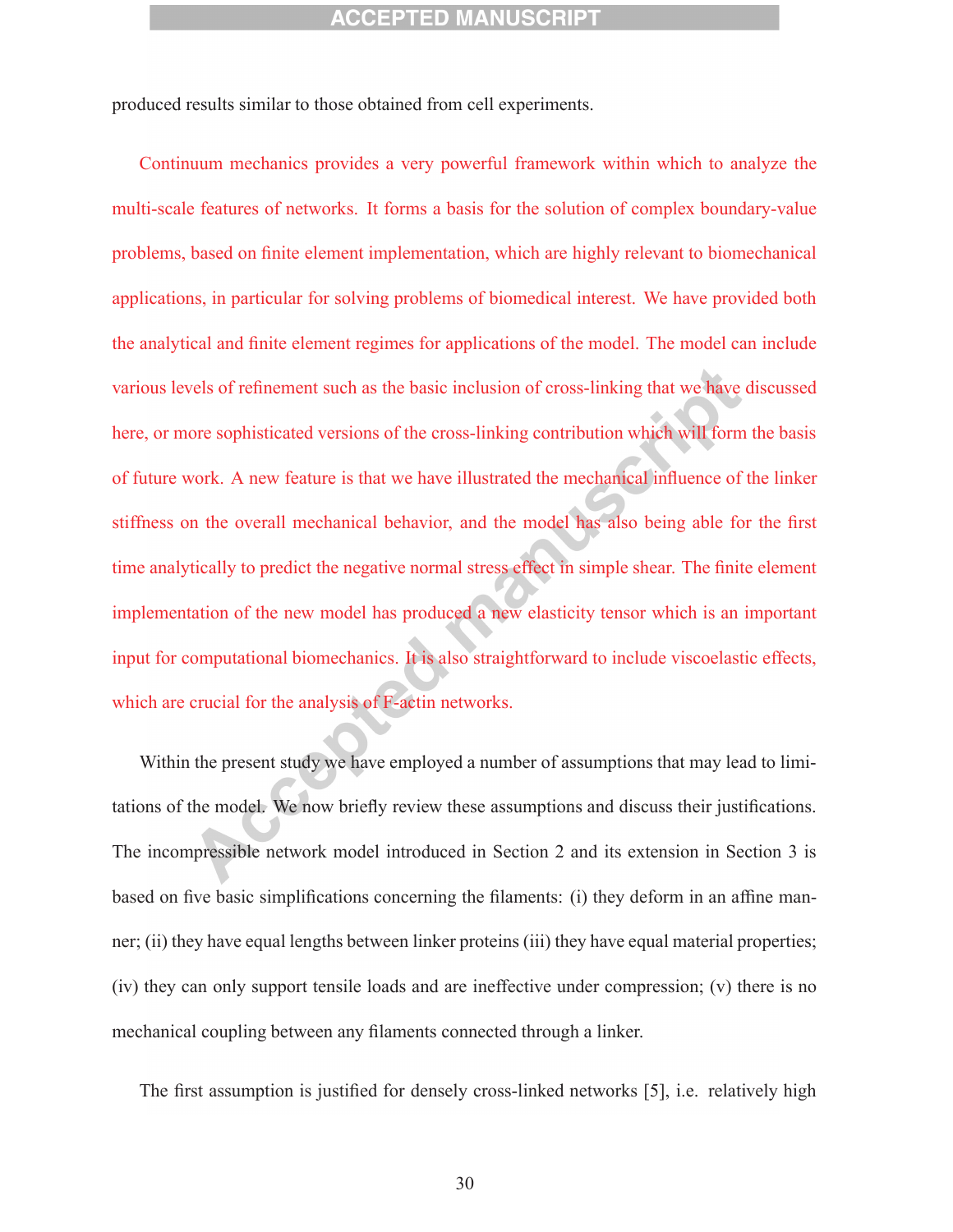produced results similar to those obtained from cell experiments.

Continuum mechanics provides a very powerful framework within which to analyze the multi-scale features of networks. It forms a basis for the solution of complex boundary-value problems, based on finite element implementation, which are highly relevant to biomechanical applications, in particular for solving problems of biomedical interest. We have provided both the analytical and finite element regimes for applications of the model. The model can include various levels of refinement such as the basic inclusion of cross-linking that we have discussed here, or more sophisticated versions of the cross-linking contribution which will form the basis of future work. A new feature is that we have illustrated the mechanical influence of the linker stiffness on the overall mechanical behavior, and the model has also being able for the first time analytically to predict the negative normal stress effect in simple shear. The finite element implementation of the new model has produced a new elasticity tensor which is an important input for computational biomechanics. It is also straightforward to include viscoelastic effects, which are crucial for the analysis of F-actin networks.

Within the present study we have employed a number of assumptions that may lead to limitations of the model. We now briefly review these assumptions and discuss their justifications. The incompressible network model introduced in Section 2 and its extension in Section 3 is based on five basic simplifications concerning the filaments: (i) they deform in an affine manner; (ii) they have equal lengths between linker proteins (iii) they have equal material properties; (iv) they can only support tensile loads and are ineffective under compression; (v) there is no mechanical coupling between any filaments connected through a linker.

The first assumption is justified for densely cross-linked networks [5], i.e. relatively high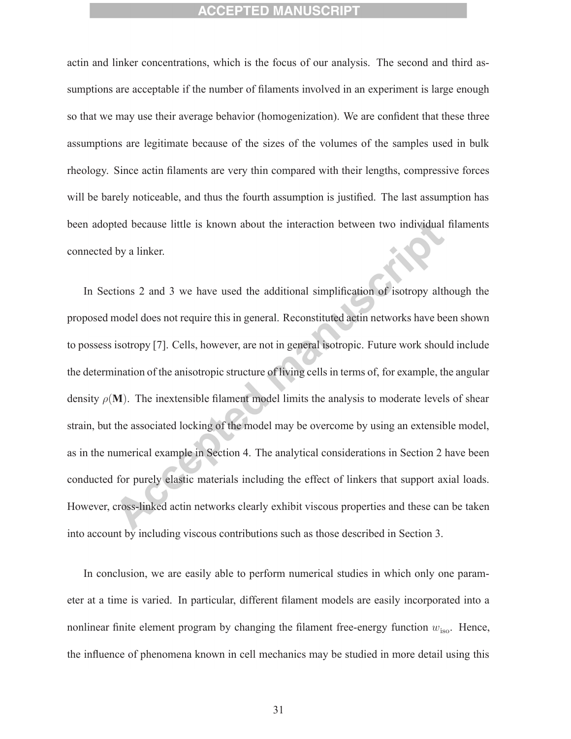actin and linker concentrations, which is the focus of our analysis. The second and third assumptions are acceptable if the number of filaments involved in an experiment is large enough so that we may use their average behavior (homogenization). We are confident that these three assumptions are legitimate because of the sizes of the volumes of the samples used in bulk rheology. Since actin filaments are very thin compared with their lengths, compressive forces will be barely noticeable, and thus the fourth assumption is justified. The last assumption has been adopted because little is known about the interaction between two individual filaments connected by a linker.

In Sections 2 and 3 we have used the additional simplification of isotropy although the proposed model does not require this in general. Reconstituted actin networks have been shown to possess isotropy [7]. Cells, however, are not in general isotropic. Future work should include the determination of the anisotropic structure of living cells in terms of, for example, the angular density $\rho(\mathbf{M})$. The inextensible filament model limits the analysis to moderate levels of shear strain, but the associated locking of the model may be overcome by using an extensible model, as in the numerical example in Section 4. The analytical considerations in Section 2 have been conducted for purely elastic materials including the effect of linkers that support axial loads. However, cross-linked actin networks clearly exhibit viscous properties and these can be taken into account by including viscous contributions such as those described in Section 3.

In conclusion, we are easily able to perform numerical studies in which only one parameter at a time is varied. In particular, different filament models are easily incorporated into a nonlinear finite element program by changing the filament free-energy function $w_{\text{iso}}$. Hence, the influence of phenomena known in cell mechanics may be studied in more detail using this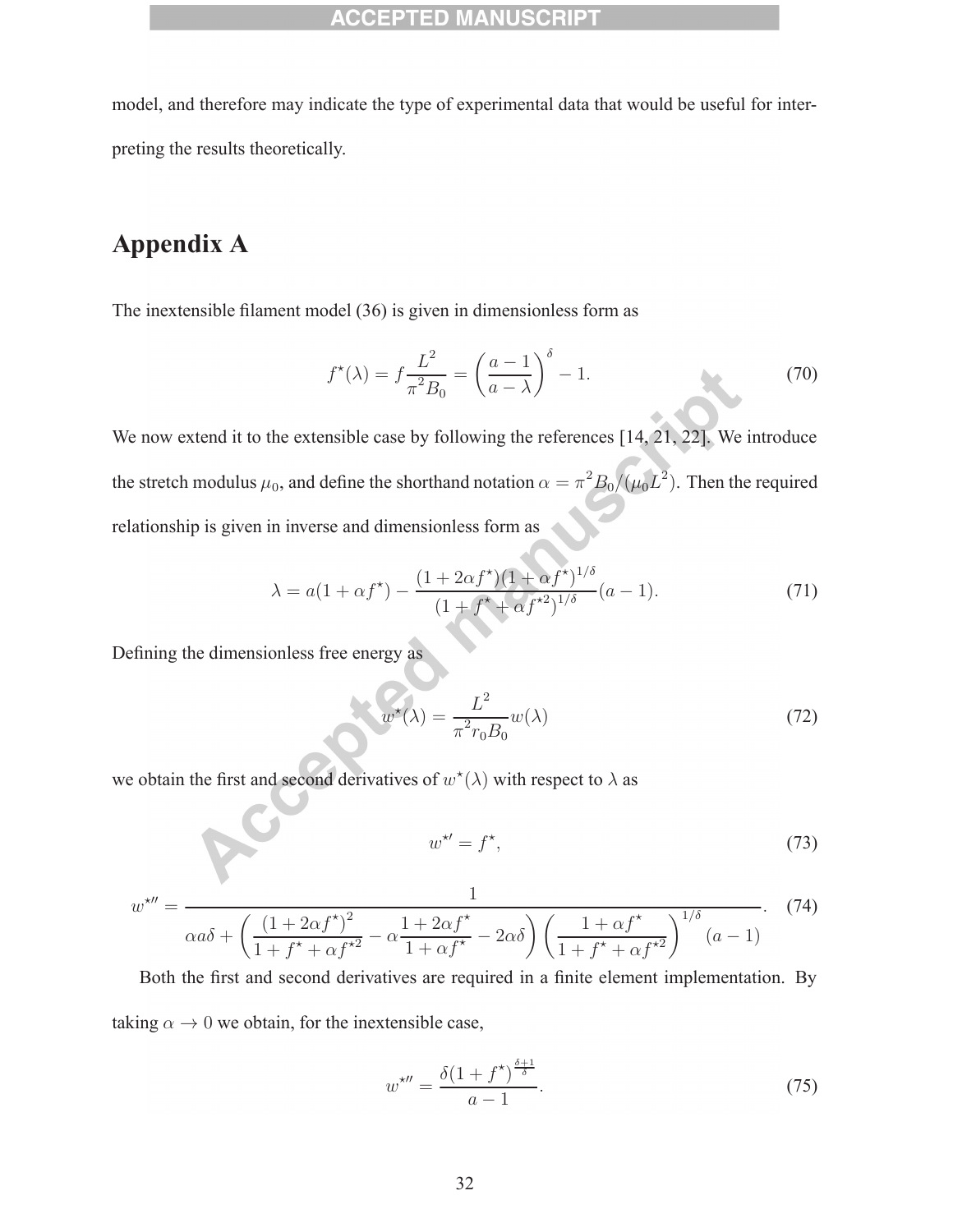model, and therefore may indicate the type of experimental data that would be useful for interpreting the results theoretically.

## Appendix A

The inextensible filament model (36) is given in dimensionless form as

$$f^\star(\lambda) = f\frac{L^2}{\pi^2 B_0} = \left(\frac{a-1}{a-\lambda}\right)^\delta - 1. \tag{70}$$

We now extend it to the extensible case by following the references [14, 21, 22]. We introduce the stretch modulus $\mu_0$, and define the shorthand notation $\alpha = \pi^2 B_0/(\mu_0 L^2)$. Then the required relationship is given in inverse and dimensionless form as

$$\lambda = a(1+\alpha f^\star) - \frac{(1+2\alpha f^\star)(1+\alpha f^\star)^{1/\delta}}{(1+f^\star+\alpha f^{\star 2})^{1/\delta}}(a-1). \tag{71}$$

Defining the dimensionless free energy as

$$w^\star(\lambda) = \frac{L^2}{\pi^2 r_0 B_0} w(\lambda) \tag{72}$$

we obtain the first and second derivatives of $w^\star(\lambda)$ with respect to $\lambda$ as

$$w^{\star\prime} = f^\star, \tag{73}$$

$$w^{\star\prime\prime} = \frac{1}{\alpha a \delta + \left(\dfrac{(1+2\alpha f^\star)^2}{1+f^\star+\alpha f^{\star 2}} - \alpha\dfrac{1+2\alpha f^\star}{1+\alpha f^\star} - 2\alpha\delta\right)\left(\dfrac{1+\alpha f^\star}{1+f^\star+\alpha f^{\star 2}}\right)^{1/\delta}(a-1)}. \tag{74}$$

Both the first and second derivatives are required in a finite element implementation. By taking $\alpha \to 0$ we obtain, for the inextensible case,

$$w^{\star\prime\prime} = \frac{\delta(1+f^\star)^{\frac{\delta+1}{\delta}}}{a-1}. \tag{75}$$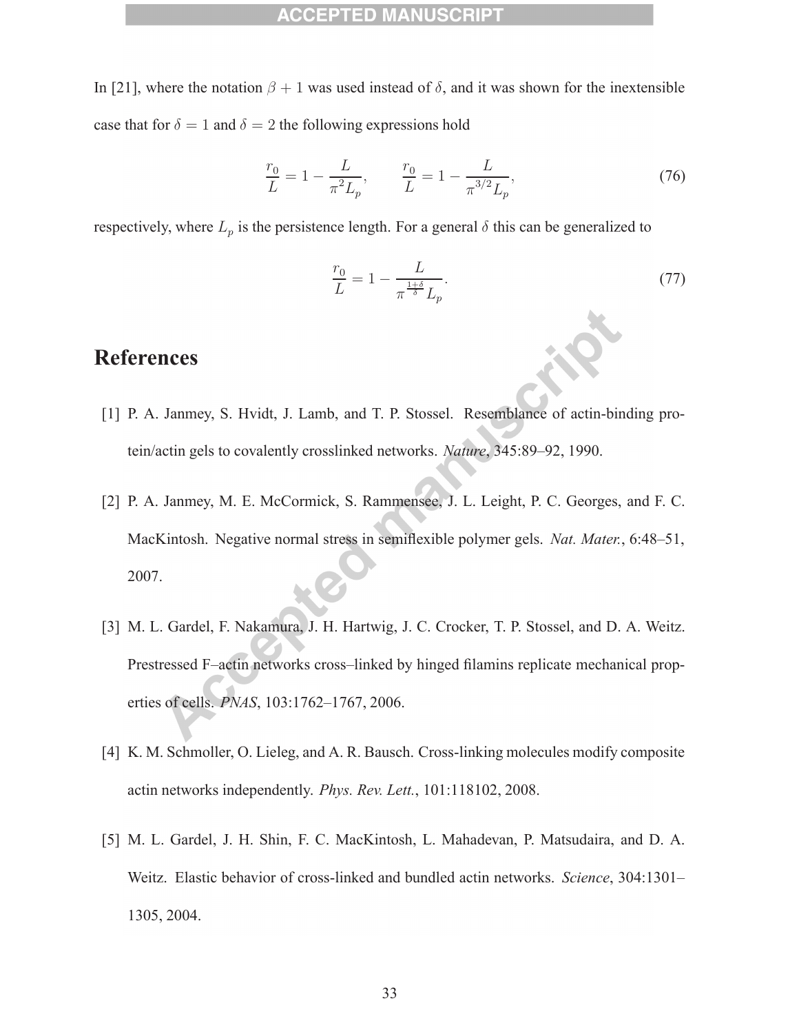In [21], where the notation $\beta + 1$ was used instead of $\delta$, and it was shown for the inextensible case that for $\delta = 1$ and $\delta = 2$ the following expressions hold

$$\frac{r_0}{L} = 1 - \frac{L}{\pi^2 L_p}, \qquad \frac{r_0}{L} = 1 - \frac{L}{\pi^{3/2} L_p}, \tag{76}$$

respectively, where $L_p$ is the persistence length. For a general $\delta$ this can be generalized to

$$\frac{r_0}{L} = 1 - \frac{L}{\pi^{\frac{1+\delta}{\delta}} L_p}. \tag{77}$$

# References

[1] P. A. Janmey, S. Hvidt, J. Lamb, and T. P. Stossel. Resemblance of actin-binding protein/actin gels to covalently crosslinked networks. *Nature*, 345:89–92, 1990.

[2] P. A. Janmey, M. E. McCormick, S. Rammensee, J. L. Leight, P. C. Georges, and F. C. MacKintosh. Negative normal stress in semiflexible polymer gels. *Nat. Mater.*, 6:48–51, 2007.

[3] M. L. Gardel, F. Nakamura, J. H. Hartwig, J. C. Crocker, T. P. Stossel, and D. A. Weitz. Prestressed F–actin networks cross–linked by hinged filamins replicate mechanical properties of cells. *PNAS*, 103:1762–1767, 2006.

[4] K. M. Schmoller, O. Lieleg, and A. R. Bausch. Cross-linking molecules modify composite actin networks independently. *Phys. Rev. Lett.*, 101:118102, 2008.

[5] M. L. Gardel, J. H. Shin, F. C. MacKintosh, L. Mahadevan, P. Matsudaira, and D. A. Weitz. Elastic behavior of cross-linked and bundled actin networks. *Science*, 304:1301–1305, 2004.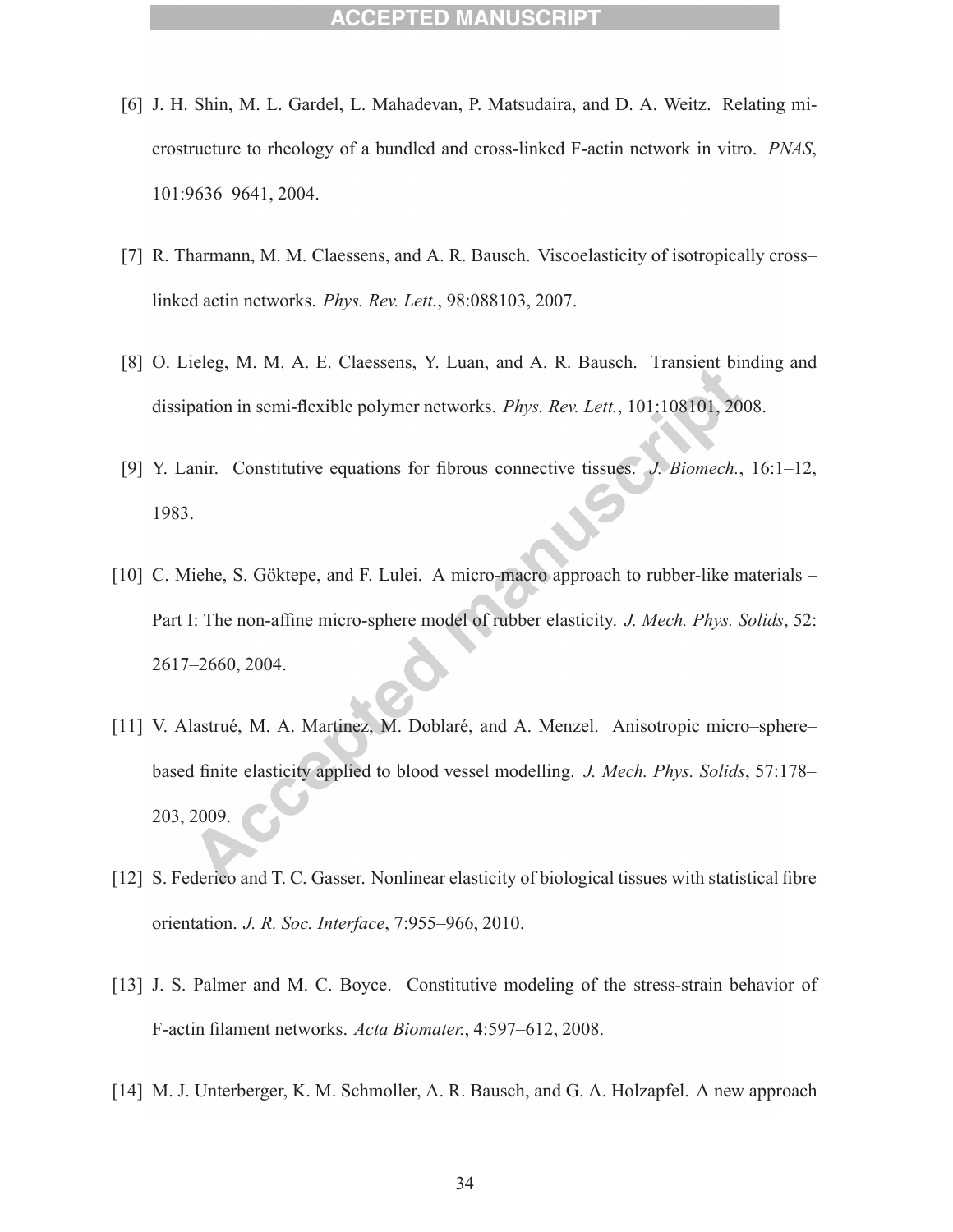[6] J. H. Shin, M. L. Gardel, L. Mahadevan, P. Matsudaira, and D. A. Weitz. Relating microstructure to rheology of a bundled and cross-linked F-actin network in vitro. *PNAS*, 101:9636–9641, 2004.

[7] R. Tharmann, M. M. Claessens, and A. R. Bausch. Viscoelasticity of isotropically cross–linked actin networks. *Phys. Rev. Lett.*, 98:088103, 2007.

[8] O. Lieleg, M. M. A. E. Claessens, Y. Luan, and A. R. Bausch. Transient binding and dissipation in semi-flexible polymer networks. *Phys. Rev. Lett.*, 101:108101, 2008.

[9] Y. Lanir. Constitutive equations for fibrous connective tissues. *J. Biomech.*, 16:1–12, 1983.

[10] C. Miehe, S. Göktepe, and F. Lulei. A micro-macro approach to rubber-like materials – Part I: The non-affine micro-sphere model of rubber elasticity. *J. Mech. Phys. Solids*, 52: 2617–2660, 2004.

[11] V. Alastrué, M. A. Martinez, M. Doblaré, and A. Menzel. Anisotropic micro–sphere–based finite elasticity applied to blood vessel modelling. *J. Mech. Phys. Solids*, 57:178–203, 2009.

[12] S. Federico and T. C. Gasser. Nonlinear elasticity of biological tissues with statistical fibre orientation. *J. R. Soc. Interface*, 7:955–966, 2010.

[13] J. S. Palmer and M. C. Boyce. Constitutive modeling of the stress-strain behavior of F-actin filament networks. *Acta Biomater.*, 4:597–612, 2008.

[14] M. J. Unterberger, K. M. Schmoller, A. R. Bausch, and G. A. Holzapfel. A new approach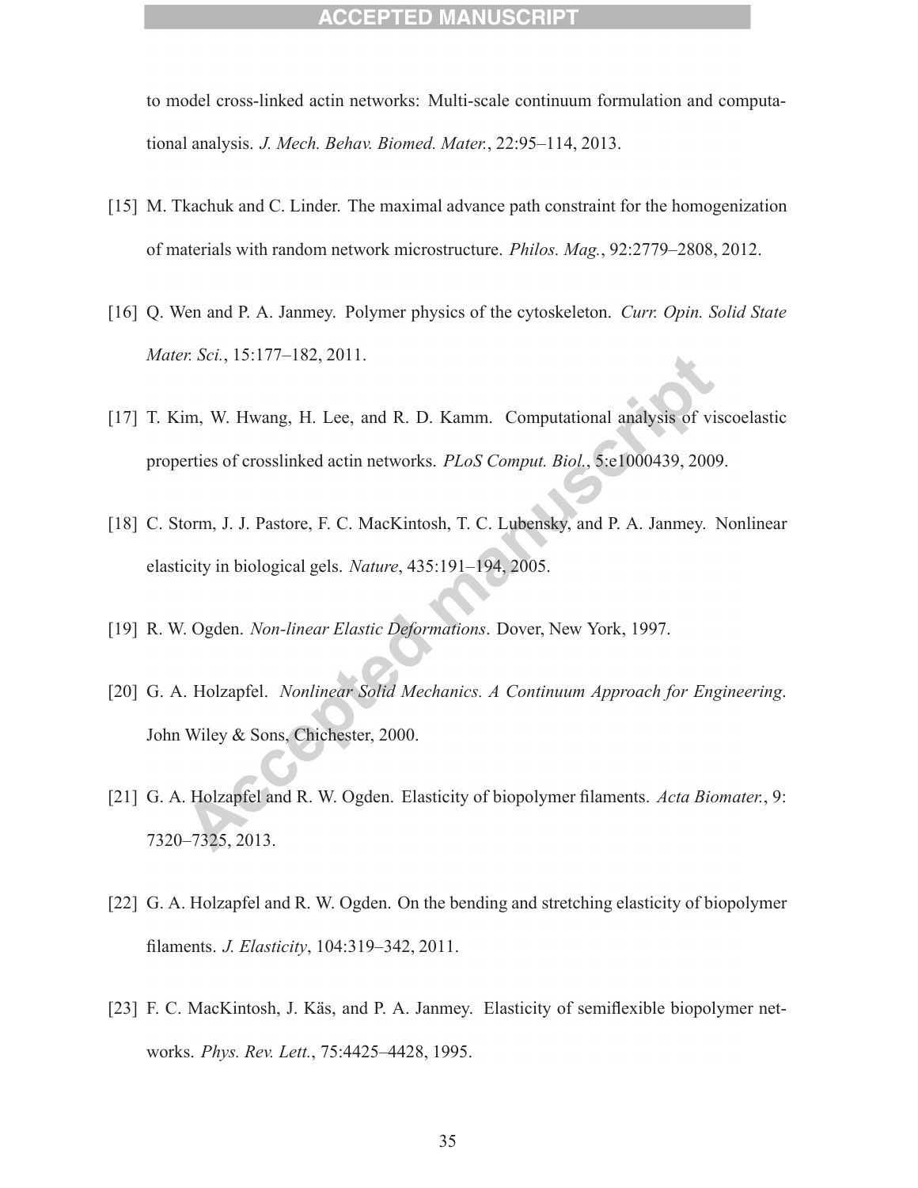to model cross-linked actin networks: Multi-scale continuum formulation and computational analysis. *J. Mech. Behav. Biomed. Mater.*, 22:95–114, 2013.

[15] M. Tkachuk and C. Linder. The maximal advance path constraint for the homogenization of materials with random network microstructure. *Philos. Mag.*, 92:2779–2808, 2012.

[16] Q. Wen and P. A. Janmey. Polymer physics of the cytoskeleton. *Curr. Opin. Solid State Mater. Sci.*, 15:177–182, 2011.

[17] T. Kim, W. Hwang, H. Lee, and R. D. Kamm. Computational analysis of viscoelastic properties of crosslinked actin networks. *PLoS Comput. Biol.*, 5:e1000439, 2009.

[18] C. Storm, J. J. Pastore, F. C. MacKintosh, T. C. Lubensky, and P. A. Janmey. Nonlinear elasticity in biological gels. *Nature*, 435:191–194, 2005.

[19] R. W. Ogden. *Non-linear Elastic Deformations*. Dover, New York, 1997.

[20] G. A. Holzapfel. *Nonlinear Solid Mechanics. A Continuum Approach for Engineering*. John Wiley & Sons, Chichester, 2000.

[21] G. A. Holzapfel and R. W. Ogden. Elasticity of biopolymer filaments. *Acta Biomater.*, 9: 7320–7325, 2013.

[22] G. A. Holzapfel and R. W. Ogden. On the bending and stretching elasticity of biopolymer filaments. *J. Elasticity*, 104:319–342, 2011.

[23] F. C. MacKintosh, J. Käs, and P. A. Janmey. Elasticity of semiflexible biopolymer networks. *Phys. Rev. Lett.*, 75:4425–4428, 1995.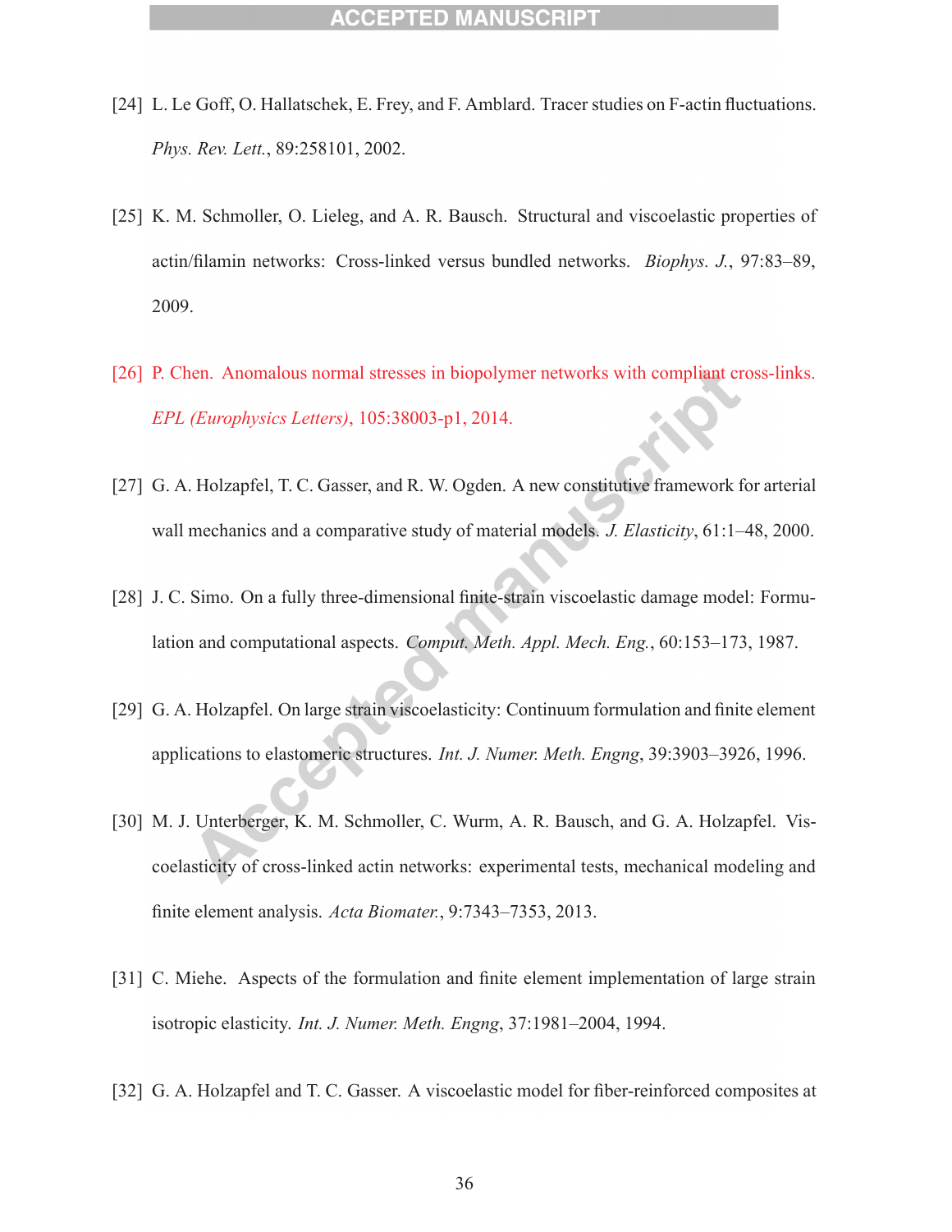[24] L. Le Goff, O. Hallatschek, E. Frey, and F. Amblard. Tracer studies on F-actin fluctuations. *Phys. Rev. Lett.*, 89:258101, 2002.

[25] K. M. Schmoller, O. Lieleg, and A. R. Bausch. Structural and viscoelastic properties of actin/filamin networks: Cross-linked versus bundled networks. *Biophys. J.*, 97:83–89, 2009.

[26] P. Chen. Anomalous normal stresses in biopolymer networks with compliant cross-links. *EPL (Europhysics Letters)*, 105:38003-p1, 2014.

[27] G. A. Holzapfel, T. C. Gasser, and R. W. Ogden. A new constitutive framework for arterial wall mechanics and a comparative study of material models. *J. Elasticity*, 61:1–48, 2000.

[28] J. C. Simo. On a fully three-dimensional finite-strain viscoelastic damage model: Formulation and computational aspects. *Comput. Meth. Appl. Mech. Eng.*, 60:153–173, 1987.

[29] G. A. Holzapfel. On large strain viscoelasticity: Continuum formulation and finite element applications to elastomeric structures. *Int. J. Numer. Meth. Engng*, 39:3903–3926, 1996.

[30] M. J. Unterberger, K. M. Schmoller, C. Wurm, A. R. Bausch, and G. A. Holzapfel. Viscoelasticity of cross-linked actin networks: experimental tests, mechanical modeling and finite element analysis. *Acta Biomater.*, 9:7343–7353, 2013.

[31] C. Miehe. Aspects of the formulation and finite element implementation of large strain isotropic elasticity. *Int. J. Numer. Meth. Engng*, 37:1981–2004, 1994.

[32] G. A. Holzapfel and T. C. Gasser. A viscoelastic model for fiber-reinforced composites at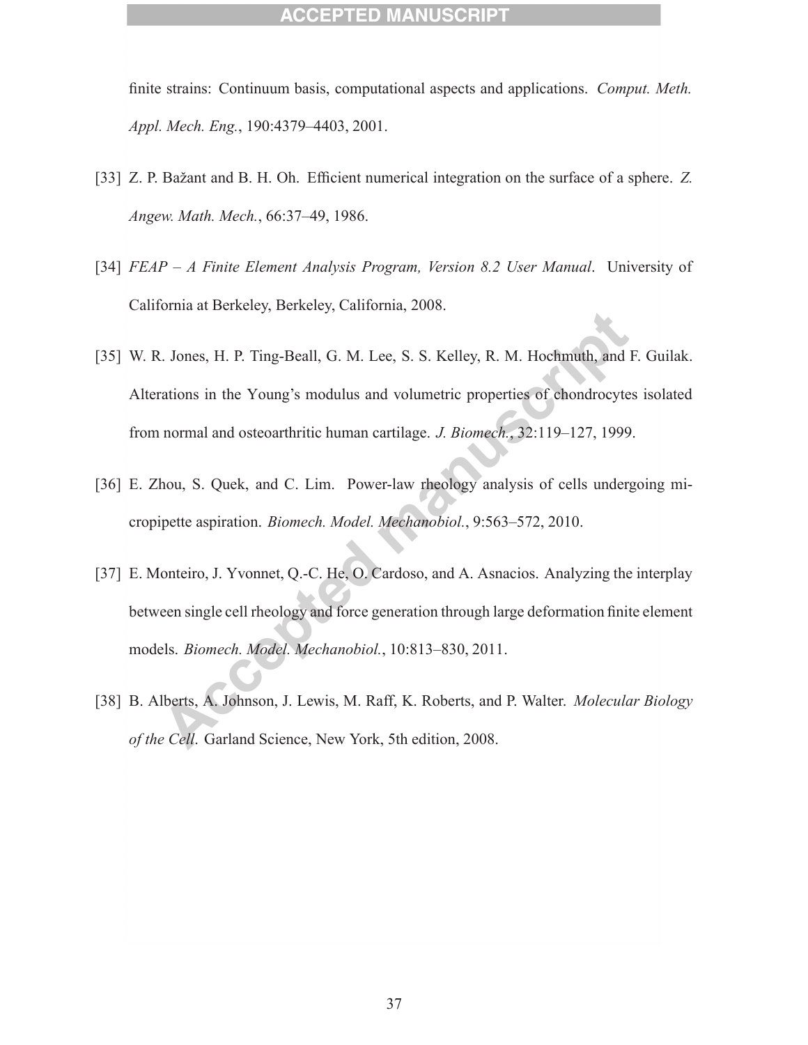finite strains: Continuum basis, computational aspects and applications. *Comput. Meth. Appl. Mech. Eng.*, 190:4379–4403, 2001.

[33] Z. P. Bažant and B. H. Oh. Efficient numerical integration on the surface of a sphere. *Z. Angew. Math. Mech.*, 66:37–49, 1986.

[34] *FEAP – A Finite Element Analysis Program, Version 8.2 User Manual*. University of California at Berkeley, Berkeley, California, 2008.

[35] W. R. Jones, H. P. Ting-Beall, G. M. Lee, S. S. Kelley, R. M. Hochmuth, and F. Guilak. Alterations in the Young's modulus and volumetric properties of chondrocytes isolated from normal and osteoarthritic human cartilage. *J. Biomech.*, 32:119–127, 1999.

[36] E. Zhou, S. Quek, and C. Lim. Power-law rheology analysis of cells undergoing micropipette aspiration. *Biomech. Model. Mechanobiol.*, 9:563–572, 2010.

[37] E. Monteiro, J. Yvonnet, Q.-C. He, O. Cardoso, and A. Asnacios. Analyzing the interplay between single cell rheology and force generation through large deformation finite element models. *Biomech. Model. Mechanobiol.*, 10:813–830, 2011.

[38] B. Alberts, A. Johnson, J. Lewis, M. Raff, K. Roberts, and P. Walter. *Molecular Biology of the Cell.* Garland Science, New York, 5th edition, 2008.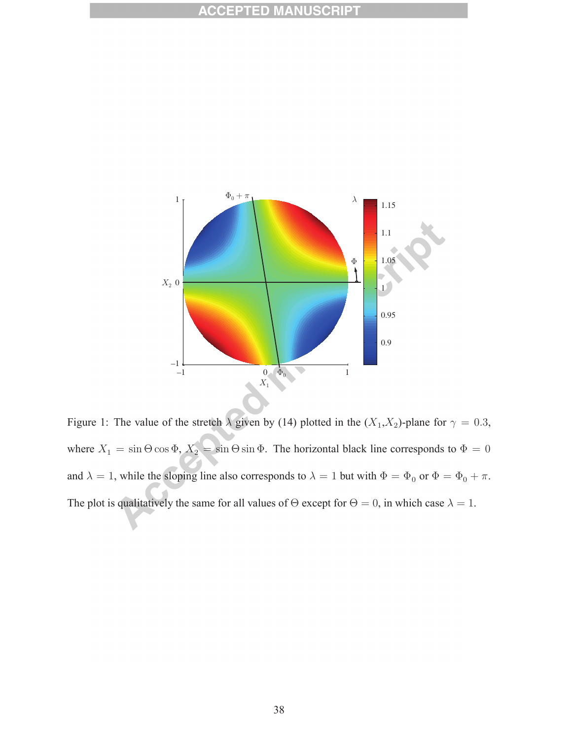Figure 1: The value of the stretch $\lambda$ given by (14) plotted in the $(X_1,X_2)$-plane for $\gamma = 0.3$, where $X_1 = \sin\Theta\cos\Phi$, $X_2 = \sin\Theta\sin\Phi$. The horizontal black line corresponds to $\Phi = 0$ and $\lambda = 1$, while the sloping line also corresponds to $\lambda = 1$ but with $\Phi = \Phi_0$ or $\Phi = \Phi_0 + \pi$. The plot is qualitatively the same for all values of $\Theta$ except for $\Theta = 0$, in which case $\lambda = 1$.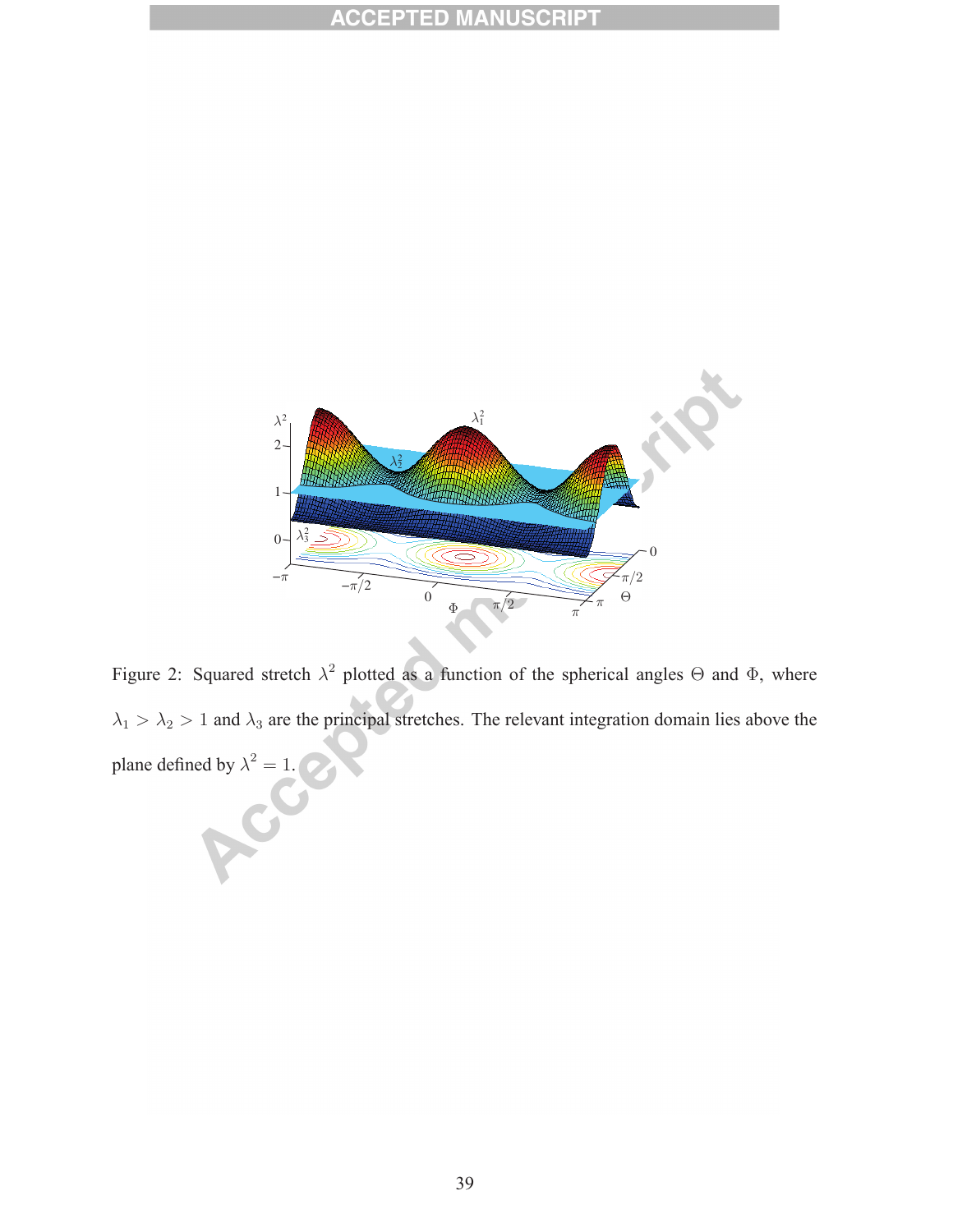Figure 2: Squared stretch $\lambda^2$ plotted as a function of the spherical angles $\Theta$ and $\Phi$, where $\lambda_1 > \lambda_2 > 1$ and $\lambda_3$ are the principal stretches. The relevant integration domain lies above the plane defined by $\lambda^2 = 1$.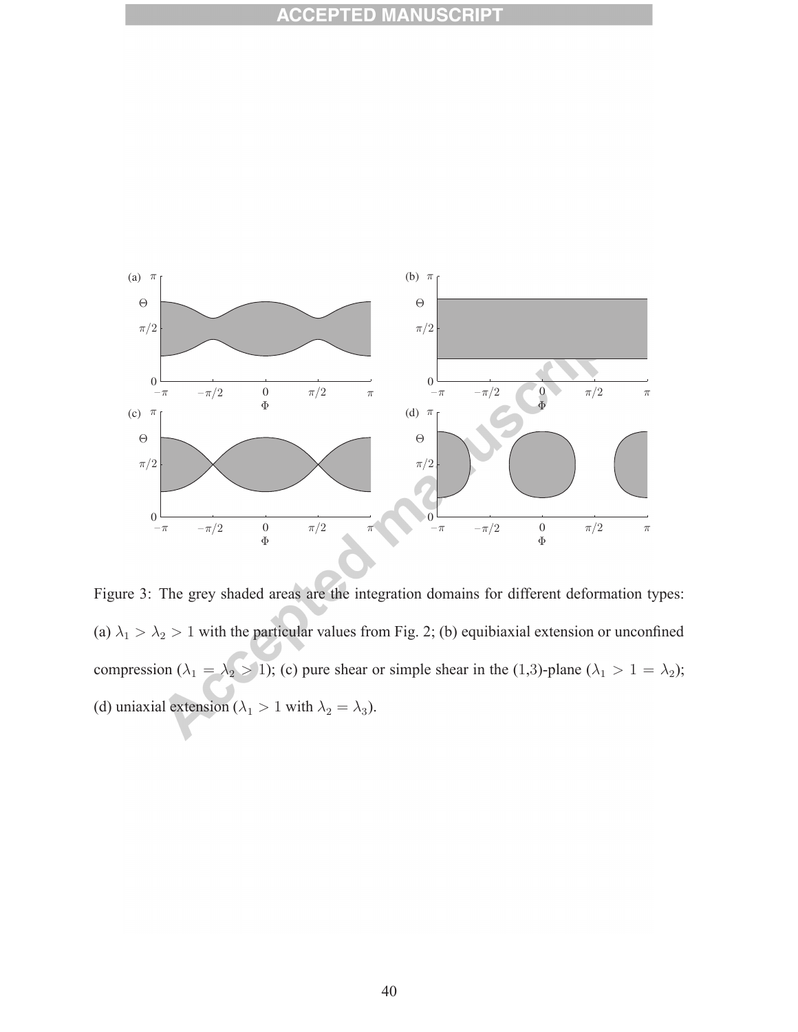Figure 3: The grey shaded areas are the integration domains for different deformation types: (a) $\lambda_1 > \lambda_2 > 1$ with the particular values from Fig. 2; (b) equibiaxial extension or unconfined compression ($\lambda_1 = \lambda_2 > 1$); (c) pure shear or simple shear in the (1,3)-plane ($\lambda_1 > 1 = \lambda_2$); (d) uniaxial extension ($\lambda_1 > 1$ with $\lambda_2 = \lambda_3$).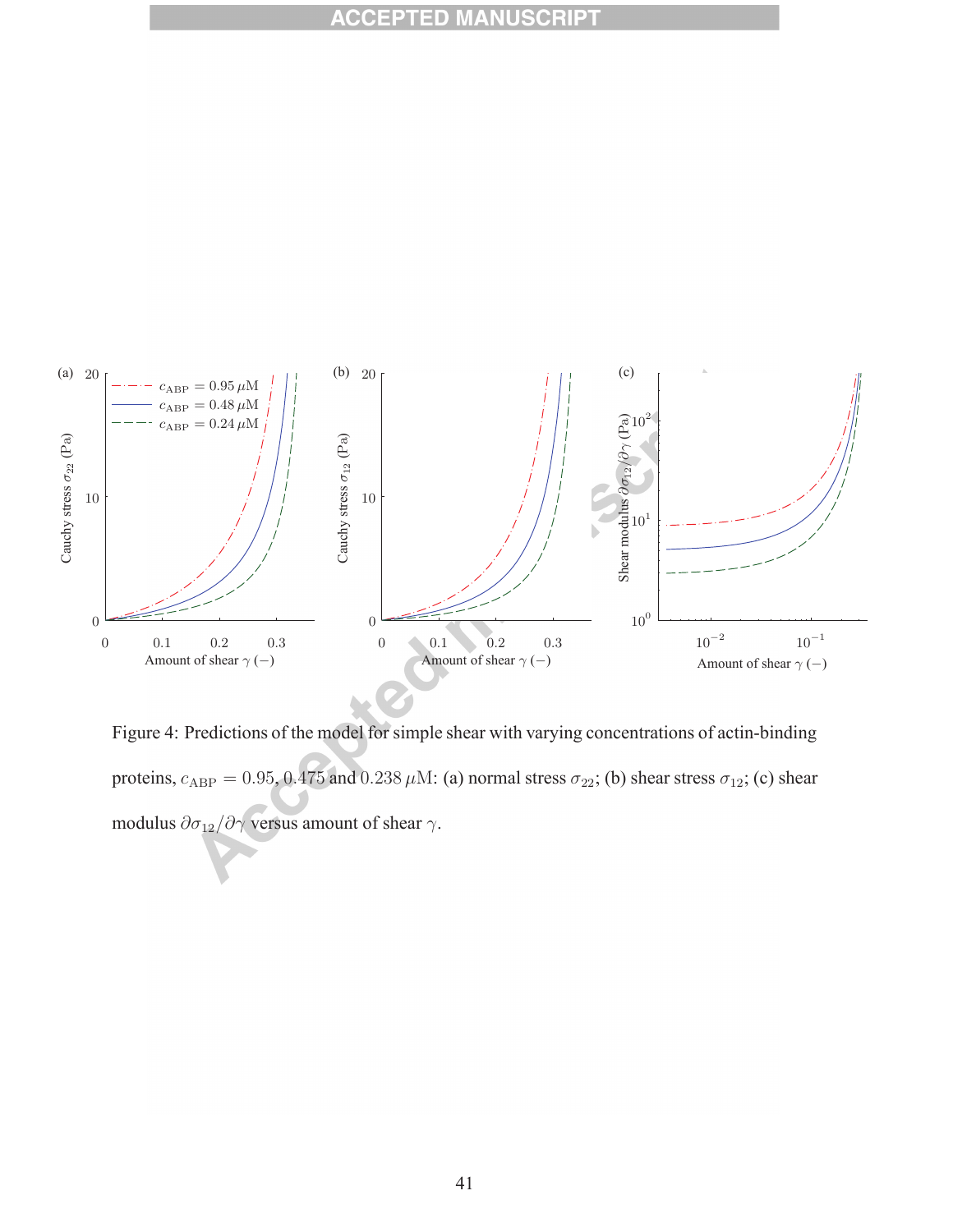Figure 4: Predictions of the model for simple shear with varying concentrations of actin-binding proteins, $c_{\text{ABP}} = 0.95$, $0.475$ and $0.238$ $\mu$M: (a) normal stress $\sigma_{22}$; (b) shear stress $\sigma_{12}$; (c) shear modulus $\partial\sigma_{12}/\partial\gamma$ versus amount of shear $\gamma$.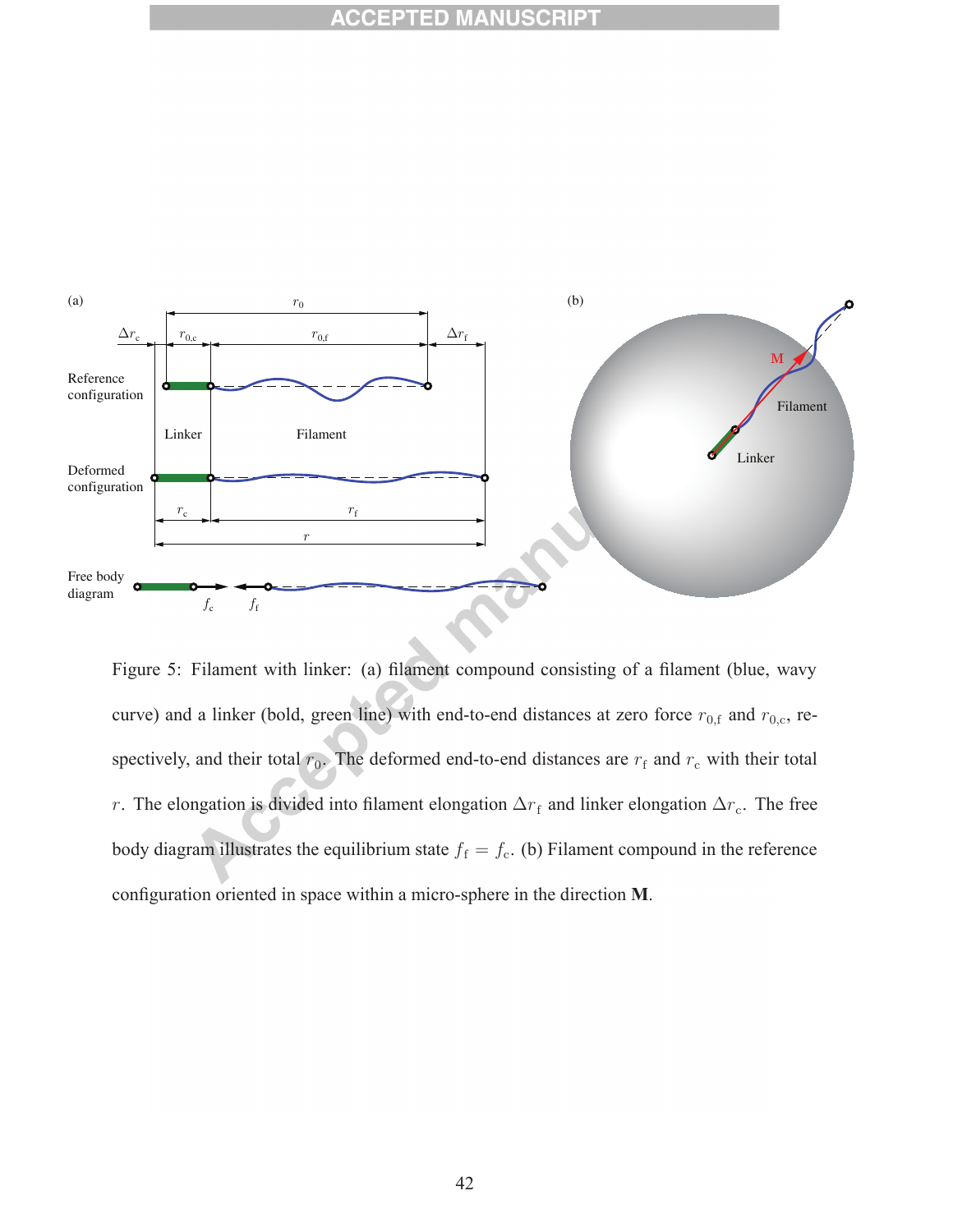Figure 5: Filament with linker: (a) filament compound consisting of a filament (blue, wavy curve) and a linker (bold, green line) with end-to-end distances at zero force $r_{0,\mathrm{f}}$ and $r_{0,\mathrm{c}}$, respectively, and their total $r_0$. The deformed end-to-end distances are $r_\mathrm{f}$ and $r_\mathrm{c}$ with their total $r$. The elongation is divided into filament elongation $\Delta r_\mathrm{f}$ and linker elongation $\Delta r_\mathrm{c}$. The free body diagram illustrates the equilibrium state $f_\mathrm{f} = f_\mathrm{c}$. (b) Filament compound in the reference configuration oriented in space within a micro-sphere in the direction $\mathbf{M}$.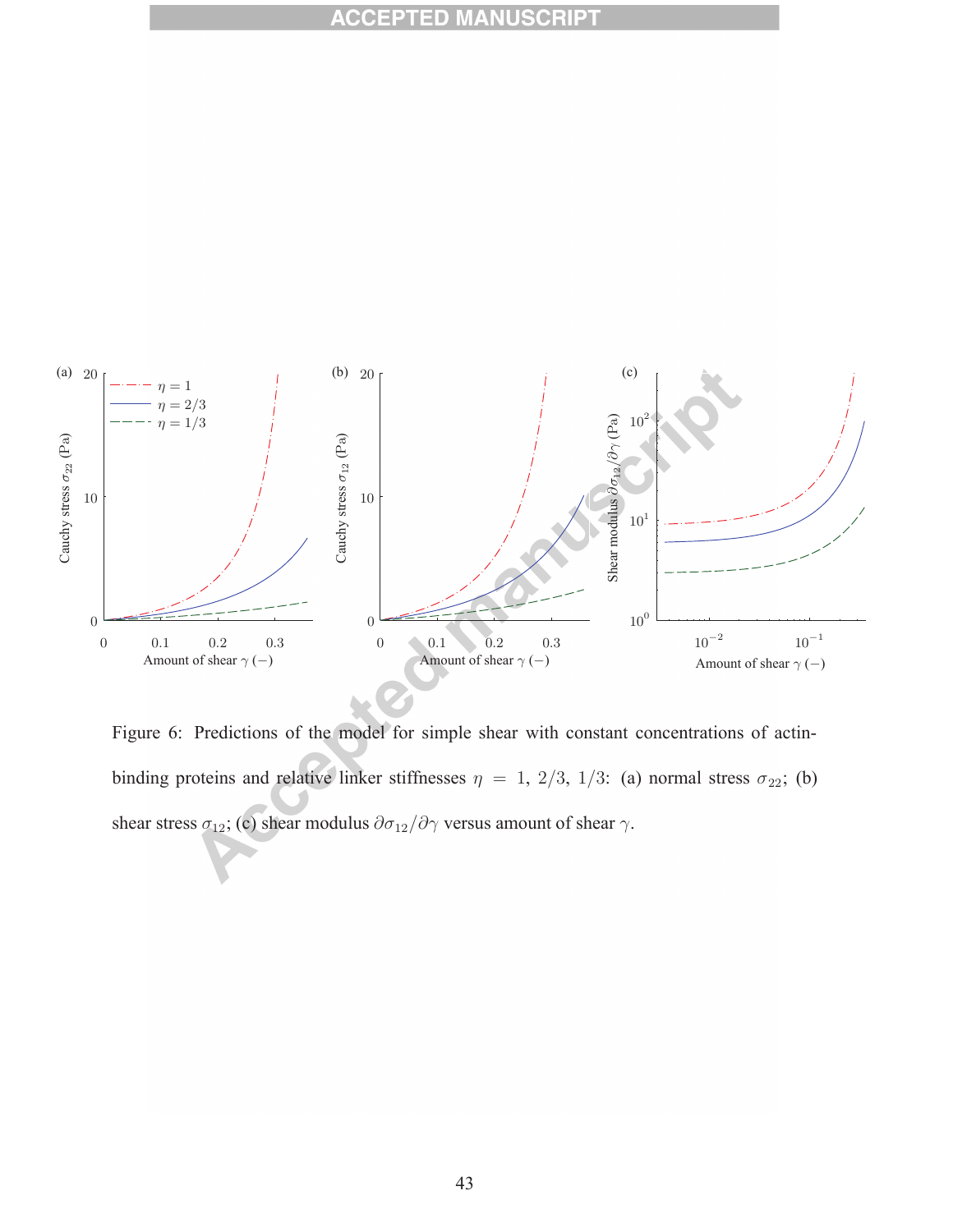Figure 6: Predictions of the model for simple shear with constant concentrations of actin-binding proteins and relative linker stiffnesses $\eta = 1, 2/3, 1/3$: (a) normal stress $\sigma_{22}$; (b) shear stress $\sigma_{12}$; (c) shear modulus $\partial\sigma_{12}/\partial\gamma$ versus amount of shear $\gamma$.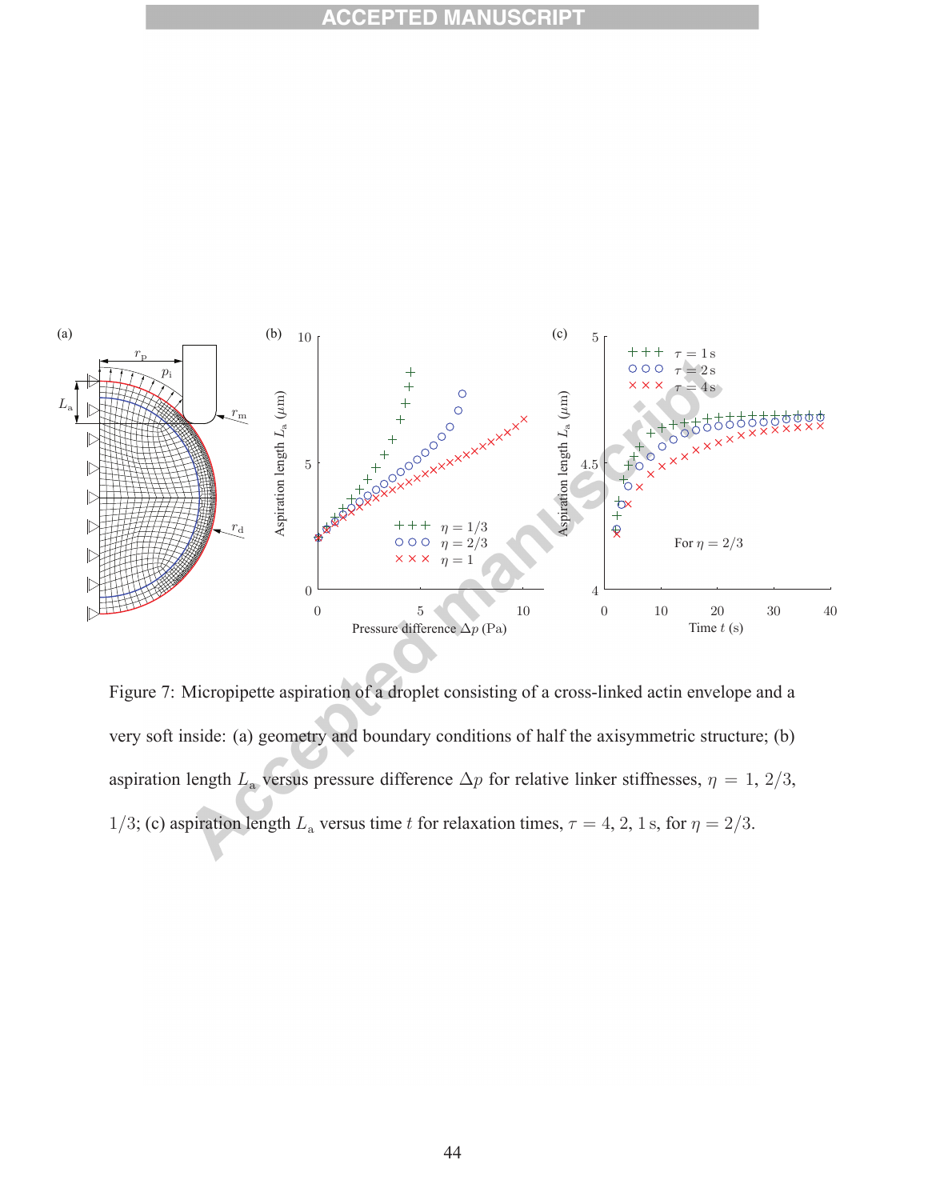(a)

$r_p$

$p_i$

$L_a$

$r_m$

$r_d$

(b)

Aspiration length $L_a$ ($\mu$m)

10

5

0

0

5

10

Pressure difference $\Delta p$ (Pa)

$\eta = 1/3$

$\eta = 2/3$

$\eta = 1$

(c)

Aspiration length $L_a$ ($\mu$m)

5

4.5

4

0

10

20

30

40

Time $t$ (s)

$\tau = 1\,\mathrm{s}$

$\tau = 2\,\mathrm{s}$

$\tau = 4\,\mathrm{s}$

For $\eta = 2/3$

Figure 7: Micropipette aspiration of a droplet consisting of a cross-linked actin envelope and a very soft inside: (a) geometry and boundary conditions of half the axisymmetric structure; (b) aspiration length $L_a$ versus pressure difference $\Delta p$ for relative linker stiffnesses, $\eta = 1,\, 2/3,\, 1/3$; (c) aspiration length $L_a$ versus time $t$ for relaxation times, $\tau = 4,\, 2,\, 1\,\mathrm{s}$, for $\eta = 2/3$.